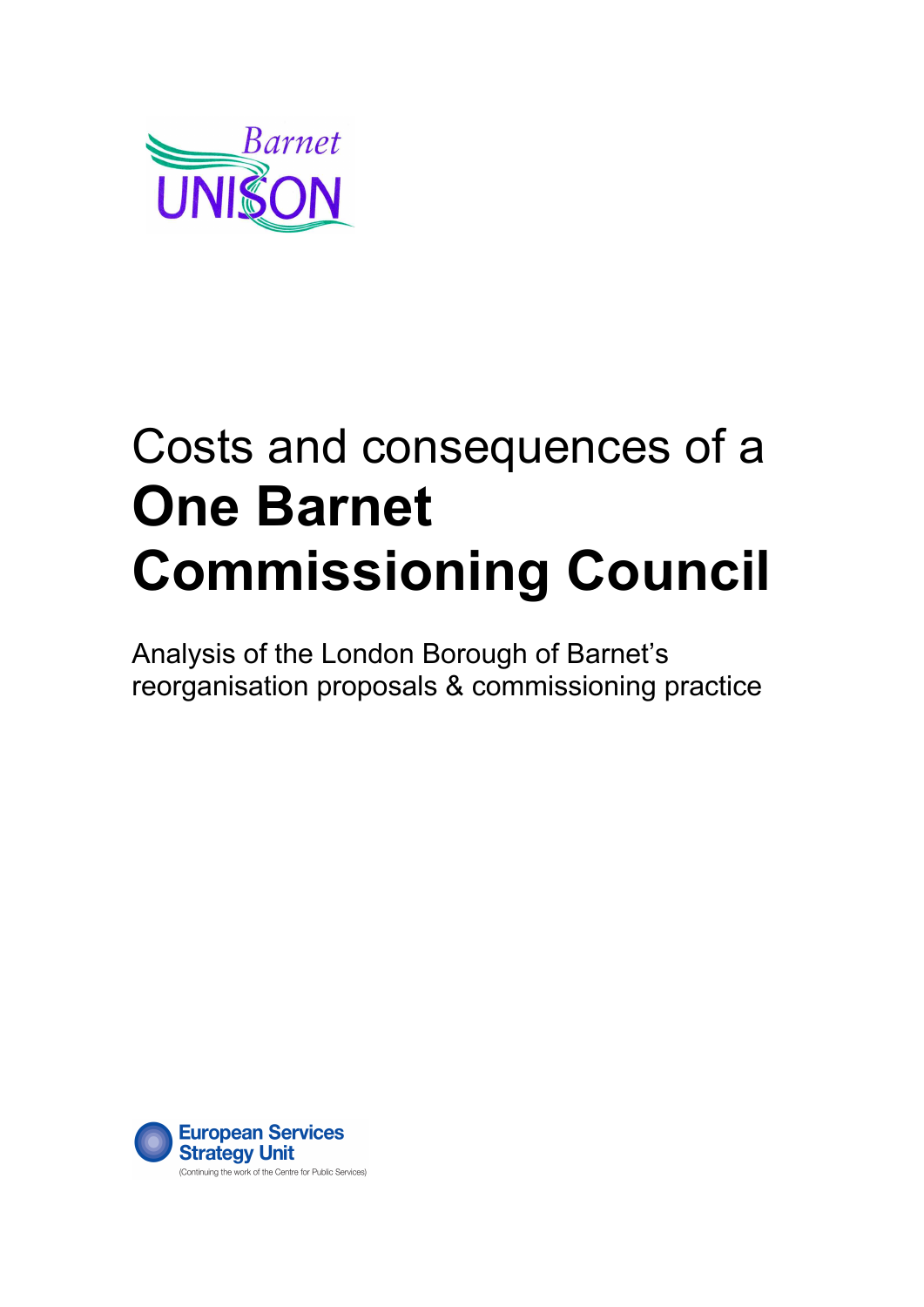Barnet UNISON

# Costs and consequences of a **One Barnet Commissioning Council**

Analysis of the London Borough of Barnet's reorganisation proposals & commissioning practice

European Services Strategy Unit
(Continuing the work of the Centre for Public Services)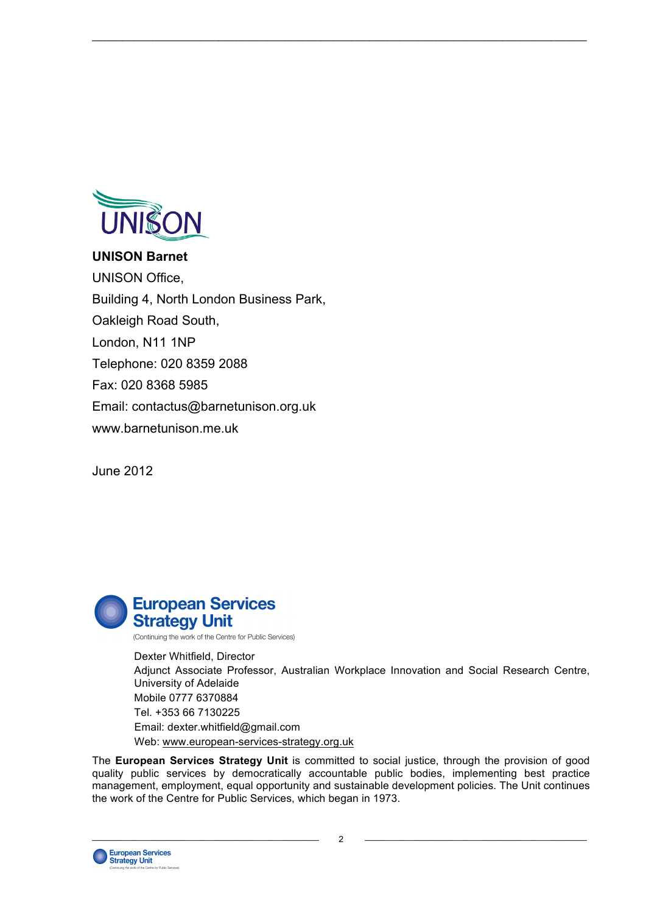**UNISON Barnet**

UNISON Office,

Building 4, North London Business Park,

Oakleigh Road South,

London, N11 1NP

Telephone: 020 8359 2088

Fax: 020 8368 5985

Email: contactus@barnetunison.org.uk

www.barnetunison.me.uk

June 2012

**European Services Strategy Unit**

(Continuing the work of the Centre for Public Services)

Dexter Whitfield, Director

Adjunct Associate Professor, Australian Workplace Innovation and Social Research Centre, University of Adelaide

Mobile 0777 6370884

Tel. +353 66 7130225

Email: dexter.whitfield@gmail.com

Web: www.european-services-strategy.org.uk

The **European Services Strategy Unit** is committed to social justice, through the provision of good quality public services by democratically accountable public bodies, implementing best practice management, employment, equal opportunity and sustainable development policies. The Unit continues the work of the Centre for Public Services, which began in 1973.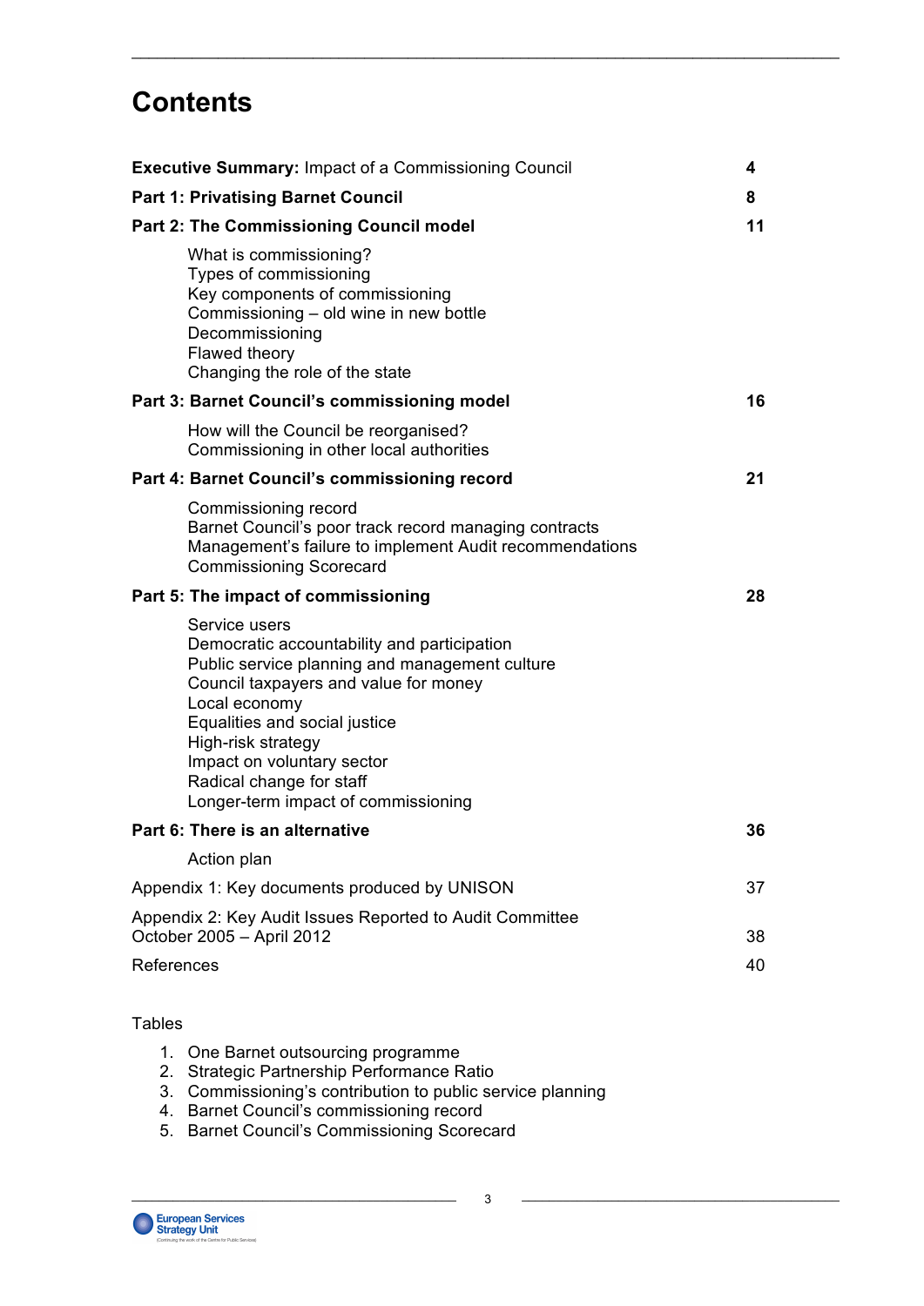# Contents

| | |
|---|---|
| **Executive Summary:** Impact of a Commissioning Council | **4** |
| **Part 1: Privatising Barnet Council** | **8** |
| **Part 2: The Commissioning Council model** | **11** |
| What is commissioning?<br>Types of commissioning<br>Key components of commissioning<br>Commissioning – old wine in new bottle<br>Decommissioning<br>Flawed theory<br>Changing the role of the state | |
| **Part 3: Barnet Council's commissioning model** | **16** |
| How will the Council be reorganised?<br>Commissioning in other local authorities | |
| **Part 4: Barnet Council's commissioning record** | **21** |
| Commissioning record<br>Barnet Council's poor track record managing contracts<br>Management's failure to implement Audit recommendations<br>Commissioning Scorecard | |
| **Part 5: The impact of commissioning** | **28** |
| Service users<br>Democratic accountability and participation<br>Public service planning and management culture<br>Council taxpayers and value for money<br>Local economy<br>Equalities and social justice<br>High-risk strategy<br>Impact on voluntary sector<br>Radical change for staff<br>Longer-term impact of commissioning | |
| **Part 6: There is an alternative** | **36** |
| Action plan | |
| Appendix 1: Key documents produced by UNISON | 37 |
| Appendix 2: Key Audit Issues Reported to Audit Committee October 2005 – April 2012 | 38 |
| References | 40 |

Tables

1. One Barnet outsourcing programme
2. Strategic Partnership Performance Ratio
3. Commissioning's contribution to public service planning
4. Barnet Council's commissioning record
5. Barnet Council's Commissioning Scorecard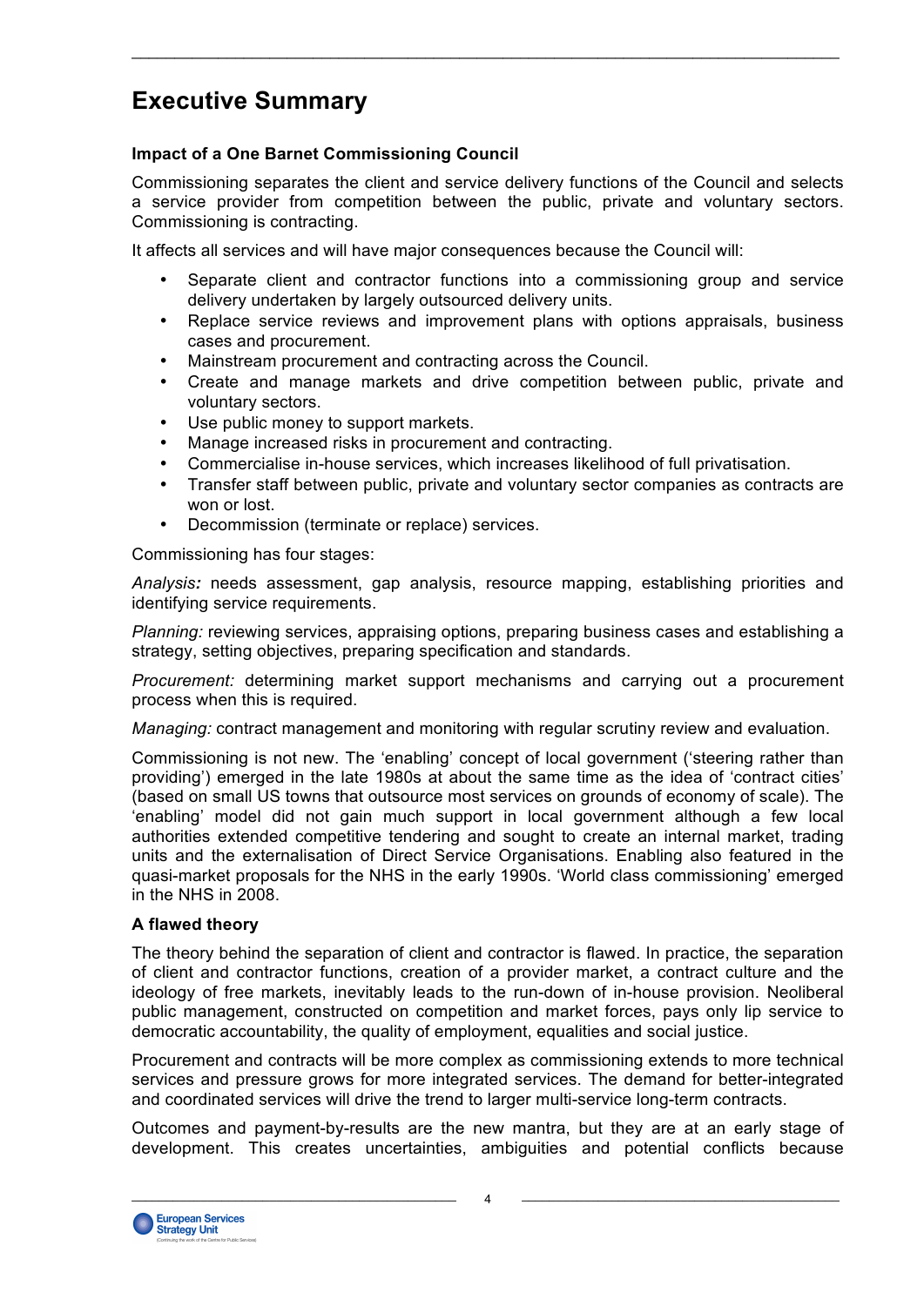# Executive Summary

**Impact of a One Barnet Commissioning Council**

Commissioning separates the client and service delivery functions of the Council and selects a service provider from competition between the public, private and voluntary sectors. Commissioning is contracting.

It affects all services and will have major consequences because the Council will:

- Separate client and contractor functions into a commissioning group and service delivery undertaken by largely outsourced delivery units.
- Replace service reviews and improvement plans with options appraisals, business cases and procurement.
- Mainstream procurement and contracting across the Council.
- Create and manage markets and drive competition between public, private and voluntary sectors.
- Use public money to support markets.
- Manage increased risks in procurement and contracting.
- Commercialise in-house services, which increases likelihood of full privatisation.
- Transfer staff between public, private and voluntary sector companies as contracts are won or lost.
- Decommission (terminate or replace) services.

Commissioning has four stages:

*Analysis:* needs assessment, gap analysis, resource mapping, establishing priorities and identifying service requirements.

*Planning:* reviewing services, appraising options, preparing business cases and establishing a strategy, setting objectives, preparing specification and standards.

*Procurement:* determining market support mechanisms and carrying out a procurement process when this is required.

*Managing:* contract management and monitoring with regular scrutiny review and evaluation.

Commissioning is not new. The 'enabling' concept of local government ('steering rather than providing') emerged in the late 1980s at about the same time as the idea of 'contract cities' (based on small US towns that outsource most services on grounds of economy of scale). The 'enabling' model did not gain much support in local government although a few local authorities extended competitive tendering and sought to create an internal market, trading units and the externalisation of Direct Service Organisations. Enabling also featured in the quasi-market proposals for the NHS in the early 1990s. 'World class commissioning' emerged in the NHS in 2008.

**A flawed theory**

The theory behind the separation of client and contractor is flawed. In practice, the separation of client and contractor functions, creation of a provider market, a contract culture and the ideology of free markets, inevitably leads to the run-down of in-house provision. Neoliberal public management, constructed on competition and market forces, pays only lip service to democratic accountability, the quality of employment, equalities and social justice.

Procurement and contracts will be more complex as commissioning extends to more technical services and pressure grows for more integrated services. The demand for better-integrated and coordinated services will drive the trend to larger multi-service long-term contracts.

Outcomes and payment-by-results are the new mantra, but they are at an early stage of development. This creates uncertainties, ambiguities and potential conflicts because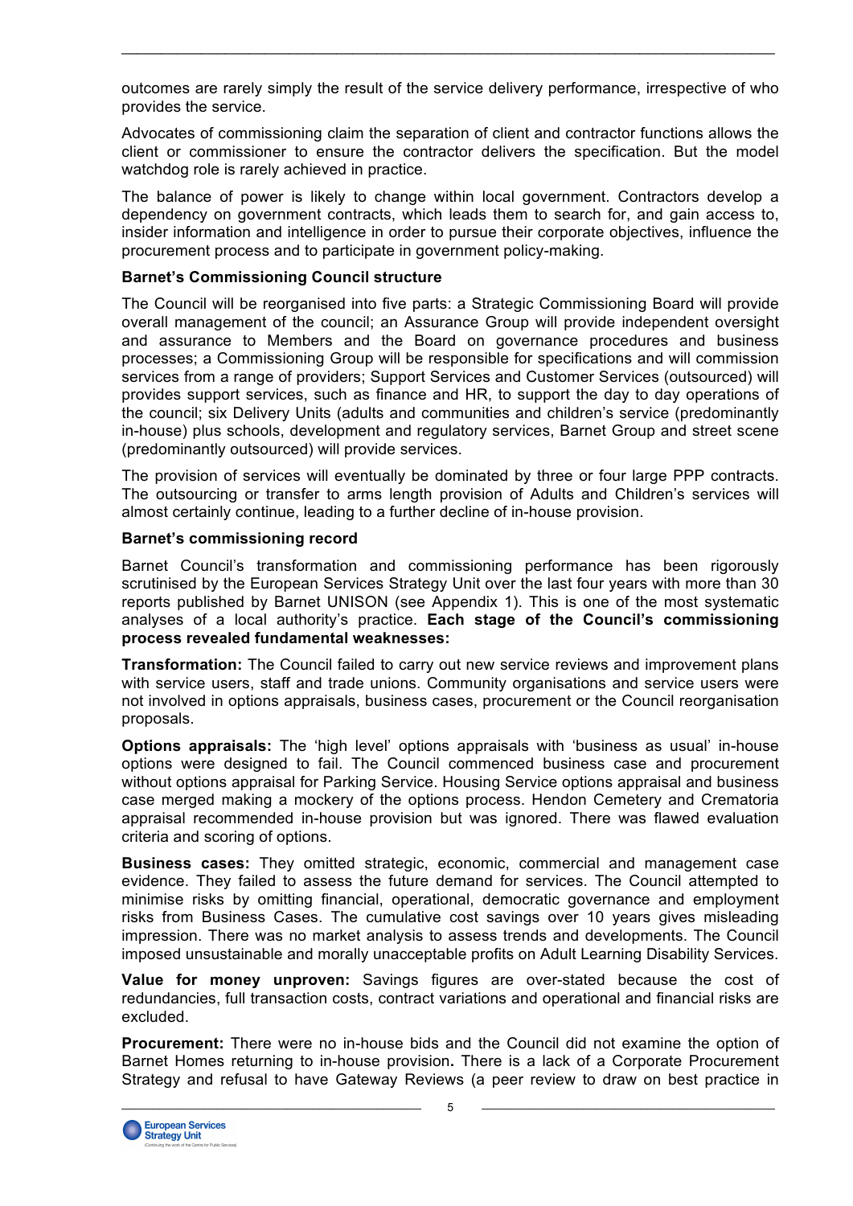outcomes are rarely simply the result of the service delivery performance, irrespective of who provides the service.

Advocates of commissioning claim the separation of client and contractor functions allows the client or commissioner to ensure the contractor delivers the specification. But the model watchdog role is rarely achieved in practice.

The balance of power is likely to change within local government. Contractors develop a dependency on government contracts, which leads them to search for, and gain access to, insider information and intelligence in order to pursue their corporate objectives, influence the procurement process and to participate in government policy-making.

**Barnet's Commissioning Council structure**

The Council will be reorganised into five parts: a Strategic Commissioning Board will provide overall management of the council; an Assurance Group will provide independent oversight and assurance to Members and the Board on governance procedures and business processes; a Commissioning Group will be responsible for specifications and will commission services from a range of providers; Support Services and Customer Services (outsourced) will provides support services, such as finance and HR, to support the day to day operations of the council; six Delivery Units (adults and communities and children's service (predominantly in-house) plus schools, development and regulatory services, Barnet Group and street scene (predominantly outsourced) will provide services.

The provision of services will eventually be dominated by three or four large PPP contracts. The outsourcing or transfer to arms length provision of Adults and Children's services will almost certainly continue, leading to a further decline of in-house provision.

**Barnet's commissioning record**

Barnet Council's transformation and commissioning performance has been rigorously scrutinised by the European Services Strategy Unit over the last four years with more than 30 reports published by Barnet UNISON (see Appendix 1). This is one of the most systematic analyses of a local authority's practice. **Each stage of the Council's commissioning process revealed fundamental weaknesses:**

**Transformation:** The Council failed to carry out new service reviews and improvement plans with service users, staff and trade unions. Community organisations and service users were not involved in options appraisals, business cases, procurement or the Council reorganisation proposals.

**Options appraisals:** The 'high level' options appraisals with 'business as usual' in-house options were designed to fail. The Council commenced business case and procurement without options appraisal for Parking Service. Housing Service options appraisal and business case merged making a mockery of the options process. Hendon Cemetery and Crematoria appraisal recommended in-house provision but was ignored. There was flawed evaluation criteria and scoring of options.

**Business cases:** They omitted strategic, economic, commercial and management case evidence. They failed to assess the future demand for services. The Council attempted to minimise risks by omitting financial, operational, democratic governance and employment risks from Business Cases. The cumulative cost savings over 10 years gives misleading impression. There was no market analysis to assess trends and developments. The Council imposed unsustainable and morally unacceptable profits on Adult Learning Disability Services.

**Value for money unproven:** Savings figures are over-stated because the cost of redundancies, full transaction costs, contract variations and operational and financial risks are excluded.

**Procurement:** There were no in-house bids and the Council did not examine the option of Barnet Homes returning to in-house provision**.** There is a lack of a Corporate Procurement Strategy and refusal to have Gateway Reviews (a peer review to draw on best practice in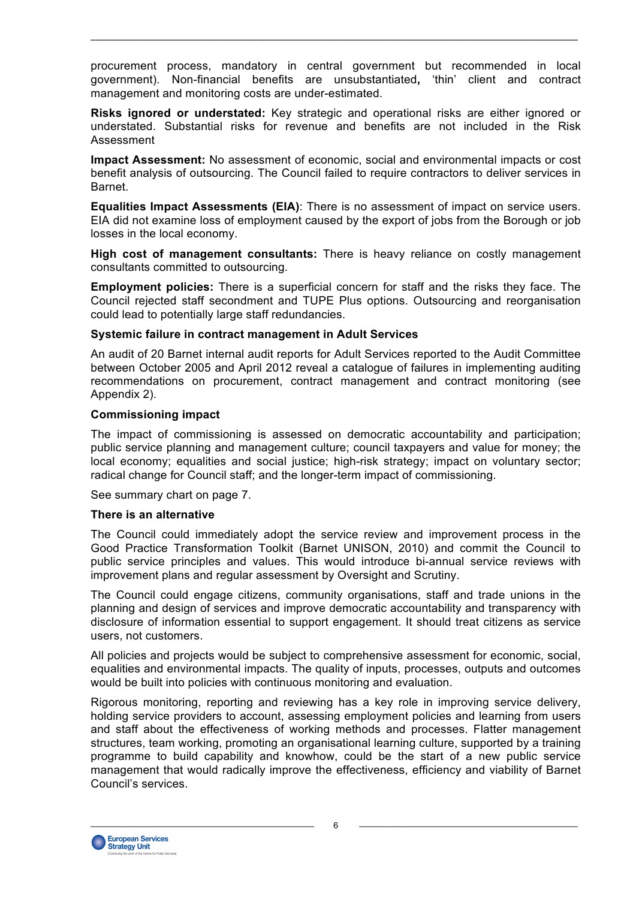procurement process, mandatory in central government but recommended in local government). Non-financial benefits are unsubstantiated**,** 'thin' client and contract management and monitoring costs are under-estimated.

**Risks ignored or understated:** Key strategic and operational risks are either ignored or understated. Substantial risks for revenue and benefits are not included in the Risk Assessment

**Impact Assessment:** No assessment of economic, social and environmental impacts or cost benefit analysis of outsourcing. The Council failed to require contractors to deliver services in Barnet.

**Equalities Impact Assessments (EIA)**: There is no assessment of impact on service users. EIA did not examine loss of employment caused by the export of jobs from the Borough or job losses in the local economy.

**High cost of management consultants:** There is heavy reliance on costly management consultants committed to outsourcing.

**Employment policies:** There is a superficial concern for staff and the risks they face. The Council rejected staff secondment and TUPE Plus options. Outsourcing and reorganisation could lead to potentially large staff redundancies.

**Systemic failure in contract management in Adult Services**

An audit of 20 Barnet internal audit reports for Adult Services reported to the Audit Committee between October 2005 and April 2012 reveal a catalogue of failures in implementing auditing recommendations on procurement, contract management and contract monitoring (see Appendix 2).

**Commissioning impact**

The impact of commissioning is assessed on democratic accountability and participation; public service planning and management culture; council taxpayers and value for money; the local economy; equalities and social justice; high-risk strategy; impact on voluntary sector; radical change for Council staff; and the longer-term impact of commissioning.

See summary chart on page 7.

**There is an alternative**

The Council could immediately adopt the service review and improvement process in the Good Practice Transformation Toolkit (Barnet UNISON, 2010) and commit the Council to public service principles and values. This would introduce bi-annual service reviews with improvement plans and regular assessment by Oversight and Scrutiny.

The Council could engage citizens, community organisations, staff and trade unions in the planning and design of services and improve democratic accountability and transparency with disclosure of information essential to support engagement. It should treat citizens as service users, not customers.

All policies and projects would be subject to comprehensive assessment for economic, social, equalities and environmental impacts. The quality of inputs, processes, outputs and outcomes would be built into policies with continuous monitoring and evaluation.

Rigorous monitoring, reporting and reviewing has a key role in improving service delivery, holding service providers to account, assessing employment policies and learning from users and staff about the effectiveness of working methods and processes. Flatter management structures, team working, promoting an organisational learning culture, supported by a training programme to build capability and knowhow, could be the start of a new public service management that would radically improve the effectiveness, efficiency and viability of Barnet Council's services.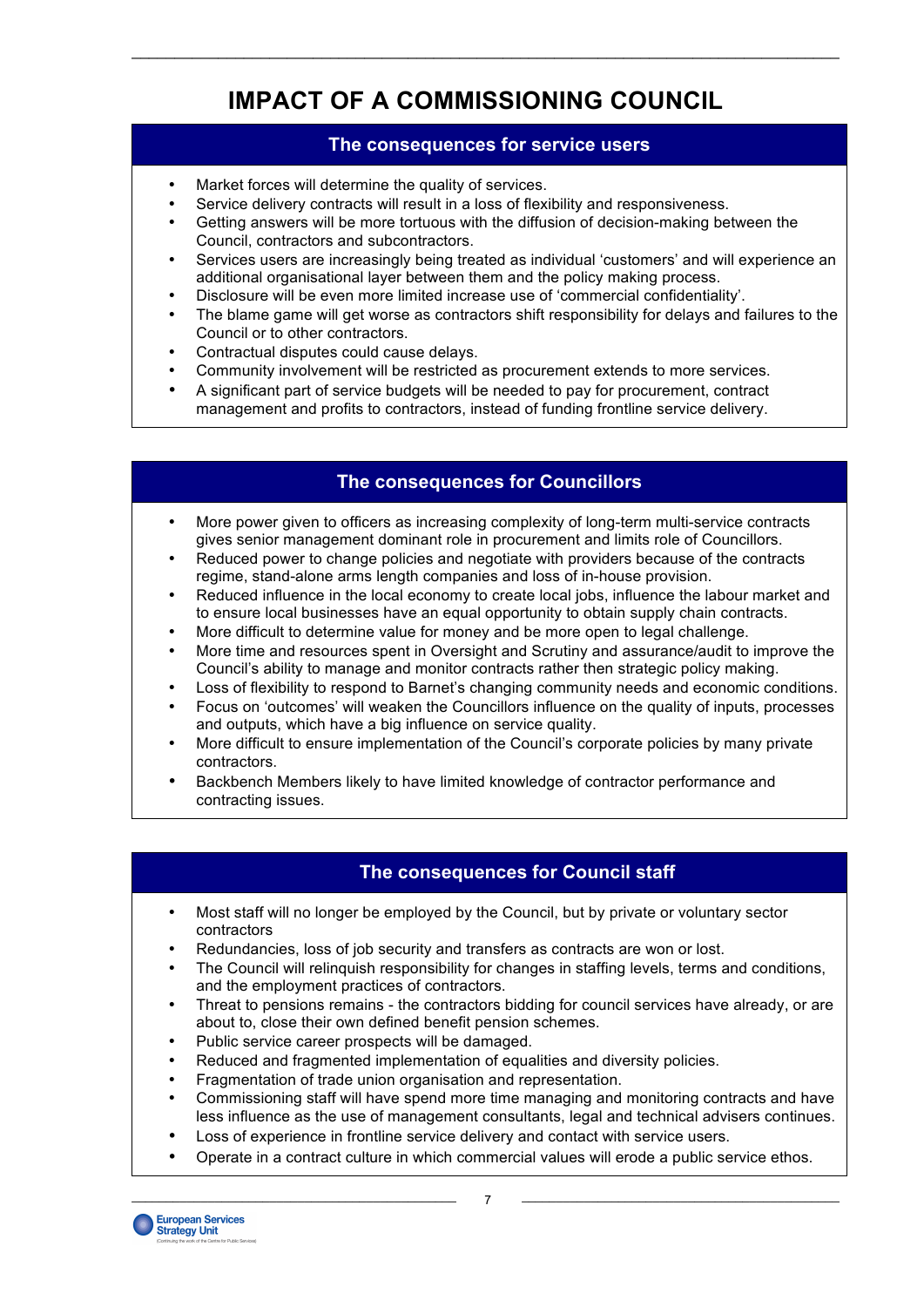# IMPACT OF A COMMISSIONING COUNCIL

## The consequences for service users

- Market forces will determine the quality of services.
- Service delivery contracts will result in a loss of flexibility and responsiveness.
- Getting answers will be more tortuous with the diffusion of decision-making between the Council, contractors and subcontractors.
- Services users are increasingly being treated as individual 'customers' and will experience an additional organisational layer between them and the policy making process.
- Disclosure will be even more limited increase use of 'commercial confidentiality'.
- The blame game will get worse as contractors shift responsibility for delays and failures to the Council or to other contractors.
- Contractual disputes could cause delays.
- Community involvement will be restricted as procurement extends to more services.
- A significant part of service budgets will be needed to pay for procurement, contract management and profits to contractors, instead of funding frontline service delivery.

## The consequences for Councillors

- More power given to officers as increasing complexity of long-term multi-service contracts gives senior management dominant role in procurement and limits role of Councillors.
- Reduced power to change policies and negotiate with providers because of the contracts regime, stand-alone arms length companies and loss of in-house provision.
- Reduced influence in the local economy to create local jobs, influence the labour market and to ensure local businesses have an equal opportunity to obtain supply chain contracts.
- More difficult to determine value for money and be more open to legal challenge.
- More time and resources spent in Oversight and Scrutiny and assurance/audit to improve the Council's ability to manage and monitor contracts rather then strategic policy making.
- Loss of flexibility to respond to Barnet's changing community needs and economic conditions.
- Focus on 'outcomes' will weaken the Councillors influence on the quality of inputs, processes and outputs, which have a big influence on service quality.
- More difficult to ensure implementation of the Council's corporate policies by many private contractors.
- Backbench Members likely to have limited knowledge of contractor performance and contracting issues.

## The consequences for Council staff

- Most staff will no longer be employed by the Council, but by private or voluntary sector contractors
- Redundancies, loss of job security and transfers as contracts are won or lost.
- The Council will relinquish responsibility for changes in staffing levels, terms and conditions, and the employment practices of contractors.
- Threat to pensions remains - the contractors bidding for council services have already, or are about to, close their own defined benefit pension schemes.
- Public service career prospects will be damaged.
- Reduced and fragmented implementation of equalities and diversity policies.
- Fragmentation of trade union organisation and representation.
- Commissioning staff will have spend more time managing and monitoring contracts and have less influence as the use of management consultants, legal and technical advisers continues.
- Loss of experience in frontline service delivery and contact with service users.
- Operate in a contract culture in which commercial values will erode a public service ethos.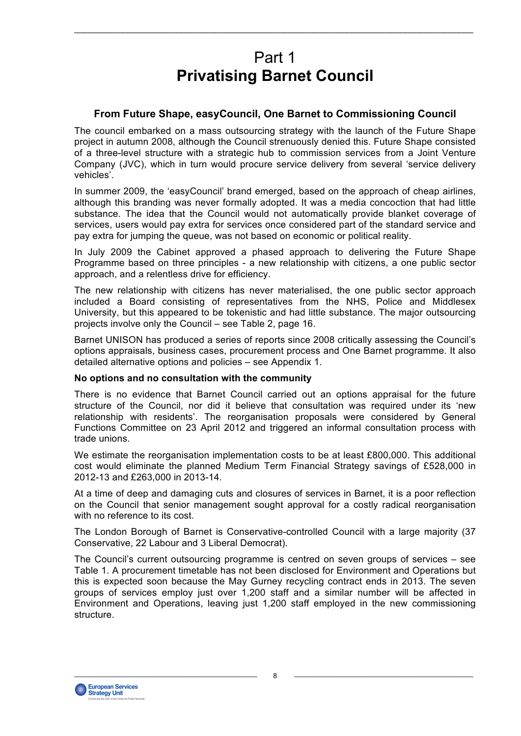# Part 1
# Privatising Barnet Council

### From Future Shape, easyCouncil, One Barnet to Commissioning Council

The council embarked on a mass outsourcing strategy with the launch of the Future Shape project in autumn 2008, although the Council strenuously denied this. Future Shape consisted of a three-level structure with a strategic hub to commission services from a Joint Venture Company (JVC), which in turn would procure service delivery from several 'service delivery vehicles'.

In summer 2009, the 'easyCouncil' brand emerged, based on the approach of cheap airlines, although this branding was never formally adopted. It was a media concoction that had little substance. The idea that the Council would not automatically provide blanket coverage of services, users would pay extra for services once considered part of the standard service and pay extra for jumping the queue, was not based on economic or political reality.

In July 2009 the Cabinet approved a phased approach to delivering the Future Shape Programme based on three principles - a new relationship with citizens, a one public sector approach, and a relentless drive for efficiency.

The new relationship with citizens has never materialised, the one public sector approach included a Board consisting of representatives from the NHS, Police and Middlesex University, but this appeared to be tokenistic and had little substance. The major outsourcing projects involve only the Council – see Table 2, page 16.

Barnet UNISON has produced a series of reports since 2008 critically assessing the Council's options appraisals, business cases, procurement process and One Barnet programme. It also detailed alternative options and policies – see Appendix 1.

**No options and no consultation with the community**

There is no evidence that Barnet Council carried out an options appraisal for the future structure of the Council, nor did it believe that consultation was required under its 'new relationship with residents'. The reorganisation proposals were considered by General Functions Committee on 23 April 2012 and triggered an informal consultation process with trade unions.

We estimate the reorganisation implementation costs to be at least £800,000. This additional cost would eliminate the planned Medium Term Financial Strategy savings of £528,000 in 2012-13 and £263,000 in 2013-14.

At a time of deep and damaging cuts and closures of services in Barnet, it is a poor reflection on the Council that senior management sought approval for a costly radical reorganisation with no reference to its cost.

The London Borough of Barnet is Conservative-controlled Council with a large majority (37 Conservative, 22 Labour and 3 Liberal Democrat).

The Council's current outsourcing programme is centred on seven groups of services – see Table 1. A procurement timetable has not been disclosed for Environment and Operations but this is expected soon because the May Gurney recycling contract ends in 2013. The seven groups of services employ just over 1,200 staff and a similar number will be affected in Environment and Operations, leaving just 1,200 staff employed in the new commissioning structure.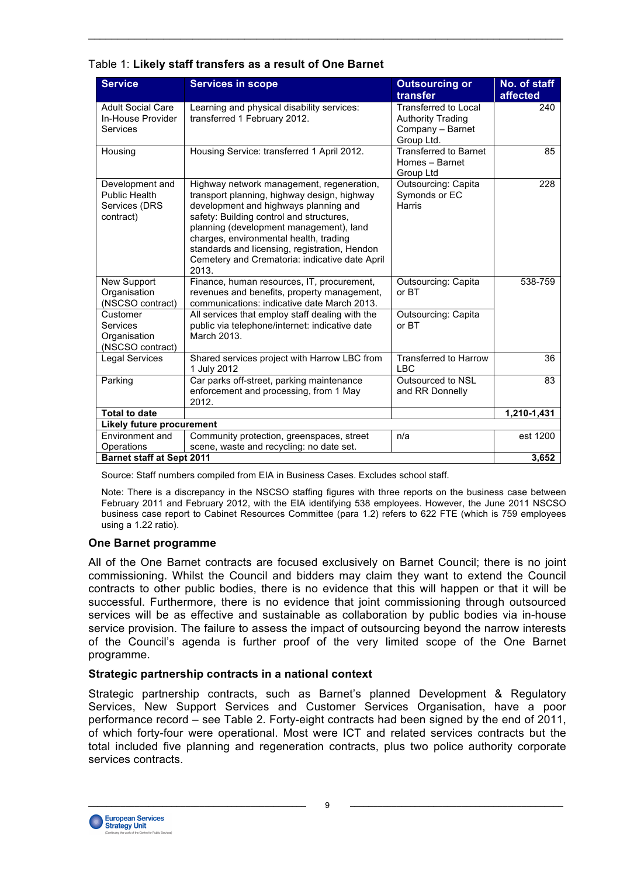Table 1: **Likely staff transfers as a result of One Barnet**

| Service | Services in scope | Outsourcing or transfer | No. of staff affected |
|---|---|---|---|
| Adult Social Care In-House Provider Services | Learning and physical disability services: transferred 1 February 2012. | Transferred to Local Authority Trading Company – Barnet Group Ltd. | 240 |
| Housing | Housing Service: transferred 1 April 2012. | Transferred to Barnet Homes – Barnet Group Ltd | 85 |
| Development and Public Health Services (DRS contract) | Highway network management, regeneration, transport planning, highway design, highway development and highways planning and safety: Building control and structures, planning (development management), land charges, environmental health, trading standards and licensing, registration, Hendon Cemetery and Crematoria: indicative date April 2013. | Outsourcing: Capita Symonds or EC Harris | 228 |
| New Support Organisation (NSCSO contract) | Finance, human resources, IT, procurement, revenues and benefits, property management, communications: indicative date March 2013. | Outsourcing: Capita or BT | 538-759 |
| Customer Services Organisation (NSCSO contract) | All services that employ staff dealing with the public via telephone/internet: indicative date March 2013. | Outsourcing: Capita or BT | |
| Legal Services | Shared services project with Harrow LBC from 1 July 2012 | Transferred to Harrow LBC | 36 |
| Parking | Car parks off-street, parking maintenance enforcement and processing, from 1 May 2012. | Outsourced to NSL and RR Donnelly | 83 |
| **Total to date** | | | **1,210-1,431** |
| **Likely future procurement** | | | |
| Environment and Operations | Community protection, greenspaces, street scene, waste and recycling: no date set. | n/a | est 1200 |
| **Barnet staff at Sept 2011** | | | **3,652** |

Source: Staff numbers compiled from EIA in Business Cases. Excludes school staff.

Note: There is a discrepancy in the NSCSO staffing figures with three reports on the business case between February 2011 and February 2012, with the EIA identifying 538 employees. However, the June 2011 NSCSO business case report to Cabinet Resources Committee (para 1.2) refers to 622 FTE (which is 759 employees using a 1.22 ratio).

### One Barnet programme

All of the One Barnet contracts are focused exclusively on Barnet Council; there is no joint commissioning. Whilst the Council and bidders may claim they want to extend the Council contracts to other public bodies, there is no evidence that this will happen or that it will be successful. Furthermore, there is no evidence that joint commissioning through outsourced services will be as effective and sustainable as collaboration by public bodies via in-house service provision. The failure to assess the impact of outsourcing beyond the narrow interests of the Council's agenda is further proof of the very limited scope of the One Barnet programme.

### Strategic partnership contracts in a national context

Strategic partnership contracts, such as Barnet's planned Development & Regulatory Services, New Support Services and Customer Services Organisation, have a poor performance record – see Table 2. Forty-eight contracts had been signed by the end of 2011, of which forty-four were operational. Most were ICT and related services contracts but the total included five planning and regeneration contracts, plus two police authority corporate services contracts.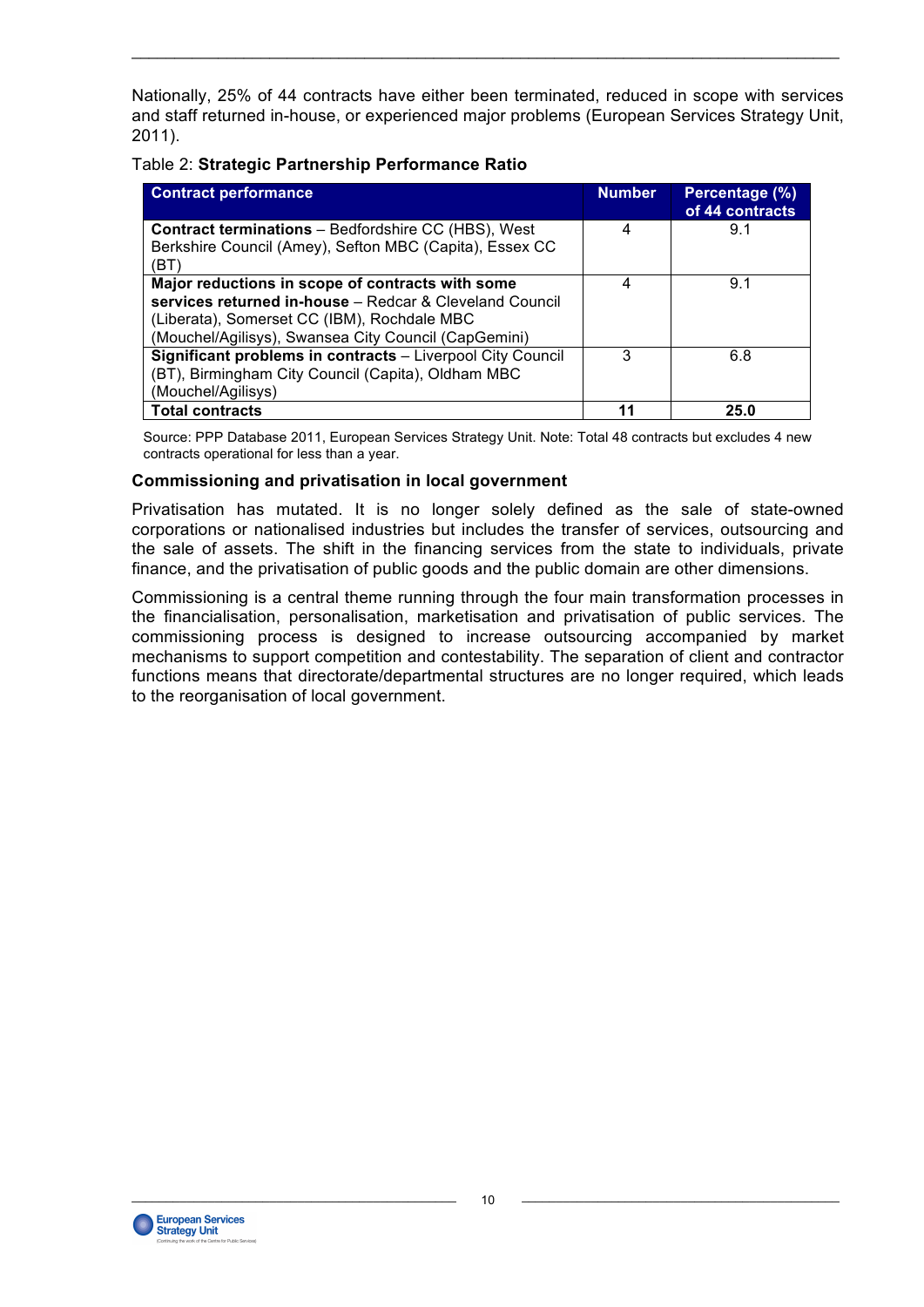Nationally, 25% of 44 contracts have either been terminated, reduced in scope with services and staff returned in-house, or experienced major problems (European Services Strategy Unit, 2011).

Table 2: **Strategic Partnership Performance Ratio**

| Contract performance | Number | Percentage (%) of 44 contracts |
|---|---|---|
| **Contract terminations** – Bedfordshire CC (HBS), West Berkshire Council (Amey), Sefton MBC (Capita), Essex CC (BT) | 4 | 9.1 |
| **Major reductions in scope of contracts with some services returned in-house** – Redcar & Cleveland Council (Liberata), Somerset CC (IBM), Rochdale MBC (Mouchel/Agilisys), Swansea City Council (CapGemini) | 4 | 9.1 |
| **Significant problems in contracts** – Liverpool City Council (BT), Birmingham City Council (Capita), Oldham MBC (Mouchel/Agilisys) | 3 | 6.8 |
| **Total contracts** | **11** | **25.0** |

Source: PPP Database 2011, European Services Strategy Unit. Note: Total 48 contracts but excludes 4 new contracts operational for less than a year.

### Commissioning and privatisation in local government

Privatisation has mutated. It is no longer solely defined as the sale of state-owned corporations or nationalised industries but includes the transfer of services, outsourcing and the sale of assets. The shift in the financing services from the state to individuals, private finance, and the privatisation of public goods and the public domain are other dimensions.

Commissioning is a central theme running through the four main transformation processes in the financialisation, personalisation, marketisation and privatisation of public services. The commissioning process is designed to increase outsourcing accompanied by market mechanisms to support competition and contestability. The separation of client and contractor functions means that directorate/departmental structures are no longer required, which leads to the reorganisation of local government.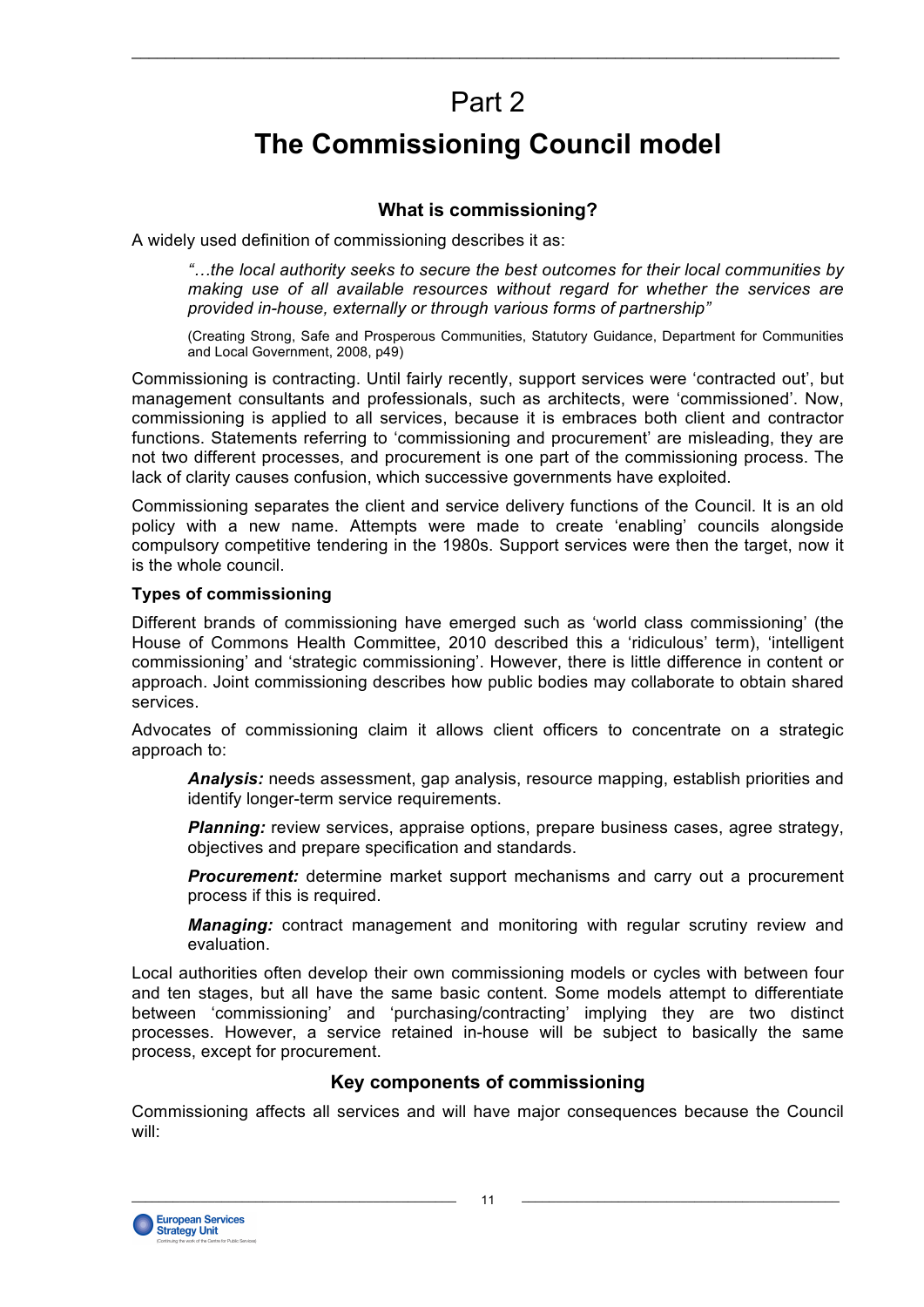# Part 2

# The Commissioning Council model

### What is commissioning?

A widely used definition of commissioning describes it as:

> *"…the local authority seeks to secure the best outcomes for their local communities by making use of all available resources without regard for whether the services are provided in-house, externally or through various forms of partnership"*
>
> (Creating Strong, Safe and Prosperous Communities, Statutory Guidance, Department for Communities and Local Government, 2008, p49)

Commissioning is contracting. Until fairly recently, support services were 'contracted out', but management consultants and professionals, such as architects, were 'commissioned'. Now, commissioning is applied to all services, because it is embraces both client and contractor functions. Statements referring to 'commissioning and procurement' are misleading, they are not two different processes, and procurement is one part of the commissioning process. The lack of clarity causes confusion, which successive governments have exploited.

Commissioning separates the client and service delivery functions of the Council. It is an old policy with a new name. Attempts were made to create 'enabling' councils alongside compulsory competitive tendering in the 1980s. Support services were then the target, now it is the whole council.

**Types of commissioning**

Different brands of commissioning have emerged such as 'world class commissioning' (the House of Commons Health Committee, 2010 described this a 'ridiculous' term), 'intelligent commissioning' and 'strategic commissioning'. However, there is little difference in content or approach. Joint commissioning describes how public bodies may collaborate to obtain shared services.

Advocates of commissioning claim it allows client officers to concentrate on a strategic approach to:

> ***Analysis:*** needs assessment, gap analysis, resource mapping, establish priorities and identify longer-term service requirements.
>
> ***Planning:*** review services, appraise options, prepare business cases, agree strategy, objectives and prepare specification and standards.
>
> ***Procurement:*** determine market support mechanisms and carry out a procurement process if this is required.
>
> ***Managing:*** contract management and monitoring with regular scrutiny review and evaluation.

Local authorities often develop their own commissioning models or cycles with between four and ten stages, but all have the same basic content. Some models attempt to differentiate between 'commissioning' and 'purchasing/contracting' implying they are two distinct processes. However, a service retained in-house will be subject to basically the same process, except for procurement.

### Key components of commissioning

Commissioning affects all services and will have major consequences because the Council will: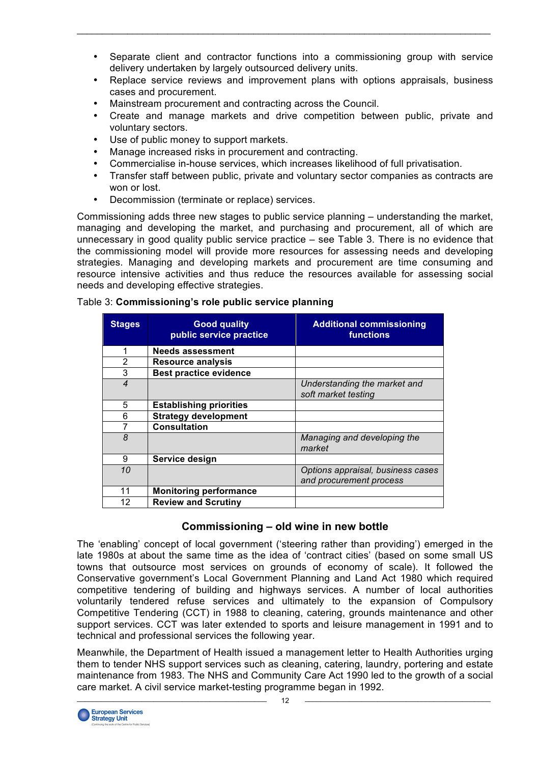- Separate client and contractor functions into a commissioning group with service delivery undertaken by largely outsourced delivery units.
- Replace service reviews and improvement plans with options appraisals, business cases and procurement.
- Mainstream procurement and contracting across the Council.
- Create and manage markets and drive competition between public, private and voluntary sectors.
- Use of public money to support markets.
- Manage increased risks in procurement and contracting.
- Commercialise in-house services, which increases likelihood of full privatisation.
- Transfer staff between public, private and voluntary sector companies as contracts are won or lost.
- Decommission (terminate or replace) services.

Commissioning adds three new stages to public service planning – understanding the market, managing and developing the market, and purchasing and procurement, all of which are unnecessary in good quality public service practice – see Table 3. There is no evidence that the commissioning model will provide more resources for assessing needs and developing strategies. Managing and developing markets and procurement are time consuming and resource intensive activities and thus reduce the resources available for assessing social needs and developing effective strategies.

Table 3: **Commissioning's role public service planning**

| Stages | Good quality public service practice | Additional commissioning functions |
|---|---|---|
| 1 | **Needs assessment** | |
| 2 | **Resource analysis** | |
| 3 | **Best practice evidence** | |
| *4* | | *Understanding the market and soft market testing* |
| 5 | **Establishing priorities** | |
| 6 | **Strategy development** | |
| 7 | **Consultation** | |
| *8* | | *Managing and developing the market* |
| 9 | **Service design** | |
| *10* | | *Options appraisal, business cases and procurement process* |
| 11 | **Monitoring performance** | |
| 12 | **Review and Scrutiny** | |

## Commissioning – old wine in new bottle

The 'enabling' concept of local government ('steering rather than providing') emerged in the late 1980s at about the same time as the idea of 'contract cities' (based on some small US towns that outsource most services on grounds of economy of scale). It followed the Conservative government's Local Government Planning and Land Act 1980 which required competitive tendering of building and highways services. A number of local authorities voluntarily tendered refuse services and ultimately to the expansion of Compulsory Competitive Tendering (CCT) in 1988 to cleaning, catering, grounds maintenance and other support services. CCT was later extended to sports and leisure management in 1991 and to technical and professional services the following year.

Meanwhile, the Department of Health issued a management letter to Health Authorities urging them to tender NHS support services such as cleaning, catering, laundry, portering and estate maintenance from 1983. The NHS and Community Care Act 1990 led to the growth of a social care market. A civil service market-testing programme began in 1992.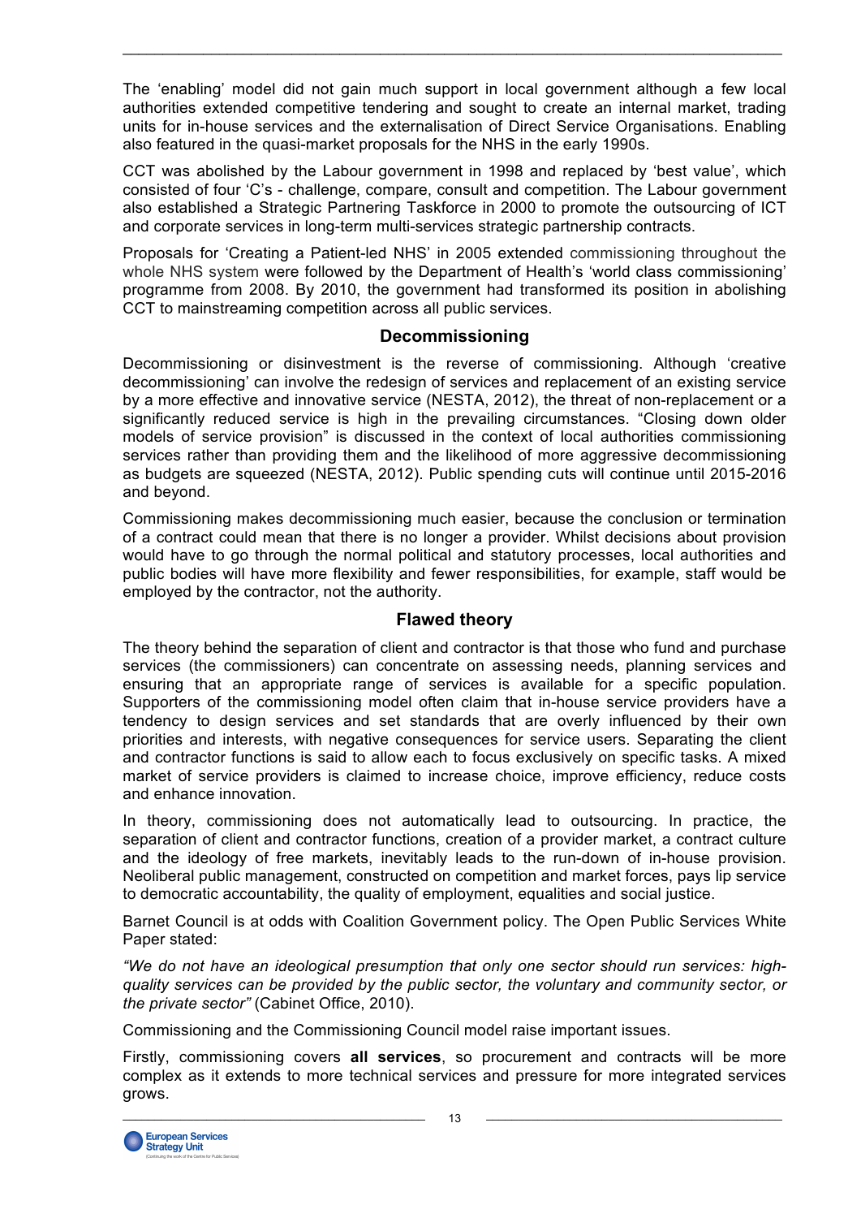The 'enabling' model did not gain much support in local government although a few local authorities extended competitive tendering and sought to create an internal market, trading units for in-house services and the externalisation of Direct Service Organisations. Enabling also featured in the quasi-market proposals for the NHS in the early 1990s.

CCT was abolished by the Labour government in 1998 and replaced by 'best value', which consisted of four 'C's - challenge, compare, consult and competition. The Labour government also established a Strategic Partnering Taskforce in 2000 to promote the outsourcing of ICT and corporate services in long-term multi-services strategic partnership contracts.

Proposals for 'Creating a Patient-led NHS' in 2005 extended commissioning throughout the whole NHS system were followed by the Department of Health's 'world class commissioning' programme from 2008. By 2010, the government had transformed its position in abolishing CCT to mainstreaming competition across all public services.

## Decommissioning

Decommissioning or disinvestment is the reverse of commissioning. Although 'creative decommissioning' can involve the redesign of services and replacement of an existing service by a more effective and innovative service (NESTA, 2012), the threat of non-replacement or a significantly reduced service is high in the prevailing circumstances. "Closing down older models of service provision" is discussed in the context of local authorities commissioning services rather than providing them and the likelihood of more aggressive decommissioning as budgets are squeezed (NESTA, 2012). Public spending cuts will continue until 2015-2016 and beyond.

Commissioning makes decommissioning much easier, because the conclusion or termination of a contract could mean that there is no longer a provider. Whilst decisions about provision would have to go through the normal political and statutory processes, local authorities and public bodies will have more flexibility and fewer responsibilities, for example, staff would be employed by the contractor, not the authority.

## Flawed theory

The theory behind the separation of client and contractor is that those who fund and purchase services (the commissioners) can concentrate on assessing needs, planning services and ensuring that an appropriate range of services is available for a specific population. Supporters of the commissioning model often claim that in-house service providers have a tendency to design services and set standards that are overly influenced by their own priorities and interests, with negative consequences for service users. Separating the client and contractor functions is said to allow each to focus exclusively on specific tasks. A mixed market of service providers is claimed to increase choice, improve efficiency, reduce costs and enhance innovation.

In theory, commissioning does not automatically lead to outsourcing. In practice, the separation of client and contractor functions, creation of a provider market, a contract culture and the ideology of free markets, inevitably leads to the run-down of in-house provision. Neoliberal public management, constructed on competition and market forces, pays lip service to democratic accountability, the quality of employment, equalities and social justice.

Barnet Council is at odds with Coalition Government policy. The Open Public Services White Paper stated:

*"We do not have an ideological presumption that only one sector should run services: high-quality services can be provided by the public sector, the voluntary and community sector, or the private sector"* (Cabinet Office, 2010).

Commissioning and the Commissioning Council model raise important issues.

Firstly, commissioning covers **all services**, so procurement and contracts will be more complex as it extends to more technical services and pressure for more integrated services grows.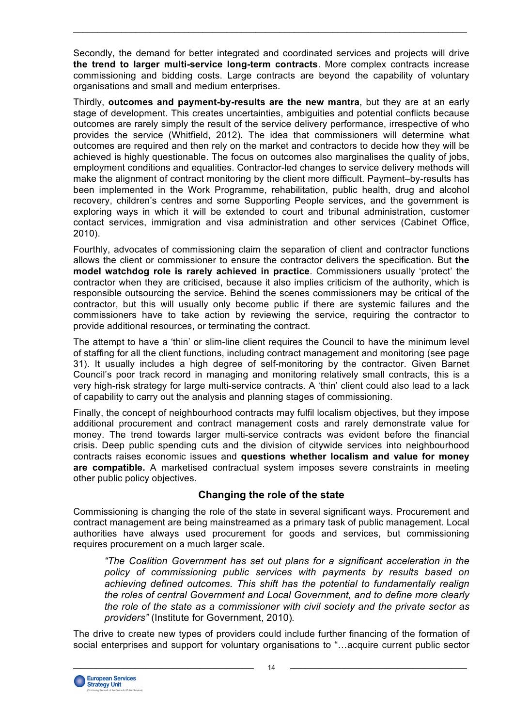Secondly, the demand for better integrated and coordinated services and projects will drive **the trend to larger multi-service long-term contracts**. More complex contracts increase commissioning and bidding costs. Large contracts are beyond the capability of voluntary organisations and small and medium enterprises.

Thirdly, **outcomes and payment-by-results are the new mantra**, but they are at an early stage of development. This creates uncertainties, ambiguities and potential conflicts because outcomes are rarely simply the result of the service delivery performance, irrespective of who provides the service (Whitfield, 2012). The idea that commissioners will determine what outcomes are required and then rely on the market and contractors to decide how they will be achieved is highly questionable. The focus on outcomes also marginalises the quality of jobs, employment conditions and equalities. Contractor-led changes to service delivery methods will make the alignment of contract monitoring by the client more difficult. Payment–by-results has been implemented in the Work Programme, rehabilitation, public health, drug and alcohol recovery, children's centres and some Supporting People services, and the government is exploring ways in which it will be extended to court and tribunal administration, customer contact services, immigration and visa administration and other services (Cabinet Office, 2010).

Fourthly, advocates of commissioning claim the separation of client and contractor functions allows the client or commissioner to ensure the contractor delivers the specification. But **the model watchdog role is rarely achieved in practice**. Commissioners usually 'protect' the contractor when they are criticised, because it also implies criticism of the authority, which is responsible outsourcing the service. Behind the scenes commissioners may be critical of the contractor, but this will usually only become public if there are systemic failures and the commissioners have to take action by reviewing the service, requiring the contractor to provide additional resources, or terminating the contract.

The attempt to have a 'thin' or slim-line client requires the Council to have the minimum level of staffing for all the client functions, including contract management and monitoring (see page 31). It usually includes a high degree of self-monitoring by the contractor. Given Barnet Council's poor track record in managing and monitoring relatively small contracts, this is a very high-risk strategy for large multi-service contracts. A 'thin' client could also lead to a lack of capability to carry out the analysis and planning stages of commissioning.

Finally, the concept of neighbourhood contracts may fulfil localism objectives, but they impose additional procurement and contract management costs and rarely demonstrate value for money. The trend towards larger multi-service contracts was evident before the financial crisis. Deep public spending cuts and the division of citywide services into neighbourhood contracts raises economic issues and **questions whether localism and value for money are compatible.** A marketised contractual system imposes severe constraints in meeting other public policy objectives.

## Changing the role of the state

Commissioning is changing the role of the state in several significant ways. Procurement and contract management are being mainstreamed as a primary task of public management. Local authorities have always used procurement for goods and services, but commissioning requires procurement on a much larger scale.

> *"The Coalition Government has set out plans for a significant acceleration in the policy of commissioning public services with payments by results based on achieving defined outcomes. This shift has the potential to fundamentally realign the roles of central Government and Local Government, and to define more clearly the role of the state as a commissioner with civil society and the private sector as providers"* (Institute for Government, 2010).

The drive to create new types of providers could include further financing of the formation of social enterprises and support for voluntary organisations to "…acquire current public sector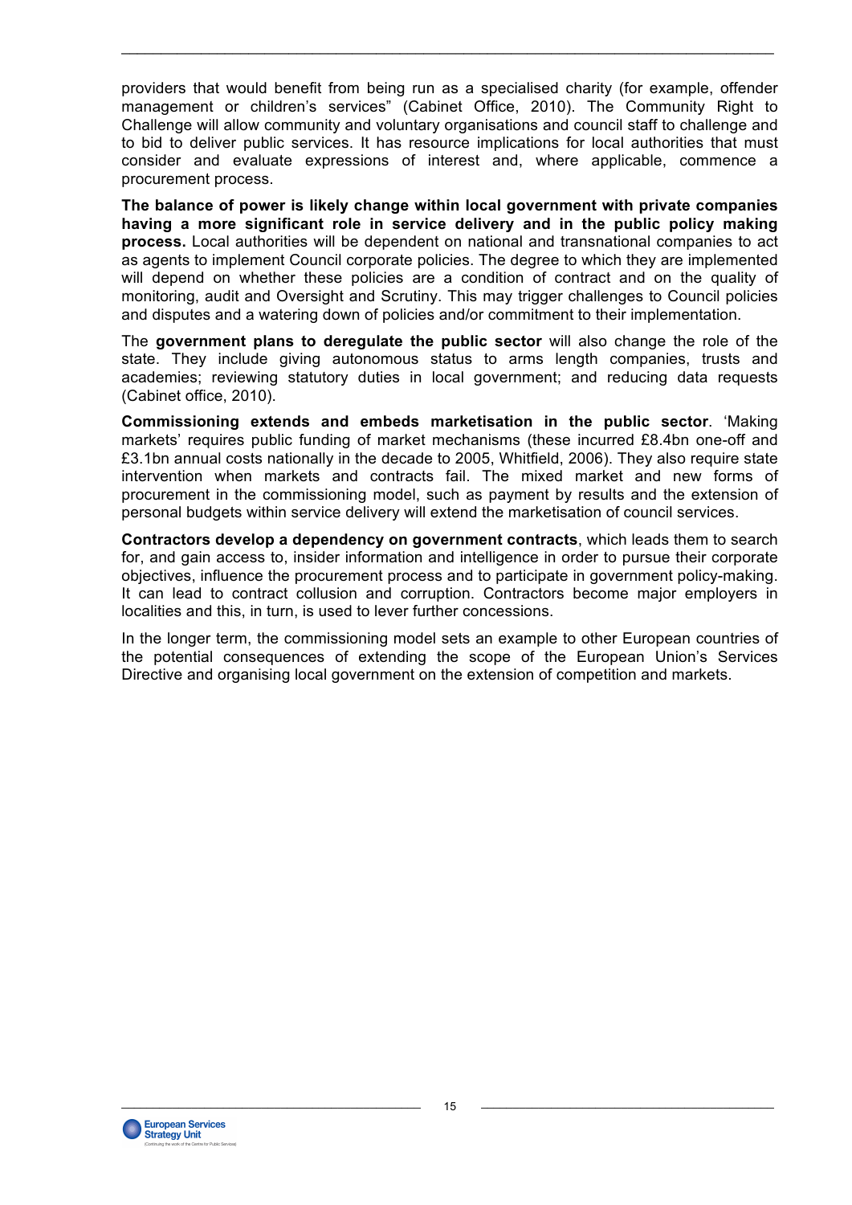providers that would benefit from being run as a specialised charity (for example, offender management or children's services" (Cabinet Office, 2010). The Community Right to Challenge will allow community and voluntary organisations and council staff to challenge and to bid to deliver public services. It has resource implications for local authorities that must consider and evaluate expressions of interest and, where applicable, commence a procurement process.

**The balance of power is likely change within local government with private companies having a more significant role in service delivery and in the public policy making process.** Local authorities will be dependent on national and transnational companies to act as agents to implement Council corporate policies. The degree to which they are implemented will depend on whether these policies are a condition of contract and on the quality of monitoring, audit and Oversight and Scrutiny. This may trigger challenges to Council policies and disputes and a watering down of policies and/or commitment to their implementation.

The **government plans to deregulate the public sector** will also change the role of the state. They include giving autonomous status to arms length companies, trusts and academies; reviewing statutory duties in local government; and reducing data requests (Cabinet office, 2010).

**Commissioning extends and embeds marketisation in the public sector**. 'Making markets' requires public funding of market mechanisms (these incurred £8.4bn one-off and £3.1bn annual costs nationally in the decade to 2005, Whitfield, 2006). They also require state intervention when markets and contracts fail. The mixed market and new forms of procurement in the commissioning model, such as payment by results and the extension of personal budgets within service delivery will extend the marketisation of council services.

**Contractors develop a dependency on government contracts**, which leads them to search for, and gain access to, insider information and intelligence in order to pursue their corporate objectives, influence the procurement process and to participate in government policy-making. It can lead to contract collusion and corruption. Contractors become major employers in localities and this, in turn, is used to lever further concessions.

In the longer term, the commissioning model sets an example to other European countries of the potential consequences of extending the scope of the European Union's Services Directive and organising local government on the extension of competition and markets.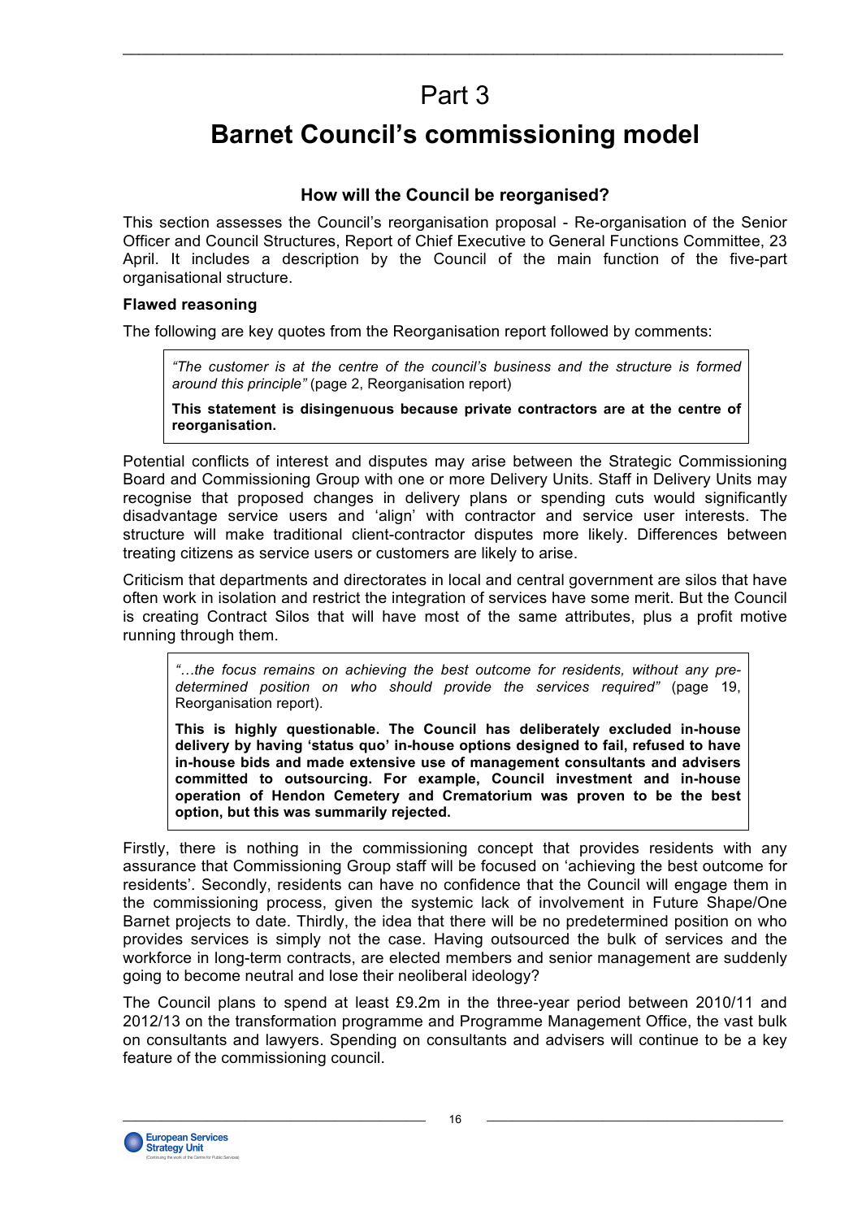# Part 3

# Barnet Council's commissioning model

### How will the Council be reorganised?

This section assesses the Council's reorganisation proposal - Re-organisation of the Senior Officer and Council Structures, Report of Chief Executive to General Functions Committee, 23 April. It includes a description by the Council of the main function of the five-part organisational structure.

**Flawed reasoning**

The following are key quotes from the Reorganisation report followed by comments:

> *"The customer is at the centre of the council's business and the structure is formed around this principle"* (page 2, Reorganisation report)
>
> **This statement is disingenuous because private contractors are at the centre of reorganisation.**

Potential conflicts of interest and disputes may arise between the Strategic Commissioning Board and Commissioning Group with one or more Delivery Units. Staff in Delivery Units may recognise that proposed changes in delivery plans or spending cuts would significantly disadvantage service users and 'align' with contractor and service user interests. The structure will make traditional client-contractor disputes more likely. Differences between treating citizens as service users or customers are likely to arise.

Criticism that departments and directorates in local and central government are silos that have often work in isolation and restrict the integration of services have some merit. But the Council is creating Contract Silos that will have most of the same attributes, plus a profit motive running through them.

> *"…the focus remains on achieving the best outcome for residents, without any pre-determined position on who should provide the services required"* (page 19, Reorganisation report).
>
> **This is highly questionable. The Council has deliberately excluded in-house delivery by having 'status quo' in-house options designed to fail, refused to have in-house bids and made extensive use of management consultants and advisers committed to outsourcing. For example, Council investment and in-house operation of Hendon Cemetery and Crematorium was proven to be the best option, but this was summarily rejected.**

Firstly, there is nothing in the commissioning concept that provides residents with any assurance that Commissioning Group staff will be focused on 'achieving the best outcome for residents'. Secondly, residents can have no confidence that the Council will engage them in the commissioning process, given the systemic lack of involvement in Future Shape/One Barnet projects to date. Thirdly, the idea that there will be no predetermined position on who provides services is simply not the case. Having outsourced the bulk of services and the workforce in long-term contracts, are elected members and senior management are suddenly going to become neutral and lose their neoliberal ideology?

The Council plans to spend at least £9.2m in the three-year period between 2010/11 and 2012/13 on the transformation programme and Programme Management Office, the vast bulk on consultants and lawyers. Spending on consultants and advisers will continue to be a key feature of the commissioning council.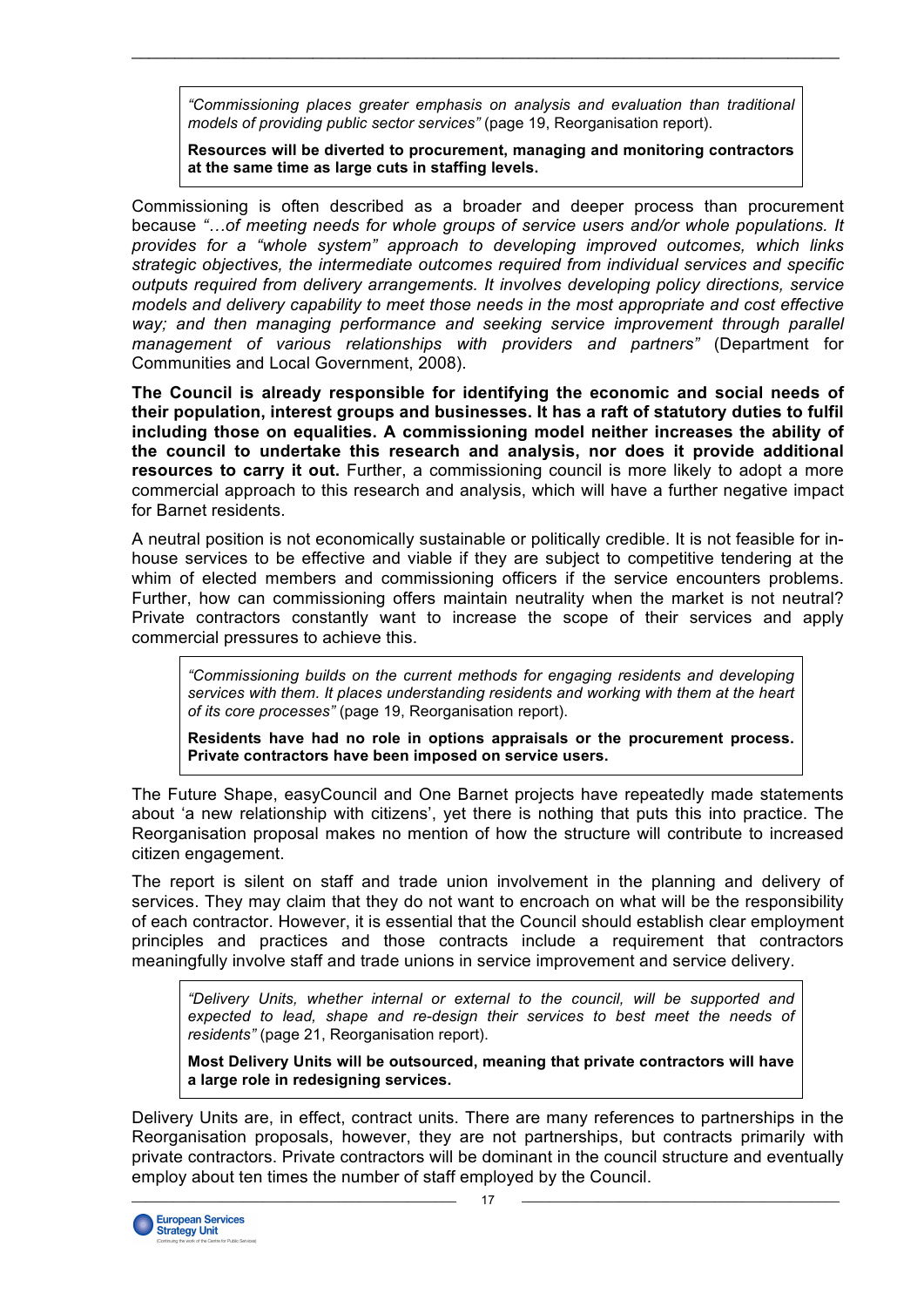> *"Commissioning places greater emphasis on analysis and evaluation than traditional models of providing public sector services"* (page 19, Reorganisation report).
>
> **Resources will be diverted to procurement, managing and monitoring contractors at the same time as large cuts in staffing levels.**

Commissioning is often described as a broader and deeper process than procurement because *"…of meeting needs for whole groups of service users and/or whole populations. It provides for a "whole system" approach to developing improved outcomes, which links strategic objectives, the intermediate outcomes required from individual services and specific outputs required from delivery arrangements. It involves developing policy directions, service models and delivery capability to meet those needs in the most appropriate and cost effective way; and then managing performance and seeking service improvement through parallel management of various relationships with providers and partners"* (Department for Communities and Local Government, 2008).

**The Council is already responsible for identifying the economic and social needs of their population, interest groups and businesses. It has a raft of statutory duties to fulfil including those on equalities. A commissioning model neither increases the ability of the council to undertake this research and analysis, nor does it provide additional resources to carry it out.** Further, a commissioning council is more likely to adopt a more commercial approach to this research and analysis, which will have a further negative impact for Barnet residents.

A neutral position is not economically sustainable or politically credible. It is not feasible for in-house services to be effective and viable if they are subject to competitive tendering at the whim of elected members and commissioning officers if the service encounters problems. Further, how can commissioning offers maintain neutrality when the market is not neutral? Private contractors constantly want to increase the scope of their services and apply commercial pressures to achieve this.

> *"Commissioning builds on the current methods for engaging residents and developing services with them. It places understanding residents and working with them at the heart of its core processes"* (page 19, Reorganisation report).
>
> **Residents have had no role in options appraisals or the procurement process. Private contractors have been imposed on service users.**

The Future Shape, easyCouncil and One Barnet projects have repeatedly made statements about 'a new relationship with citizens', yet there is nothing that puts this into practice. The Reorganisation proposal makes no mention of how the structure will contribute to increased citizen engagement.

The report is silent on staff and trade union involvement in the planning and delivery of services. They may claim that they do not want to encroach on what will be the responsibility of each contractor. However, it is essential that the Council should establish clear employment principles and practices and those contracts include a requirement that contractors meaningfully involve staff and trade unions in service improvement and service delivery.

> *"Delivery Units, whether internal or external to the council, will be supported and expected to lead, shape and re-design their services to best meet the needs of residents"* (page 21, Reorganisation report).
>
> **Most Delivery Units will be outsourced, meaning that private contractors will have a large role in redesigning services.**

Delivery Units are, in effect, contract units. There are many references to partnerships in the Reorganisation proposals, however, they are not partnerships, but contracts primarily with private contractors. Private contractors will be dominant in the council structure and eventually employ about ten times the number of staff employed by the Council.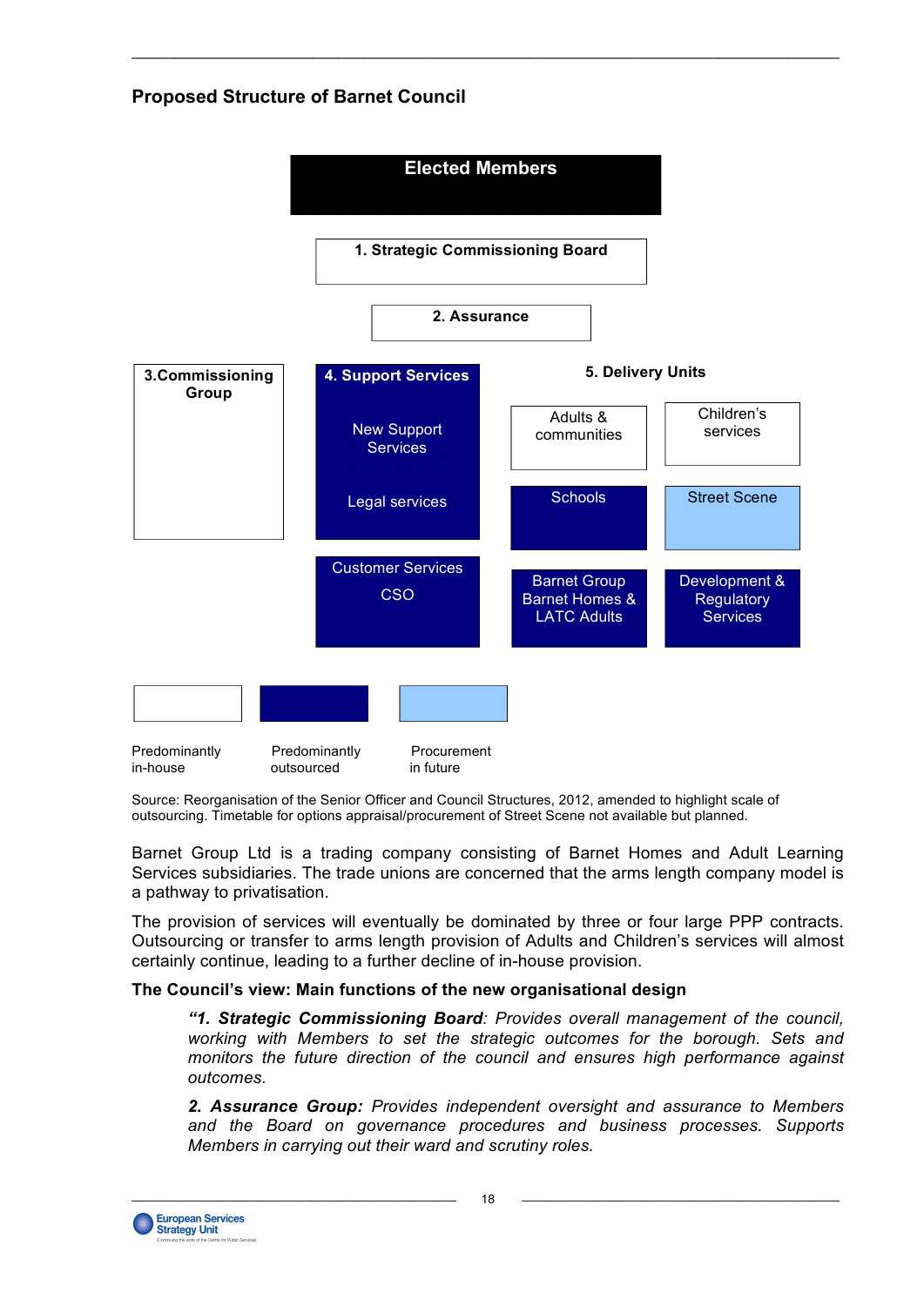## Proposed Structure of Barnet Council

**Elected Members**

**1. Strategic Commissioning Board**

**2. Assurance**

**3.Commissioning Group**

**4. Support Services**
- New Support Services
- Legal services
- Customer Services CSO

**5. Delivery Units**
- Adults & communities
- Children's services
- Schools
- Street Scene
- Barnet Group Barnet Homes & LATC Adults
- Development & Regulatory Services

| Predominantly in-house | Predominantly outsourced | Procurement in future |
|---|---|---|
| 3.Commissioning Group; 1. Strategic Commissioning Board; 2. Assurance; Adults & communities; Children's services | 4. Support Services (New Support Services; Legal services); Customer Services CSO; Schools; Barnet Group Barnet Homes & LATC Adults; Development & Regulatory Services | Street Scene |

Source: Reorganisation of the Senior Officer and Council Structures, 2012, amended to highlight scale of outsourcing. Timetable for options appraisal/procurement of Street Scene not available but planned.

Barnet Group Ltd is a trading company consisting of Barnet Homes and Adult Learning Services subsidiaries. The trade unions are concerned that the arms length company model is a pathway to privatisation.

The provision of services will eventually be dominated by three or four large PPP contracts. Outsourcing or transfer to arms length provision of Adults and Children's services will almost certainly continue, leading to a further decline of in-house provision.

**The Council's view: Main functions of the new organisational design**

> *"**1. Strategic Commissioning Board**: Provides overall management of the council, working with Members to set the strategic outcomes for the borough. Sets and monitors the future direction of the council and ensures high performance against outcomes.*
>
> ***2. Assurance Group:** Provides independent oversight and assurance to Members and the Board on governance procedures and business processes. Supports Members in carrying out their ward and scrutiny roles.*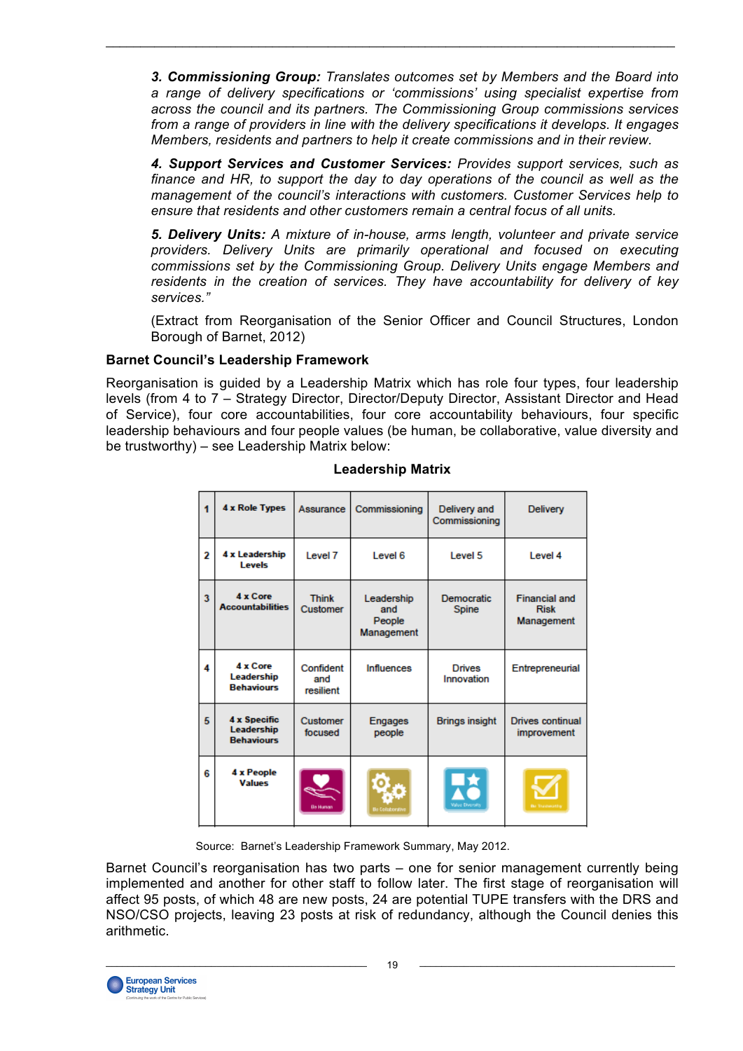*3. **Commissioning Group:** Translates outcomes set by Members and the Board into a range of delivery specifications or 'commissions' using specialist expertise from across the council and its partners. The Commissioning Group commissions services from a range of providers in line with the delivery specifications it develops. It engages Members, residents and partners to help it create commissions and in their review.*

*4. **Support Services and Customer Services:** Provides support services, such as finance and HR, to support the day to day operations of the council as well as the management of the council's interactions with customers. Customer Services help to ensure that residents and other customers remain a central focus of all units.*

*5. **Delivery Units:** A mixture of in-house, arms length, volunteer and private service providers. Delivery Units are primarily operational and focused on executing commissions set by the Commissioning Group. Delivery Units engage Members and residents in the creation of services. They have accountability for delivery of key services."*

(Extract from Reorganisation of the Senior Officer and Council Structures, London Borough of Barnet, 2012)

**Barnet Council's Leadership Framework**

Reorganisation is guided by a Leadership Matrix which has role four types, four leadership levels (from 4 to 7 – Strategy Director, Director/Deputy Director, Assistant Director and Head of Service), four core accountabilities, four core accountability behaviours, four specific leadership behaviours and four people values (be human, be collaborative, value diversity and be trustworthy) – see Leadership Matrix below:

**Leadership Matrix**

| | | | | | |
|---|---|---|---|---|---|
| 1 | **4 x Role Types** | Assurance | Commissioning | Delivery and Commissioning | Delivery |
| 2 | **4 x Leadership Levels** | Level 7 | Level 6 | Level 5 | Level 4 |
| 3 | **4 x Core Accountabilities** | Think Customer | Leadership and People Management | Democratic Spine | Financial and Risk Management |
| 4 | **4 x Core Leadership Behaviours** | Confident and resilient | Influences | Drives Innovation | Entrepreneurial |
| 5 | **4 x Specific Leadership Behaviours** | Customer focused | Engages people | Brings insight | Drives continual improvement |
| 6 | **4 x People Values** | Be Human | Be Collaborative | Value Diversity | Be Trustworthy |

Source: Barnet's Leadership Framework Summary, May 2012.

Barnet Council's reorganisation has two parts – one for senior management currently being implemented and another for other staff to follow later. The first stage of reorganisation will affect 95 posts, of which 48 are new posts, 24 are potential TUPE transfers with the DRS and NSO/CSO projects, leaving 23 posts at risk of redundancy, although the Council denies this arithmetic.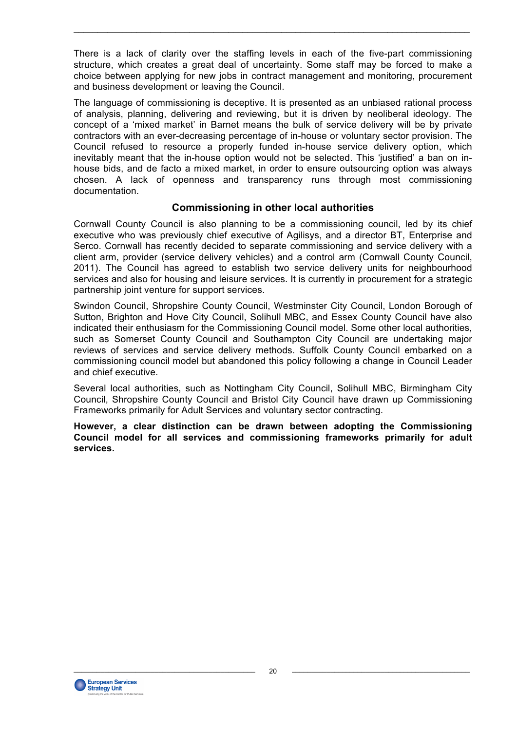There is a lack of clarity over the staffing levels in each of the five-part commissioning structure, which creates a great deal of uncertainty. Some staff may be forced to make a choice between applying for new jobs in contract management and monitoring, procurement and business development or leaving the Council.

The language of commissioning is deceptive. It is presented as an unbiased rational process of analysis, planning, delivering and reviewing, but it is driven by neoliberal ideology. The concept of a 'mixed market' in Barnet means the bulk of service delivery will be by private contractors with an ever-decreasing percentage of in-house or voluntary sector provision. The Council refused to resource a properly funded in-house service delivery option, which inevitably meant that the in-house option would not be selected. This 'justified' a ban on in-house bids, and de facto a mixed market, in order to ensure outsourcing option was always chosen. A lack of openness and transparency runs through most commissioning documentation.

## Commissioning in other local authorities

Cornwall County Council is also planning to be a commissioning council, led by its chief executive who was previously chief executive of Agilisys, and a director BT, Enterprise and Serco. Cornwall has recently decided to separate commissioning and service delivery with a client arm, provider (service delivery vehicles) and a control arm (Cornwall County Council, 2011). The Council has agreed to establish two service delivery units for neighbourhood services and also for housing and leisure services. It is currently in procurement for a strategic partnership joint venture for support services.

Swindon Council, Shropshire County Council, Westminster City Council, London Borough of Sutton, Brighton and Hove City Council, Solihull MBC, and Essex County Council have also indicated their enthusiasm for the Commissioning Council model. Some other local authorities, such as Somerset County Council and Southampton City Council are undertaking major reviews of services and service delivery methods. Suffolk County Council embarked on a commissioning council model but abandoned this policy following a change in Council Leader and chief executive.

Several local authorities, such as Nottingham City Council, Solihull MBC, Birmingham City Council, Shropshire County Council and Bristol City Council have drawn up Commissioning Frameworks primarily for Adult Services and voluntary sector contracting.

**However, a clear distinction can be drawn between adopting the Commissioning Council model for all services and commissioning frameworks primarily for adult services.**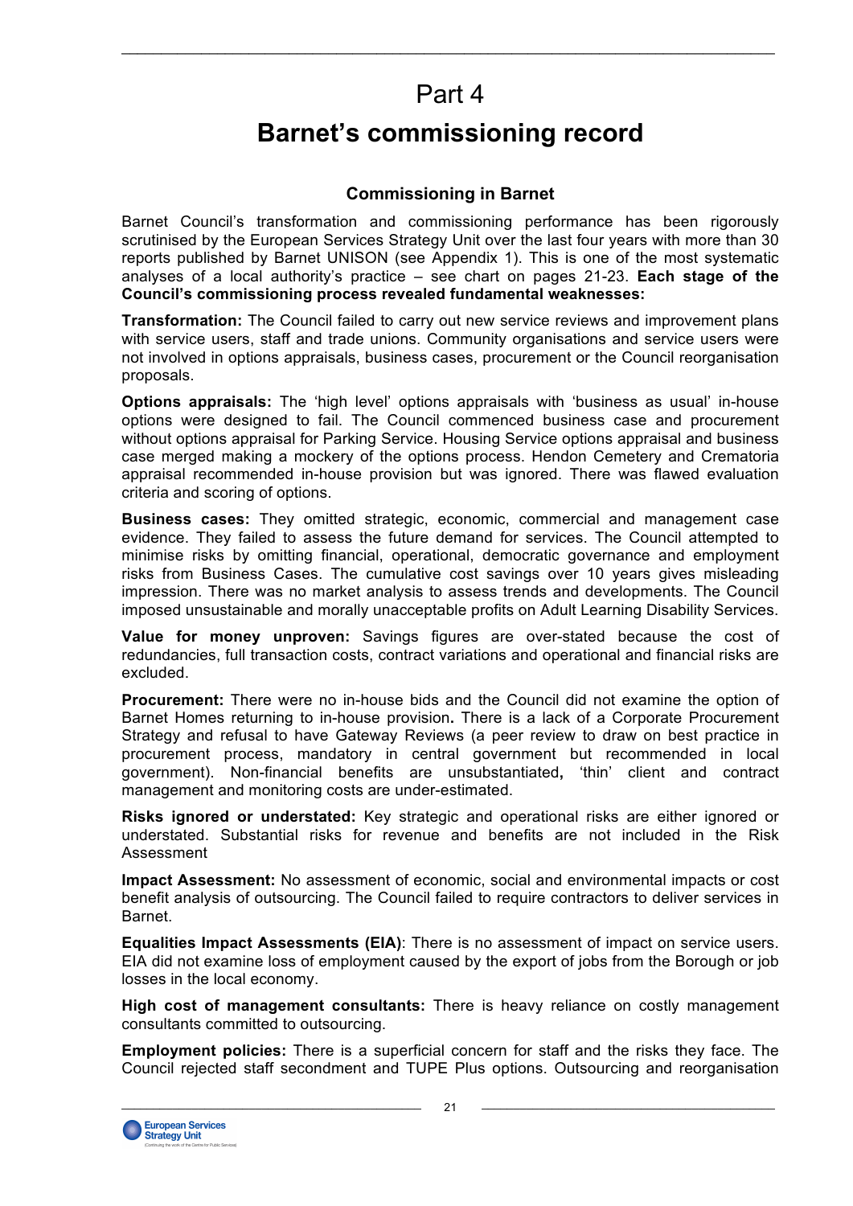# Part 4

# Barnet's commissioning record

### Commissioning in Barnet

Barnet Council's transformation and commissioning performance has been rigorously scrutinised by the European Services Strategy Unit over the last four years with more than 30 reports published by Barnet UNISON (see Appendix 1). This is one of the most systematic analyses of a local authority's practice – see chart on pages 21-23. **Each stage of the Council's commissioning process revealed fundamental weaknesses:**

**Transformation:** The Council failed to carry out new service reviews and improvement plans with service users, staff and trade unions. Community organisations and service users were not involved in options appraisals, business cases, procurement or the Council reorganisation proposals.

**Options appraisals:** The 'high level' options appraisals with 'business as usual' in-house options were designed to fail. The Council commenced business case and procurement without options appraisal for Parking Service. Housing Service options appraisal and business case merged making a mockery of the options process. Hendon Cemetery and Crematoria appraisal recommended in-house provision but was ignored. There was flawed evaluation criteria and scoring of options.

**Business cases:** They omitted strategic, economic, commercial and management case evidence. They failed to assess the future demand for services. The Council attempted to minimise risks by omitting financial, operational, democratic governance and employment risks from Business Cases. The cumulative cost savings over 10 years gives misleading impression. There was no market analysis to assess trends and developments. The Council imposed unsustainable and morally unacceptable profits on Adult Learning Disability Services.

**Value for money unproven:** Savings figures are over-stated because the cost of redundancies, full transaction costs, contract variations and operational and financial risks are excluded.

**Procurement:** There were no in-house bids and the Council did not examine the option of Barnet Homes returning to in-house provision**.** There is a lack of a Corporate Procurement Strategy and refusal to have Gateway Reviews (a peer review to draw on best practice in procurement process, mandatory in central government but recommended in local government). Non-financial benefits are unsubstantiated**,** 'thin' client and contract management and monitoring costs are under-estimated.

**Risks ignored or understated:** Key strategic and operational risks are either ignored or understated. Substantial risks for revenue and benefits are not included in the Risk Assessment

**Impact Assessment:** No assessment of economic, social and environmental impacts or cost benefit analysis of outsourcing. The Council failed to require contractors to deliver services in Barnet.

**Equalities Impact Assessments (EIA)**: There is no assessment of impact on service users. EIA did not examine loss of employment caused by the export of jobs from the Borough or job losses in the local economy.

**High cost of management consultants:** There is heavy reliance on costly management consultants committed to outsourcing.

**Employment policies:** There is a superficial concern for staff and the risks they face. The Council rejected staff secondment and TUPE Plus options. Outsourcing and reorganisation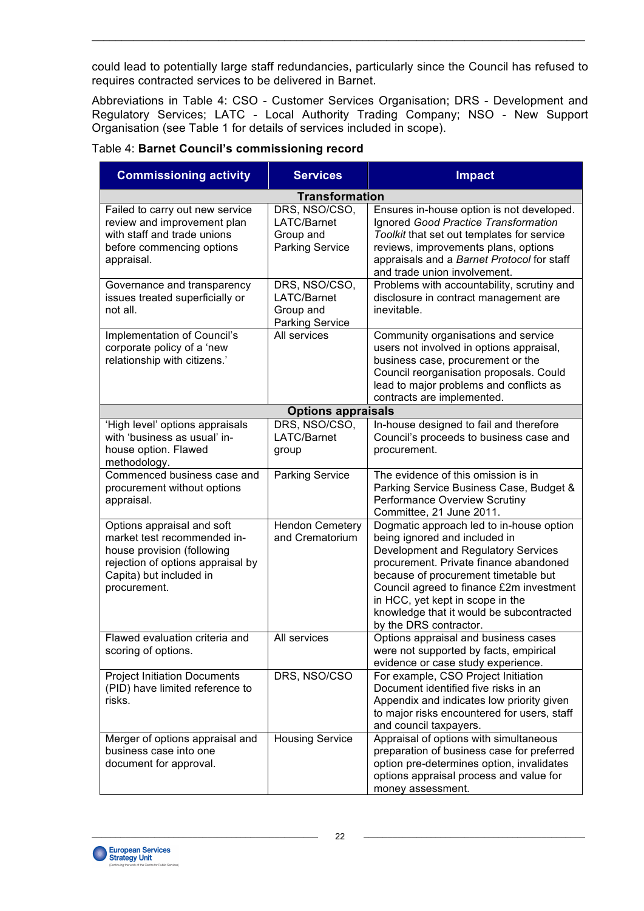could lead to potentially large staff redundancies, particularly since the Council has refused to requires contracted services to be delivered in Barnet.

Abbreviations in Table 4: CSO - Customer Services Organisation; DRS - Development and Regulatory Services; LATC - Local Authority Trading Company; NSO - New Support Organisation (see Table 1 for details of services included in scope).

Table 4: **Barnet Council's commissioning record**

| Commissioning activity | Services | Impact |
|---|---|---|
| **Transformation** | | |
| Failed to carry out new service review and improvement plan with staff and trade unions before commencing options appraisal. | DRS, NSO/CSO, LATC/Barnet Group and Parking Service | Ensures in-house option is not developed. Ignored *Good Practice Transformation Toolkit* that set out templates for service reviews, improvements plans, options appraisals and a *Barnet Protocol* for staff and trade union involvement. |
| Governance and transparency issues treated superficially or not all. | DRS, NSO/CSO, LATC/Barnet Group and Parking Service | Problems with accountability, scrutiny and disclosure in contract management are inevitable. |
| Implementation of Council's corporate policy of a 'new relationship with citizens.' | All services | Community organisations and service users not involved in options appraisal, business case, procurement or the Council reorganisation proposals. Could lead to major problems and conflicts as contracts are implemented. |
| **Options appraisals** | | |
| 'High level' options appraisals with 'business as usual' in-house option. Flawed methodology. | DRS, NSO/CSO, LATC/Barnet group | In-house designed to fail and therefore Council's proceeds to business case and procurement. |
| Commenced business case and procurement without options appraisal. | Parking Service | The evidence of this omission is in Parking Service Business Case, Budget & Performance Overview Scrutiny Committee, 21 June 2011. |
| Options appraisal and soft market test recommended in-house provision (following rejection of options appraisal by Capita) but included in procurement. | Hendon Cemetery and Crematorium | Dogmatic approach led to in-house option being ignored and included in Development and Regulatory Services procurement. Private finance abandoned because of procurement timetable but Council agreed to finance £2m investment in HCC, yet kept in scope in the knowledge that it would be subcontracted by the DRS contractor. |
| Flawed evaluation criteria and scoring of options. | All services | Options appraisal and business cases were not supported by facts, empirical evidence or case study experience. |
| Project Initiation Documents (PID) have limited reference to risks. | DRS, NSO/CSO | For example, CSO Project Initiation Document identified five risks in an Appendix and indicates low priority given to major risks encountered for users, staff and council taxpayers. |
| Merger of options appraisal and business case into one document for approval. | Housing Service | Appraisal of options with simultaneous preparation of business case for preferred option pre-determines option, invalidates options appraisal process and value for money assessment. |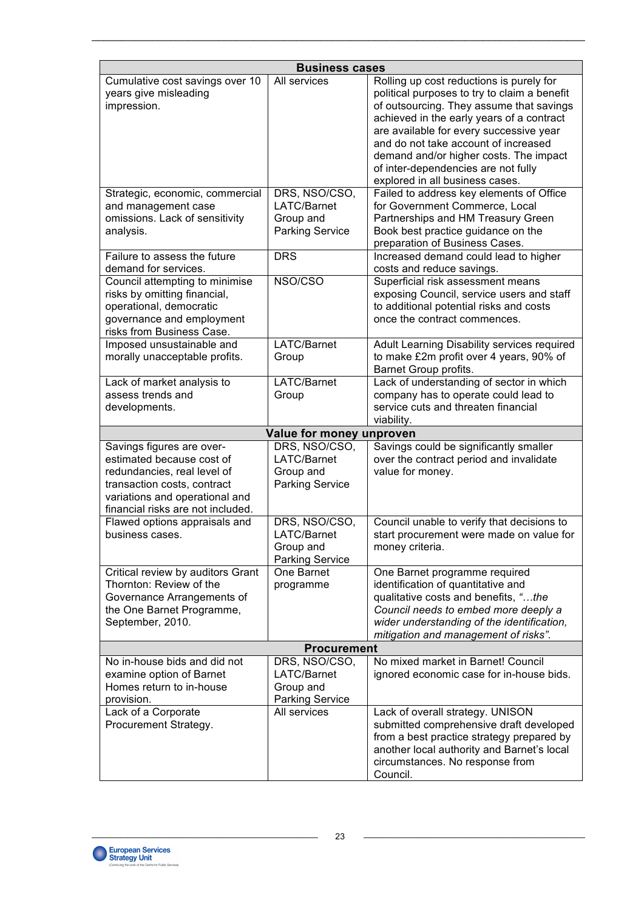| Business cases | | |
|---|---|---|
| Cumulative cost savings over 10 years give misleading impression. | All services | Rolling up cost reductions is purely for political purposes to try to claim a benefit of outsourcing. They assume that savings achieved in the early years of a contract are available for every successive year and do not take account of increased demand and/or higher costs. The impact of inter-dependencies are not fully explored in all business cases. |
| Strategic, economic, commercial and management case omissions. Lack of sensitivity analysis. | DRS, NSO/CSO, LATC/Barnet Group and Parking Service | Failed to address key elements of Office for Government Commerce, Local Partnerships and HM Treasury Green Book best practice guidance on the preparation of Business Cases. |
| Failure to assess the future demand for services. | DRS | Increased demand could lead to higher costs and reduce savings. |
| Council attempting to minimise risks by omitting financial, operational, democratic governance and employment risks from Business Case. | NSO/CSO | Superficial risk assessment means exposing Council, service users and staff to additional potential risks and costs once the contract commences. |
| Imposed unsustainable and morally unacceptable profits. | LATC/Barnet Group | Adult Learning Disability services required to make £2m profit over 4 years, 90% of Barnet Group profits. |
| Lack of market analysis to assess trends and developments. | LATC/Barnet Group | Lack of understanding of sector in which company has to operate could lead to service cuts and threaten financial viability. |
| **Value for money unproven** | | |
| Savings figures are over-estimated because cost of redundancies, real level of transaction costs, contract variations and operational and financial risks are not included. | DRS, NSO/CSO, LATC/Barnet Group and Parking Service | Savings could be significantly smaller over the contract period and invalidate value for money. |
| Flawed options appraisals and business cases. | DRS, NSO/CSO, LATC/Barnet Group and Parking Service | Council unable to verify that decisions to start procurement were made on value for money criteria. |
| Critical review by auditors Grant Thornton: Review of the Governance Arrangements of the One Barnet Programme, September, 2010. | One Barnet programme | One Barnet programme required identification of quantitative and qualitative costs and benefits, *"…the Council needs to embed more deeply a wider understanding of the identification, mitigation and management of risks"*. |
| **Procurement** | | |
| No in-house bids and did not examine option of Barnet Homes return to in-house provision. | DRS, NSO/CSO, LATC/Barnet Group and Parking Service | No mixed market in Barnet! Council ignored economic case for in-house bids. |
| Lack of a Corporate Procurement Strategy. | All services | Lack of overall strategy. UNISON submitted comprehensive draft developed from a best practice strategy prepared by another local authority and Barnet's local circumstances. No response from Council. |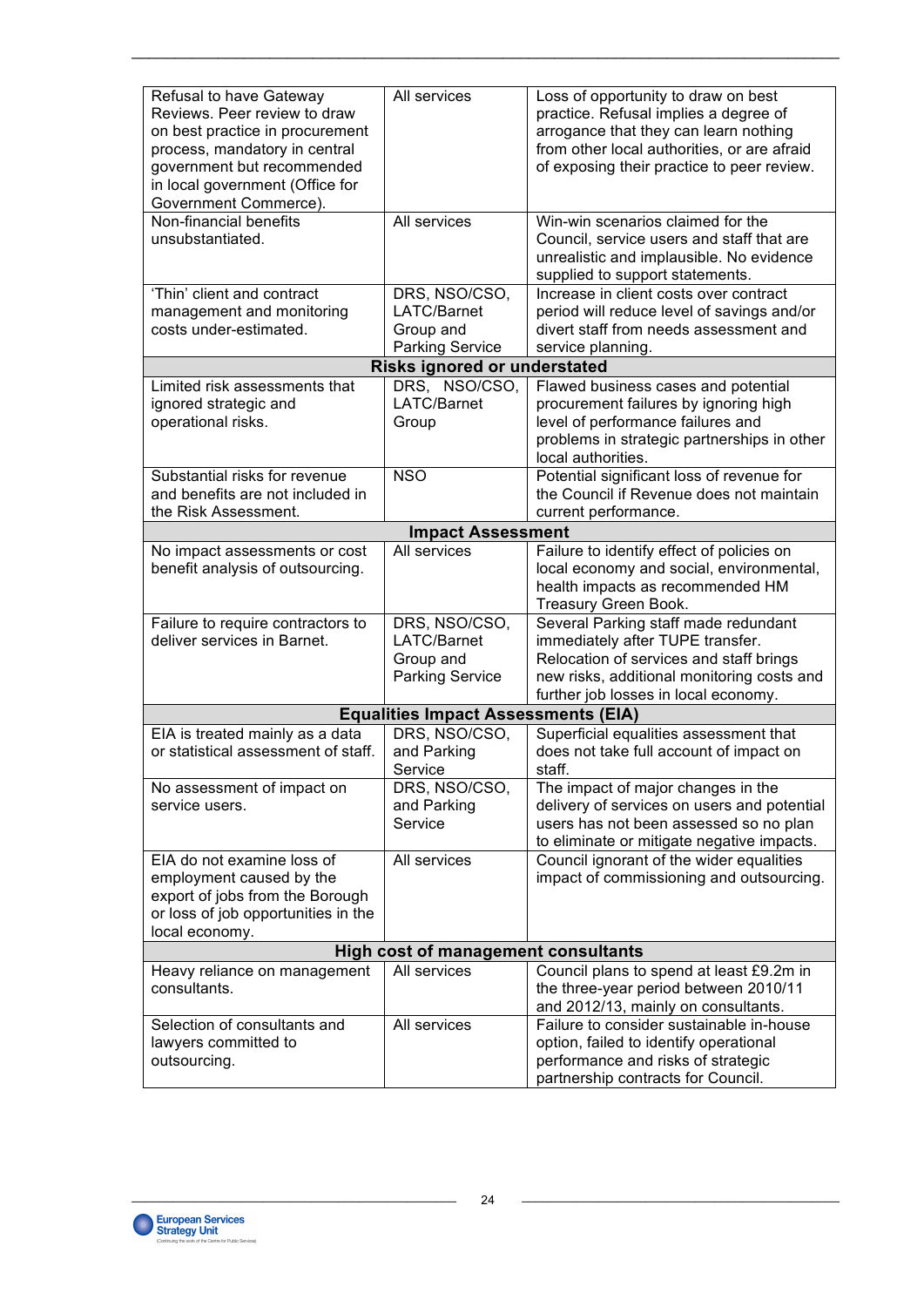| | | |
|---|---|---|
| Refusal to have Gateway Reviews. Peer review to draw on best practice in procurement process, mandatory in central government but recommended in local government (Office for Government Commerce). | All services | Loss of opportunity to draw on best practice. Refusal implies a degree of arrogance that they can learn nothing from other local authorities, or are afraid of exposing their practice to peer review. |
| Non-financial benefits unsubstantiated. | All services | Win-win scenarios claimed for the Council, service users and staff that are unrealistic and implausible. No evidence supplied to support statements. |
| 'Thin' client and contract management and monitoring costs under-estimated. | DRS, NSO/CSO, LATC/Barnet Group and Parking Service | Increase in client costs over contract period will reduce level of savings and/or divert staff from needs assessment and service planning. |
| **Risks ignored or understated** | | |
| Limited risk assessments that ignored strategic and operational risks. | DRS, NSO/CSO, LATC/Barnet Group | Flawed business cases and potential procurement failures by ignoring high level of performance failures and problems in strategic partnerships in other local authorities. |
| Substantial risks for revenue and benefits are not included in the Risk Assessment. | NSO | Potential significant loss of revenue for the Council if Revenue does not maintain current performance. |
| **Impact Assessment** | | |
| No impact assessments or cost benefit analysis of outsourcing. | All services | Failure to identify effect of policies on local economy and social, environmental, health impacts as recommended HM Treasury Green Book. |
| Failure to require contractors to deliver services in Barnet. | DRS, NSO/CSO, LATC/Barnet Group and Parking Service | Several Parking staff made redundant immediately after TUPE transfer. Relocation of services and staff brings new risks, additional monitoring costs and further job losses in local economy. |
| **Equalities Impact Assessments (EIA)** | | |
| EIA is treated mainly as a data or statistical assessment of staff. | DRS, NSO/CSO, and Parking Service | Superficial equalities assessment that does not take full account of impact on staff. |
| No assessment of impact on service users. | DRS, NSO/CSO, and Parking Service | The impact of major changes in the delivery of services on users and potential users has not been assessed so no plan to eliminate or mitigate negative impacts. |
| EIA do not examine loss of employment caused by the export of jobs from the Borough or loss of job opportunities in the local economy. | All services | Council ignorant of the wider equalities impact of commissioning and outsourcing. |
| **High cost of management consultants** | | |
| Heavy reliance on management consultants. | All services | Council plans to spend at least £9.2m in the three-year period between 2010/11 and 2012/13, mainly on consultants. |
| Selection of consultants and lawyers committed to outsourcing. | All services | Failure to consider sustainable in-house option, failed to identify operational performance and risks of strategic partnership contracts for Council. |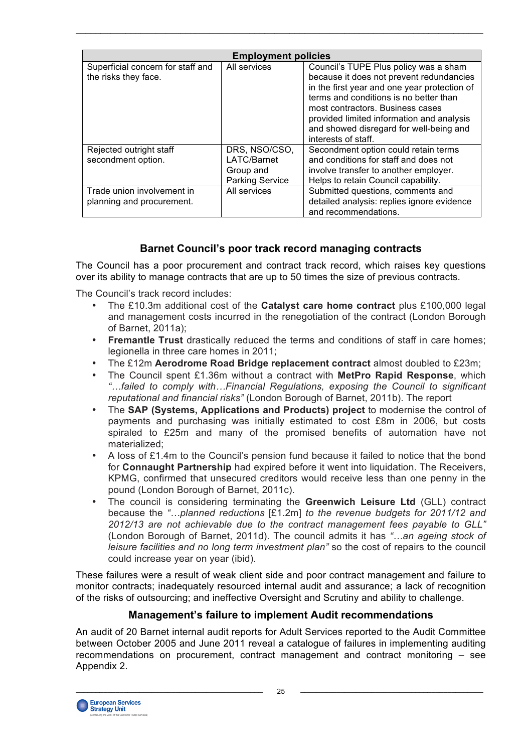| Employment policies | | |
|---|---|---|
| Superficial concern for staff and the risks they face. | All services | Council's TUPE Plus policy was a sham because it does not prevent redundancies in the first year and one year protection of terms and conditions is no better than most contractors. Business cases provided limited information and analysis and showed disregard for well-being and interests of staff. |
| Rejected outright staff secondment option. | DRS, NSO/CSO, LATC/Barnet Group and Parking Service | Secondment option could retain terms and conditions for staff and does not involve transfer to another employer. Helps to retain Council capability. |
| Trade union involvement in planning and procurement. | All services | Submitted questions, comments and detailed analysis: replies ignore evidence and recommendations. |

## Barnet Council's poor track record managing contracts

The Council has a poor procurement and contract track record, which raises key questions over its ability to manage contracts that are up to 50 times the size of previous contracts.

The Council's track record includes:

- The £10.3m additional cost of the **Catalyst care home contract** plus £100,000 legal and management costs incurred in the renegotiation of the contract (London Borough of Barnet, 2011a);
- **Fremantle Trust** drastically reduced the terms and conditions of staff in care homes; legionella in three care homes in 2011;
- The £12m **Aerodrome Road Bridge replacement contract** almost doubled to £23m;
- The Council spent £1.36m without a contract with **MetPro Rapid Response**, which *"…failed to comply with…Financial Regulations, exposing the Council to significant reputational and financial risks"* (London Borough of Barnet, 2011b). The report
- The **SAP (Systems, Applications and Products) project** to modernise the control of payments and purchasing was initially estimated to cost £8m in 2006, but costs spiraled to £25m and many of the promised benefits of automation have not materialized;
- A loss of £1.4m to the Council's pension fund because it failed to notice that the bond for **Connaught Partnership** had expired before it went into liquidation. The Receivers, KPMG, confirmed that unsecured creditors would receive less than one penny in the pound (London Borough of Barnet, 2011c).
- The council is considering terminating the **Greenwich Leisure Ltd** (GLL) contract because the *"…planned reductions* [£1.2m] *to the revenue budgets for 2011/12 and 2012/13 are not achievable due to the contract management fees payable to GLL"* (London Borough of Barnet, 2011d). The council admits it has *"…an ageing stock of leisure facilities and no long term investment plan"* so the cost of repairs to the council could increase year on year (ibid).

These failures were a result of weak client side and poor contract management and failure to monitor contracts; inadequately resourced internal audit and assurance; a lack of recognition of the risks of outsourcing; and ineffective Oversight and Scrutiny and ability to challenge.

## Management's failure to implement Audit recommendations

An audit of 20 Barnet internal audit reports for Adult Services reported to the Audit Committee between October 2005 and June 2011 reveal a catalogue of failures in implementing auditing recommendations on procurement, contract management and contract monitoring – see Appendix 2.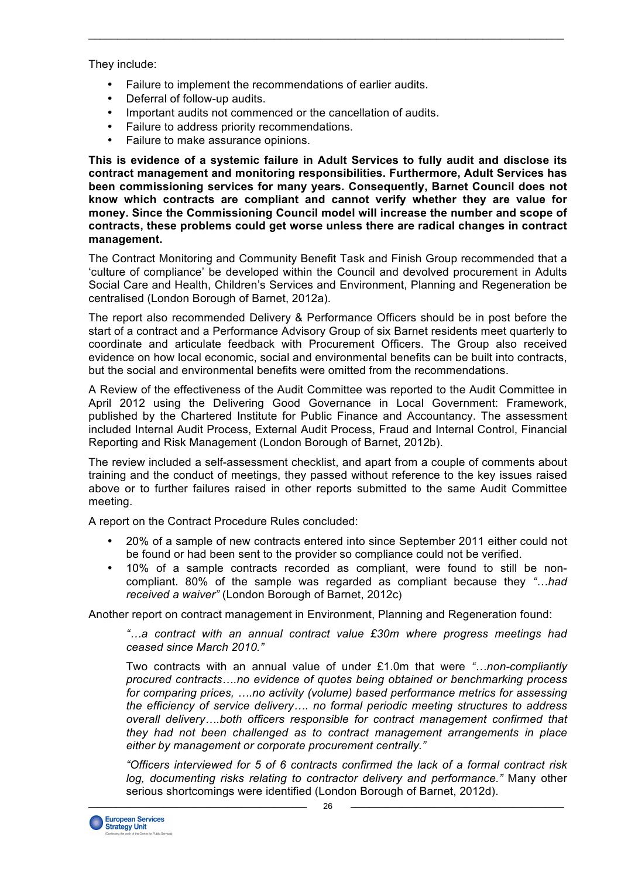They include:

- Failure to implement the recommendations of earlier audits.
- Deferral of follow-up audits.
- Important audits not commenced or the cancellation of audits.
- Failure to address priority recommendations.
- Failure to make assurance opinions.

**This is evidence of a systemic failure in Adult Services to fully audit and disclose its contract management and monitoring responsibilities. Furthermore, Adult Services has been commissioning services for many years. Consequently, Barnet Council does not know which contracts are compliant and cannot verify whether they are value for money. Since the Commissioning Council model will increase the number and scope of contracts, these problems could get worse unless there are radical changes in contract management.**

The Contract Monitoring and Community Benefit Task and Finish Group recommended that a 'culture of compliance' be developed within the Council and devolved procurement in Adults Social Care and Health, Children's Services and Environment, Planning and Regeneration be centralised (London Borough of Barnet, 2012a).

The report also recommended Delivery & Performance Officers should be in post before the start of a contract and a Performance Advisory Group of six Barnet residents meet quarterly to coordinate and articulate feedback with Procurement Officers. The Group also received evidence on how local economic, social and environmental benefits can be built into contracts, but the social and environmental benefits were omitted from the recommendations.

A Review of the effectiveness of the Audit Committee was reported to the Audit Committee in April 2012 using the Delivering Good Governance in Local Government: Framework, published by the Chartered Institute for Public Finance and Accountancy. The assessment included Internal Audit Process, External Audit Process, Fraud and Internal Control, Financial Reporting and Risk Management (London Borough of Barnet, 2012b).

The review included a self-assessment checklist, and apart from a couple of comments about training and the conduct of meetings, they passed without reference to the key issues raised above or to further failures raised in other reports submitted to the same Audit Committee meeting.

A report on the Contract Procedure Rules concluded:

- 20% of a sample of new contracts entered into since September 2011 either could not be found or had been sent to the provider so compliance could not be verified.
- 10% of a sample contracts recorded as compliant, were found to still be non-compliant. 80% of the sample was regarded as compliant because they *"…had received a waiver"* (London Borough of Barnet, 2012c)

Another report on contract management in Environment, Planning and Regeneration found:

> *"…a contract with an annual contract value £30m where progress meetings had ceased since March 2010."*
>
> Two contracts with an annual value of under £1.0m that were *"…non-compliantly procured contracts….no evidence of quotes being obtained or benchmarking process for comparing prices, ….no activity (volume) based performance metrics for assessing the efficiency of service delivery…. no formal periodic meeting structures to address overall delivery….both officers responsible for contract management confirmed that they had not been challenged as to contract management arrangements in place either by management or corporate procurement centrally."*
>
> *"Officers interviewed for 5 of 6 contracts confirmed the lack of a formal contract risk log, documenting risks relating to contractor delivery and performance."* Many other serious shortcomings were identified (London Borough of Barnet, 2012d).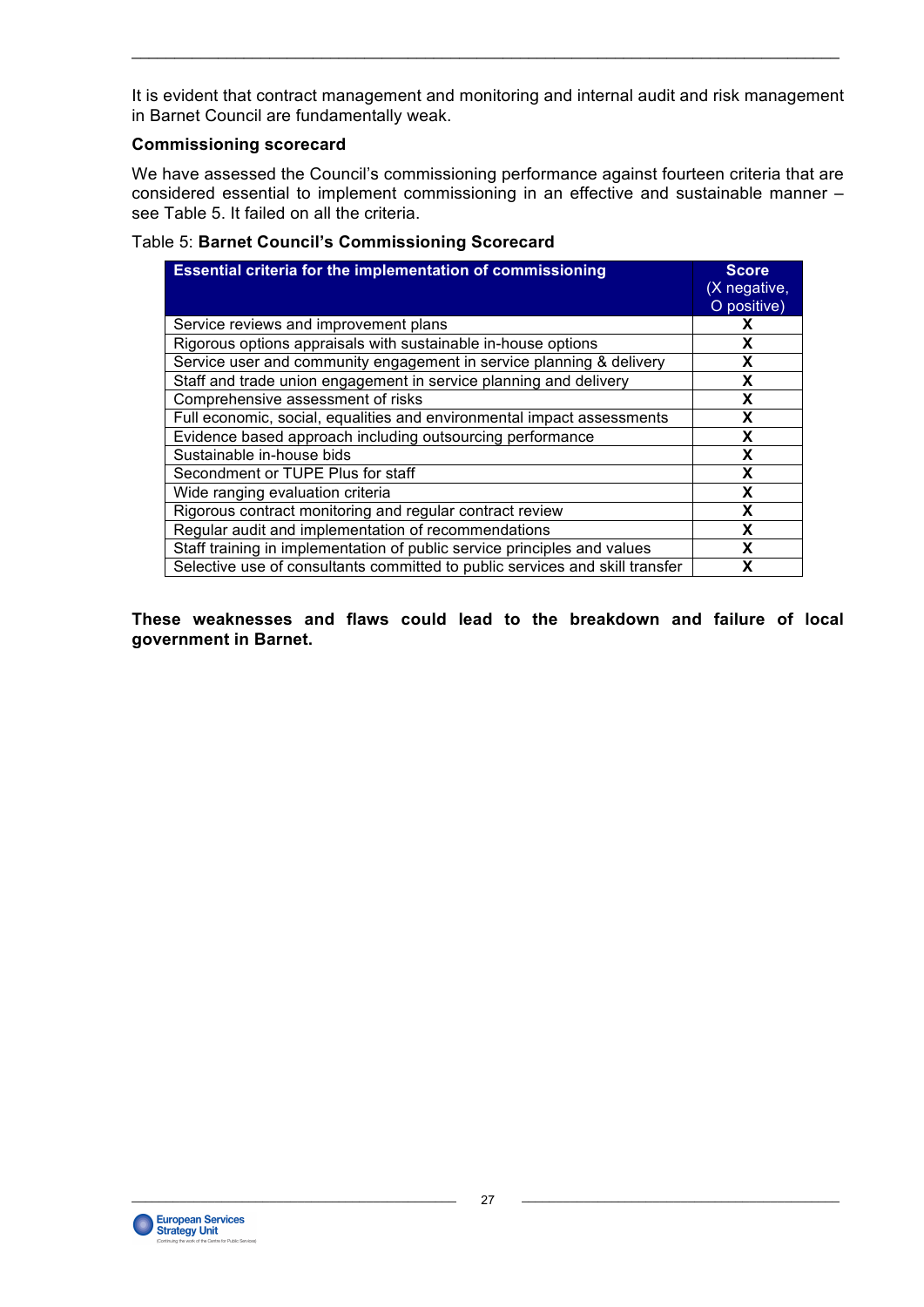It is evident that contract management and monitoring and internal audit and risk management in Barnet Council are fundamentally weak.

**Commissioning scorecard**

We have assessed the Council's commissioning performance against fourteen criteria that are considered essential to implement commissioning in an effective and sustainable manner – see Table 5. It failed on all the criteria.

Table 5: **Barnet Council's Commissioning Scorecard**

| **Essential criteria for the implementation of commissioning** | **Score** (X negative, O positive) |
|---|---|
| Service reviews and improvement plans | **X** |
| Rigorous options appraisals with sustainable in-house options | **X** |
| Service user and community engagement in service planning & delivery | **X** |
| Staff and trade union engagement in service planning and delivery | **X** |
| Comprehensive assessment of risks | **X** |
| Full economic, social, equalities and environmental impact assessments | **X** |
| Evidence based approach including outsourcing performance | **X** |
| Sustainable in-house bids | **X** |
| Secondment or TUPE Plus for staff | **X** |
| Wide ranging evaluation criteria | **X** |
| Rigorous contract monitoring and regular contract review | **X** |
| Regular audit and implementation of recommendations | **X** |
| Staff training in implementation of public service principles and values | **X** |
| Selective use of consultants committed to public services and skill transfer | **X** |

**These weaknesses and flaws could lead to the breakdown and failure of local government in Barnet.**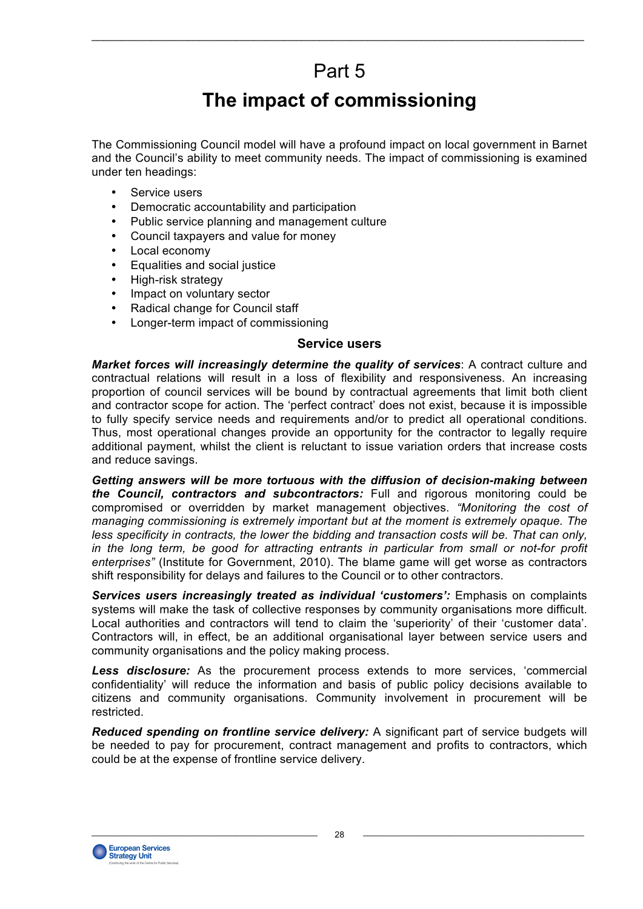# Part 5

# The impact of commissioning

The Commissioning Council model will have a profound impact on local government in Barnet and the Council's ability to meet community needs. The impact of commissioning is examined under ten headings:

- Service users
- Democratic accountability and participation
- Public service planning and management culture
- Council taxpayers and value for money
- Local economy
- Equalities and social justice
- High-risk strategy
- Impact on voluntary sector
- Radical change for Council staff
- Longer-term impact of commissioning

## Service users

***Market forces will increasingly determine the quality of services***: A contract culture and contractual relations will result in a loss of flexibility and responsiveness. An increasing proportion of council services will be bound by contractual agreements that limit both client and contractor scope for action. The 'perfect contract' does not exist, because it is impossible to fully specify service needs and requirements and/or to predict all operational conditions. Thus, most operational changes provide an opportunity for the contractor to legally require additional payment, whilst the client is reluctant to issue variation orders that increase costs and reduce savings.

***Getting answers will be more tortuous with the diffusion of decision-making between the Council, contractors and subcontractors:*** Full and rigorous monitoring could be compromised or overridden by market management objectives. *"Monitoring the cost of managing commissioning is extremely important but at the moment is extremely opaque. The less specificity in contracts, the lower the bidding and transaction costs will be. That can only, in the long term, be good for attracting entrants in particular from small or not-for profit enterprises"* (Institute for Government, 2010). The blame game will get worse as contractors shift responsibility for delays and failures to the Council or to other contractors.

***Services users increasingly treated as individual 'customers':*** Emphasis on complaints systems will make the task of collective responses by community organisations more difficult. Local authorities and contractors will tend to claim the 'superiority' of their 'customer data'. Contractors will, in effect, be an additional organisational layer between service users and community organisations and the policy making process.

***Less disclosure:*** As the procurement process extends to more services, 'commercial confidentiality' will reduce the information and basis of public policy decisions available to citizens and community organisations. Community involvement in procurement will be restricted.

***Reduced spending on frontline service delivery:*** A significant part of service budgets will be needed to pay for procurement, contract management and profits to contractors, which could be at the expense of frontline service delivery.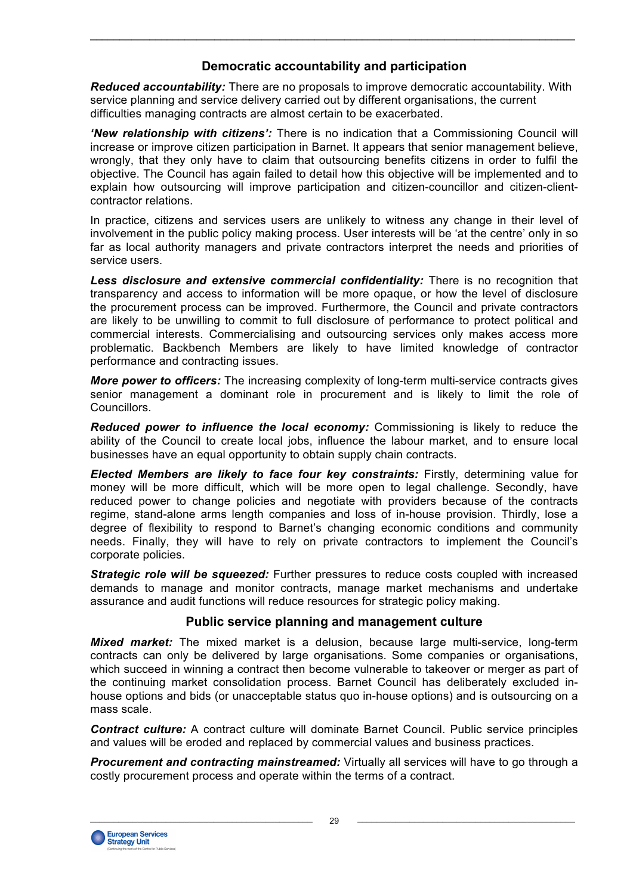## Democratic accountability and participation

***Reduced accountability:*** There are no proposals to improve democratic accountability. With service planning and service delivery carried out by different organisations, the current difficulties managing contracts are almost certain to be exacerbated.

***'New relationship with citizens':*** There is no indication that a Commissioning Council will increase or improve citizen participation in Barnet. It appears that senior management believe, wrongly, that they only have to claim that outsourcing benefits citizens in order to fulfil the objective. The Council has again failed to detail how this objective will be implemented and to explain how outsourcing will improve participation and citizen-councillor and citizen-client-contractor relations.

In practice, citizens and services users are unlikely to witness any change in their level of involvement in the public policy making process. User interests will be 'at the centre' only in so far as local authority managers and private contractors interpret the needs and priorities of service users.

***Less disclosure and extensive commercial confidentiality:*** There is no recognition that transparency and access to information will be more opaque, or how the level of disclosure the procurement process can be improved. Furthermore, the Council and private contractors are likely to be unwilling to commit to full disclosure of performance to protect political and commercial interests. Commercialising and outsourcing services only makes access more problematic. Backbench Members are likely to have limited knowledge of contractor performance and contracting issues.

***More power to officers:*** The increasing complexity of long-term multi-service contracts gives senior management a dominant role in procurement and is likely to limit the role of Councillors.

***Reduced power to influence the local economy:*** Commissioning is likely to reduce the ability of the Council to create local jobs, influence the labour market, and to ensure local businesses have an equal opportunity to obtain supply chain contracts.

***Elected Members are likely to face four key constraints:*** Firstly, determining value for money will be more difficult, which will be more open to legal challenge. Secondly, have reduced power to change policies and negotiate with providers because of the contracts regime, stand-alone arms length companies and loss of in-house provision. Thirdly, lose a degree of flexibility to respond to Barnet's changing economic conditions and community needs. Finally, they will have to rely on private contractors to implement the Council's corporate policies.

***Strategic role will be squeezed:*** Further pressures to reduce costs coupled with increased demands to manage and monitor contracts, manage market mechanisms and undertake assurance and audit functions will reduce resources for strategic policy making.

## Public service planning and management culture

***Mixed market:*** The mixed market is a delusion, because large multi-service, long-term contracts can only be delivered by large organisations. Some companies or organisations, which succeed in winning a contract then become vulnerable to takeover or merger as part of the continuing market consolidation process. Barnet Council has deliberately excluded in-house options and bids (or unacceptable status quo in-house options) and is outsourcing on a mass scale.

***Contract culture:*** A contract culture will dominate Barnet Council. Public service principles and values will be eroded and replaced by commercial values and business practices.

***Procurement and contracting mainstreamed:*** Virtually all services will have to go through a costly procurement process and operate within the terms of a contract.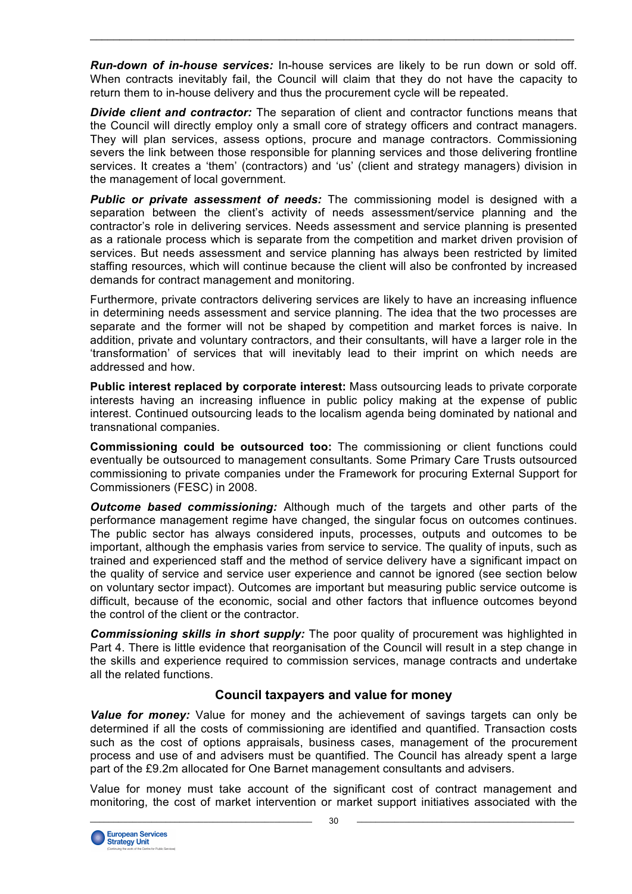***Run-down of in-house services:*** In-house services are likely to be run down or sold off. When contracts inevitably fail, the Council will claim that they do not have the capacity to return them to in-house delivery and thus the procurement cycle will be repeated.

***Divide client and contractor:*** The separation of client and contractor functions means that the Council will directly employ only a small core of strategy officers and contract managers. They will plan services, assess options, procure and manage contractors. Commissioning severs the link between those responsible for planning services and those delivering frontline services. It creates a 'them' (contractors) and 'us' (client and strategy managers) division in the management of local government.

***Public or private assessment of needs:*** The commissioning model is designed with a separation between the client's activity of needs assessment/service planning and the contractor's role in delivering services. Needs assessment and service planning is presented as a rationale process which is separate from the competition and market driven provision of services. But needs assessment and service planning has always been restricted by limited staffing resources, which will continue because the client will also be confronted by increased demands for contract management and monitoring.

Furthermore, private contractors delivering services are likely to have an increasing influence in determining needs assessment and service planning. The idea that the two processes are separate and the former will not be shaped by competition and market forces is naive. In addition, private and voluntary contractors, and their consultants, will have a larger role in the 'transformation' of services that will inevitably lead to their imprint on which needs are addressed and how.

**Public interest replaced by corporate interest:** Mass outsourcing leads to private corporate interests having an increasing influence in public policy making at the expense of public interest. Continued outsourcing leads to the localism agenda being dominated by national and transnational companies.

**Commissioning could be outsourced too:** The commissioning or client functions could eventually be outsourced to management consultants. Some Primary Care Trusts outsourced commissioning to private companies under the Framework for procuring External Support for Commissioners (FESC) in 2008.

***Outcome based commissioning:*** Although much of the targets and other parts of the performance management regime have changed, the singular focus on outcomes continues. The public sector has always considered inputs, processes, outputs and outcomes to be important, although the emphasis varies from service to service. The quality of inputs, such as trained and experienced staff and the method of service delivery have a significant impact on the quality of service and service user experience and cannot be ignored (see section below on voluntary sector impact). Outcomes are important but measuring public service outcome is difficult, because of the economic, social and other factors that influence outcomes beyond the control of the client or the contractor.

***Commissioning skills in short supply:*** The poor quality of procurement was highlighted in Part 4. There is little evidence that reorganisation of the Council will result in a step change in the skills and experience required to commission services, manage contracts and undertake all the related functions.

### Council taxpayers and value for money

***Value for money:*** Value for money and the achievement of savings targets can only be determined if all the costs of commissioning are identified and quantified. Transaction costs such as the cost of options appraisals, business cases, management of the procurement process and use of and advisers must be quantified. The Council has already spent a large part of the £9.2m allocated for One Barnet management consultants and advisers.

Value for money must take account of the significant cost of contract management and monitoring, the cost of market intervention or market support initiatives associated with the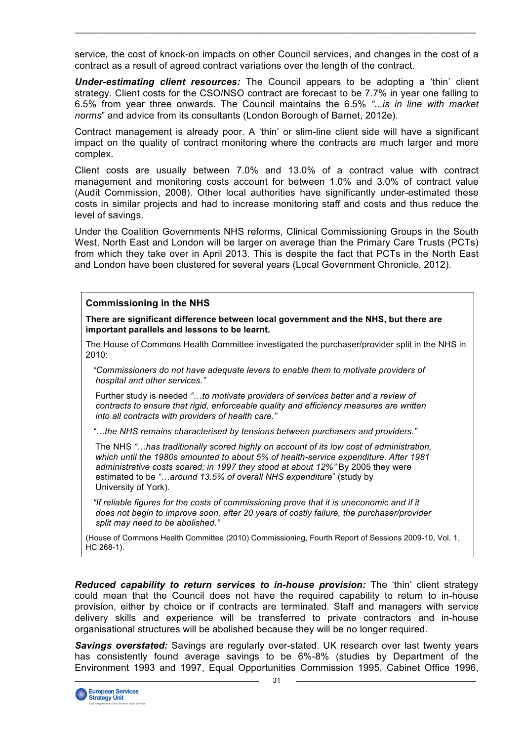service, the cost of knock-on impacts on other Council services, and changes in the cost of a contract as a result of agreed contract variations over the length of the contract.

***Under-estimating client resources:*** The Council appears to be adopting a 'thin' client strategy. Client costs for the CSO/NSO contract are forecast to be 7.7% in year one falling to 6.5% from year three onwards. The Council maintains the 6.5% *"...is in line with market norms*" and advice from its consultants (London Borough of Barnet, 2012e).

Contract management is already poor. A 'thin' or slim-line client side will have a significant impact on the quality of contract monitoring where the contracts are much larger and more complex.

Client costs are usually between 7.0% and 13.0% of a contract value with contract management and monitoring costs account for between 1.0% and 3.0% of contract value (Audit Commission, 2008). Other local authorities have significantly under-estimated these costs in similar projects and had to increase monitoring staff and costs and thus reduce the level of savings.

Under the Coalition Governments NHS reforms, Clinical Commissioning Groups in the South West, North East and London will be larger on average than the Primary Care Trusts (PCTs) from which they take over in April 2013. This is despite the fact that PCTs in the North East and London have been clustered for several years (Local Government Chronicle, 2012).

> **Commissioning in the NHS**
>
> **There are significant difference between local government and the NHS, but there are important parallels and lessons to be learnt.**
>
> The House of Commons Health Committee investigated the purchaser/provider split in the NHS in 2010:
>
> *"Commissioners do not have adequate levers to enable them to motivate providers of hospital and other services."*
>
> Further study is needed *"…to motivate providers of services better and a review of contracts to ensure that rigid, enforceable quality and efficiency measures are written into all contracts with providers of health care."*
>
> *"…the NHS remains characterised by tensions between purchasers and providers."*
>
> The NHS *"…has traditionally scored highly on account of its low cost of administration, which until the 1980s amounted to about 5% of health-service expenditure. After 1981 administrative costs soared; in 1997 they stood at about 12%"* By 2005 they were estimated to be *"…around 13.5% of overall NHS expenditure*" (study by University of York).
>
> *"If reliable figures for the costs of commissioning prove that it is uneconomic and if it does not begin to improve soon, after 20 years of costly failure, the purchaser/provider split may need to be abolished."*
>
> (House of Commons Health Committee (2010) Commissioning, Fourth Report of Sessions 2009-10, Vol. 1, HC 268-1).

***Reduced capability to return services to in-house provision:*** The 'thin' client strategy could mean that the Council does not have the required capability to return to in-house provision, either by choice or if contracts are terminated. Staff and managers with service delivery skills and experience will be transferred to private contractors and in-house organisational structures will be abolished because they will be no longer required.

***Savings overstated:*** Savings are regularly over-stated. UK research over last twenty years has consistently found average savings to be 6%-8% (studies by Department of the Environment 1993 and 1997, Equal Opportunities Commission 1995, Cabinet Office 1996,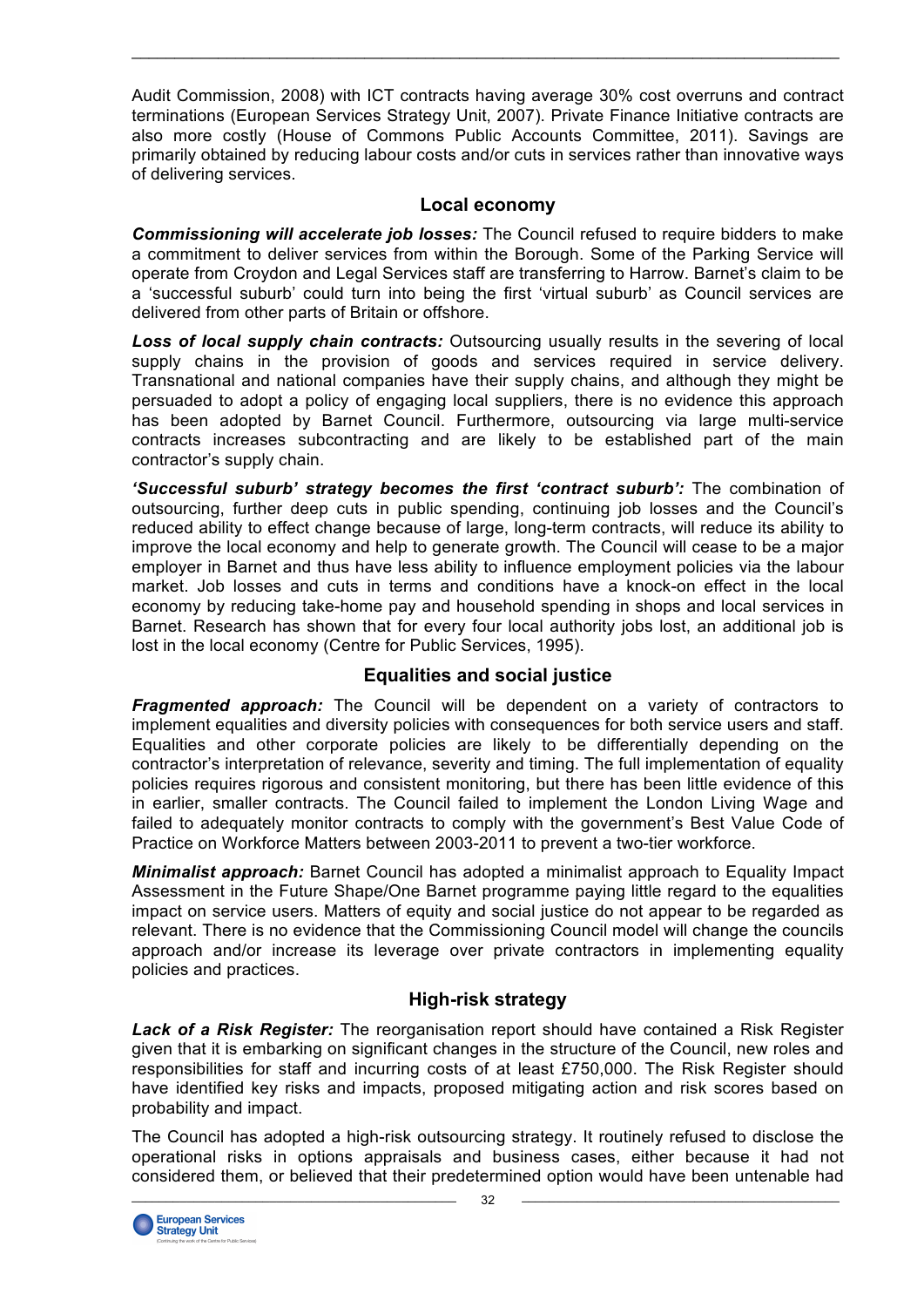Audit Commission, 2008) with ICT contracts having average 30% cost overruns and contract terminations (European Services Strategy Unit, 2007). Private Finance Initiative contracts are also more costly (House of Commons Public Accounts Committee, 2011). Savings are primarily obtained by reducing labour costs and/or cuts in services rather than innovative ways of delivering services.

## Local economy

***Commissioning will accelerate job losses:*** The Council refused to require bidders to make a commitment to deliver services from within the Borough. Some of the Parking Service will operate from Croydon and Legal Services staff are transferring to Harrow. Barnet's claim to be a 'successful suburb' could turn into being the first 'virtual suburb' as Council services are delivered from other parts of Britain or offshore.

***Loss of local supply chain contracts:*** Outsourcing usually results in the severing of local supply chains in the provision of goods and services required in service delivery. Transnational and national companies have their supply chains, and although they might be persuaded to adopt a policy of engaging local suppliers, there is no evidence this approach has been adopted by Barnet Council. Furthermore, outsourcing via large multi-service contracts increases subcontracting and are likely to be established part of the main contractor's supply chain.

***'Successful suburb' strategy becomes the first 'contract suburb':*** The combination of outsourcing, further deep cuts in public spending, continuing job losses and the Council's reduced ability to effect change because of large, long-term contracts, will reduce its ability to improve the local economy and help to generate growth. The Council will cease to be a major employer in Barnet and thus have less ability to influence employment policies via the labour market. Job losses and cuts in terms and conditions have a knock-on effect in the local economy by reducing take-home pay and household spending in shops and local services in Barnet. Research has shown that for every four local authority jobs lost, an additional job is lost in the local economy (Centre for Public Services, 1995).

## Equalities and social justice

***Fragmented approach:*** The Council will be dependent on a variety of contractors to implement equalities and diversity policies with consequences for both service users and staff. Equalities and other corporate policies are likely to be differentially depending on the contractor's interpretation of relevance, severity and timing. The full implementation of equality policies requires rigorous and consistent monitoring, but there has been little evidence of this in earlier, smaller contracts. The Council failed to implement the London Living Wage and failed to adequately monitor contracts to comply with the government's Best Value Code of Practice on Workforce Matters between 2003-2011 to prevent a two-tier workforce.

***Minimalist approach:*** Barnet Council has adopted a minimalist approach to Equality Impact Assessment in the Future Shape/One Barnet programme paying little regard to the equalities impact on service users. Matters of equity and social justice do not appear to be regarded as relevant. There is no evidence that the Commissioning Council model will change the councils approach and/or increase its leverage over private contractors in implementing equality policies and practices.

## High-risk strategy

***Lack of a Risk Register:*** The reorganisation report should have contained a Risk Register given that it is embarking on significant changes in the structure of the Council, new roles and responsibilities for staff and incurring costs of at least £750,000. The Risk Register should have identified key risks and impacts, proposed mitigating action and risk scores based on probability and impact.

The Council has adopted a high-risk outsourcing strategy. It routinely refused to disclose the operational risks in options appraisals and business cases, either because it had not considered them, or believed that their predetermined option would have been untenable had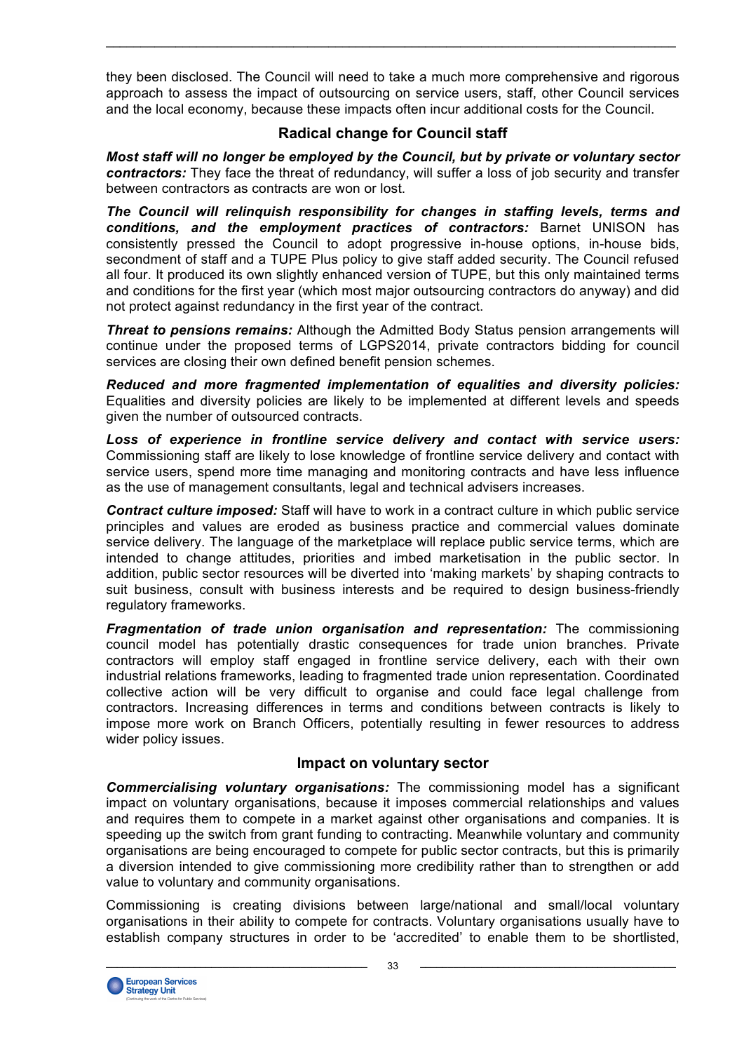they been disclosed. The Council will need to take a much more comprehensive and rigorous approach to assess the impact of outsourcing on service users, staff, other Council services and the local economy, because these impacts often incur additional costs for the Council.

## Radical change for Council staff

***Most staff will no longer be employed by the Council, but by private or voluntary sector contractors:*** They face the threat of redundancy, will suffer a loss of job security and transfer between contractors as contracts are won or lost.

***The Council will relinquish responsibility for changes in staffing levels, terms and conditions, and the employment practices of contractors:*** Barnet UNISON has consistently pressed the Council to adopt progressive in-house options, in-house bids, secondment of staff and a TUPE Plus policy to give staff added security. The Council refused all four. It produced its own slightly enhanced version of TUPE, but this only maintained terms and conditions for the first year (which most major outsourcing contractors do anyway) and did not protect against redundancy in the first year of the contract.

***Threat to pensions remains:*** Although the Admitted Body Status pension arrangements will continue under the proposed terms of LGPS2014, private contractors bidding for council services are closing their own defined benefit pension schemes.

***Reduced and more fragmented implementation of equalities and diversity policies:*** Equalities and diversity policies are likely to be implemented at different levels and speeds given the number of outsourced contracts.

***Loss of experience in frontline service delivery and contact with service users:*** Commissioning staff are likely to lose knowledge of frontline service delivery and contact with service users, spend more time managing and monitoring contracts and have less influence as the use of management consultants, legal and technical advisers increases.

***Contract culture imposed:*** Staff will have to work in a contract culture in which public service principles and values are eroded as business practice and commercial values dominate service delivery. The language of the marketplace will replace public service terms, which are intended to change attitudes, priorities and imbed marketisation in the public sector. In addition, public sector resources will be diverted into 'making markets' by shaping contracts to suit business, consult with business interests and be required to design business-friendly regulatory frameworks.

***Fragmentation of trade union organisation and representation:*** The commissioning council model has potentially drastic consequences for trade union branches. Private contractors will employ staff engaged in frontline service delivery, each with their own industrial relations frameworks, leading to fragmented trade union representation. Coordinated collective action will be very difficult to organise and could face legal challenge from contractors. Increasing differences in terms and conditions between contracts is likely to impose more work on Branch Officers, potentially resulting in fewer resources to address wider policy issues.

## Impact on voluntary sector

***Commercialising voluntary organisations:*** The commissioning model has a significant impact on voluntary organisations, because it imposes commercial relationships and values and requires them to compete in a market against other organisations and companies. It is speeding up the switch from grant funding to contracting. Meanwhile voluntary and community organisations are being encouraged to compete for public sector contracts, but this is primarily a diversion intended to give commissioning more credibility rather than to strengthen or add value to voluntary and community organisations.

Commissioning is creating divisions between large/national and small/local voluntary organisations in their ability to compete for contracts. Voluntary organisations usually have to establish company structures in order to be 'accredited' to enable them to be shortlisted,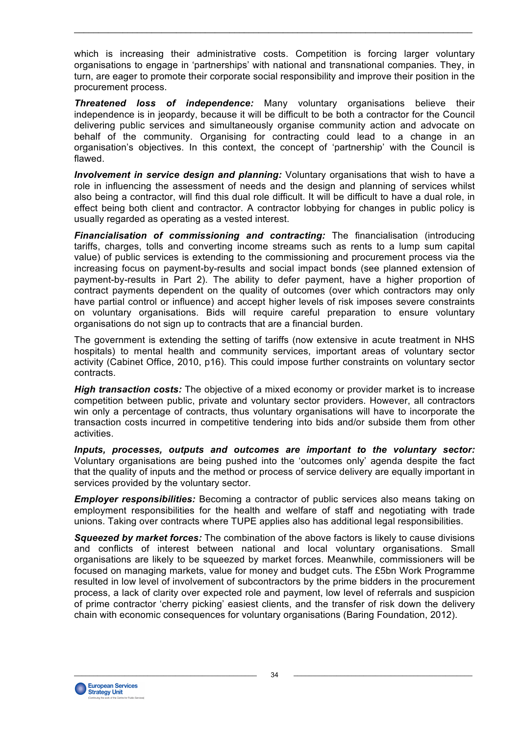which is increasing their administrative costs. Competition is forcing larger voluntary organisations to engage in 'partnerships' with national and transnational companies. They, in turn, are eager to promote their corporate social responsibility and improve their position in the procurement process.

***Threatened loss of independence:*** Many voluntary organisations believe their independence is in jeopardy, because it will be difficult to be both a contractor for the Council delivering public services and simultaneously organise community action and advocate on behalf of the community. Organising for contracting could lead to a change in an organisation's objectives. In this context, the concept of 'partnership' with the Council is flawed.

***Involvement in service design and planning:*** Voluntary organisations that wish to have a role in influencing the assessment of needs and the design and planning of services whilst also being a contractor, will find this dual role difficult. It will be difficult to have a dual role, in effect being both client and contractor. A contractor lobbying for changes in public policy is usually regarded as operating as a vested interest.

***Financialisation of commissioning and contracting:*** The financialisation (introducing tariffs, charges, tolls and converting income streams such as rents to a lump sum capital value) of public services is extending to the commissioning and procurement process via the increasing focus on payment-by-results and social impact bonds (see planned extension of payment-by-results in Part 2). The ability to defer payment, have a higher proportion of contract payments dependent on the quality of outcomes (over which contractors may only have partial control or influence) and accept higher levels of risk imposes severe constraints on voluntary organisations. Bids will require careful preparation to ensure voluntary organisations do not sign up to contracts that are a financial burden.

The government is extending the setting of tariffs (now extensive in acute treatment in NHS hospitals) to mental health and community services, important areas of voluntary sector activity (Cabinet Office, 2010, p16). This could impose further constraints on voluntary sector contracts.

***High transaction costs:*** The objective of a mixed economy or provider market is to increase competition between public, private and voluntary sector providers. However, all contractors win only a percentage of contracts, thus voluntary organisations will have to incorporate the transaction costs incurred in competitive tendering into bids and/or subside them from other activities.

***Inputs, processes, outputs and outcomes are important to the voluntary sector:*** Voluntary organisations are being pushed into the 'outcomes only' agenda despite the fact that the quality of inputs and the method or process of service delivery are equally important in services provided by the voluntary sector.

***Employer responsibilities:*** Becoming a contractor of public services also means taking on employment responsibilities for the health and welfare of staff and negotiating with trade unions. Taking over contracts where TUPE applies also has additional legal responsibilities.

***Squeezed by market forces:*** The combination of the above factors is likely to cause divisions and conflicts of interest between national and local voluntary organisations. Small organisations are likely to be squeezed by market forces. Meanwhile, commissioners will be focused on managing markets, value for money and budget cuts. The £5bn Work Programme resulted in low level of involvement of subcontractors by the prime bidders in the procurement process, a lack of clarity over expected role and payment, low level of referrals and suspicion of prime contractor 'cherry picking' easiest clients, and the transfer of risk down the delivery chain with economic consequences for voluntary organisations (Baring Foundation, 2012).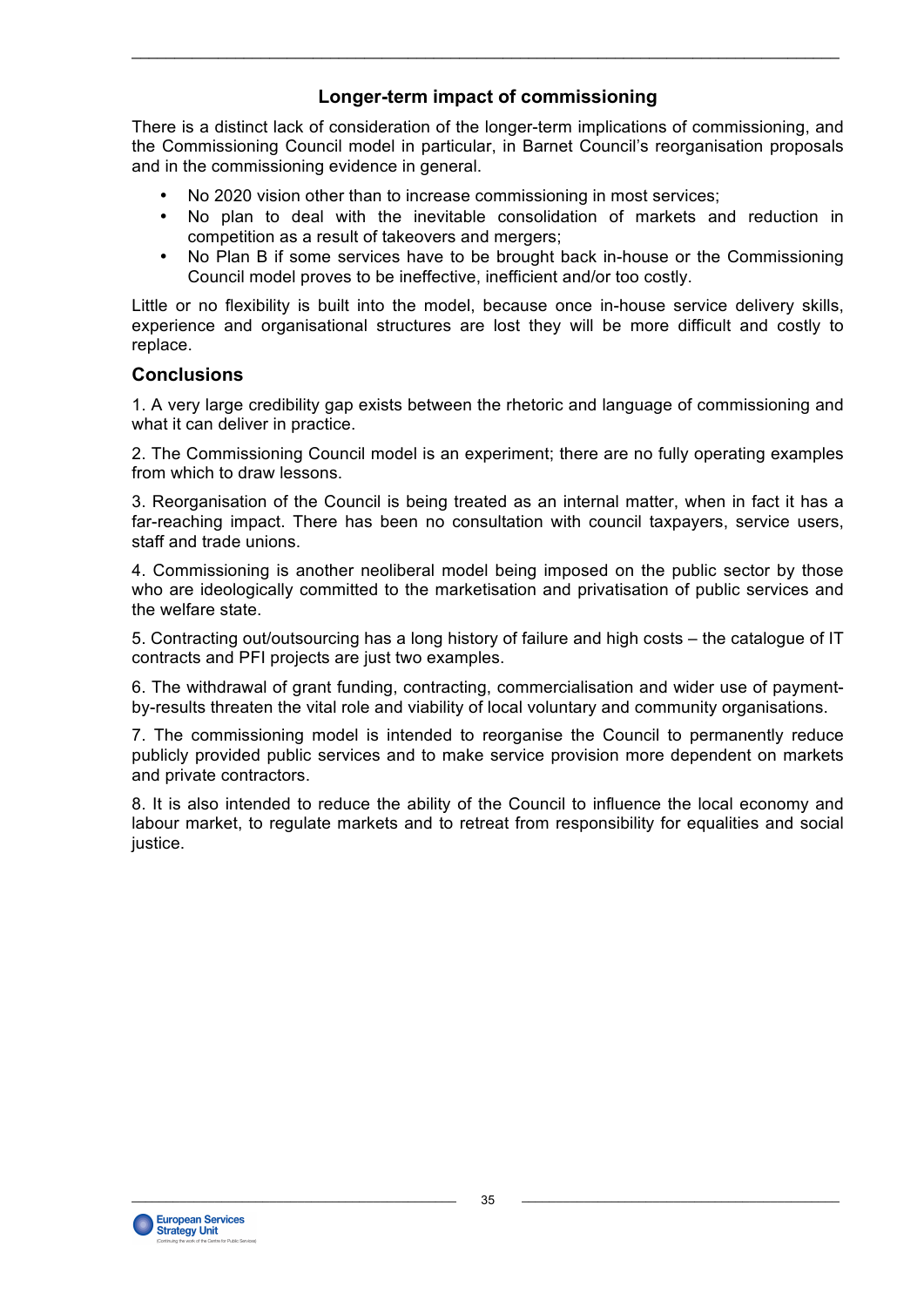## Longer-term impact of commissioning

There is a distinct lack of consideration of the longer-term implications of commissioning, and the Commissioning Council model in particular, in Barnet Council's reorganisation proposals and in the commissioning evidence in general.

- No 2020 vision other than to increase commissioning in most services;
- No plan to deal with the inevitable consolidation of markets and reduction in competition as a result of takeovers and mergers;
- No Plan B if some services have to be brought back in-house or the Commissioning Council model proves to be ineffective, inefficient and/or too costly.

Little or no flexibility is built into the model, because once in-house service delivery skills, experience and organisational structures are lost they will be more difficult and costly to replace.

### Conclusions

1. A very large credibility gap exists between the rhetoric and language of commissioning and what it can deliver in practice.

2. The Commissioning Council model is an experiment; there are no fully operating examples from which to draw lessons.

3. Reorganisation of the Council is being treated as an internal matter, when in fact it has a far-reaching impact. There has been no consultation with council taxpayers, service users, staff and trade unions.

4. Commissioning is another neoliberal model being imposed on the public sector by those who are ideologically committed to the marketisation and privatisation of public services and the welfare state.

5. Contracting out/outsourcing has a long history of failure and high costs – the catalogue of IT contracts and PFI projects are just two examples.

6. The withdrawal of grant funding, contracting, commercialisation and wider use of payment-by-results threaten the vital role and viability of local voluntary and community organisations.

7. The commissioning model is intended to reorganise the Council to permanently reduce publicly provided public services and to make service provision more dependent on markets and private contractors.

8. It is also intended to reduce the ability of the Council to influence the local economy and labour market, to regulate markets and to retreat from responsibility for equalities and social justice.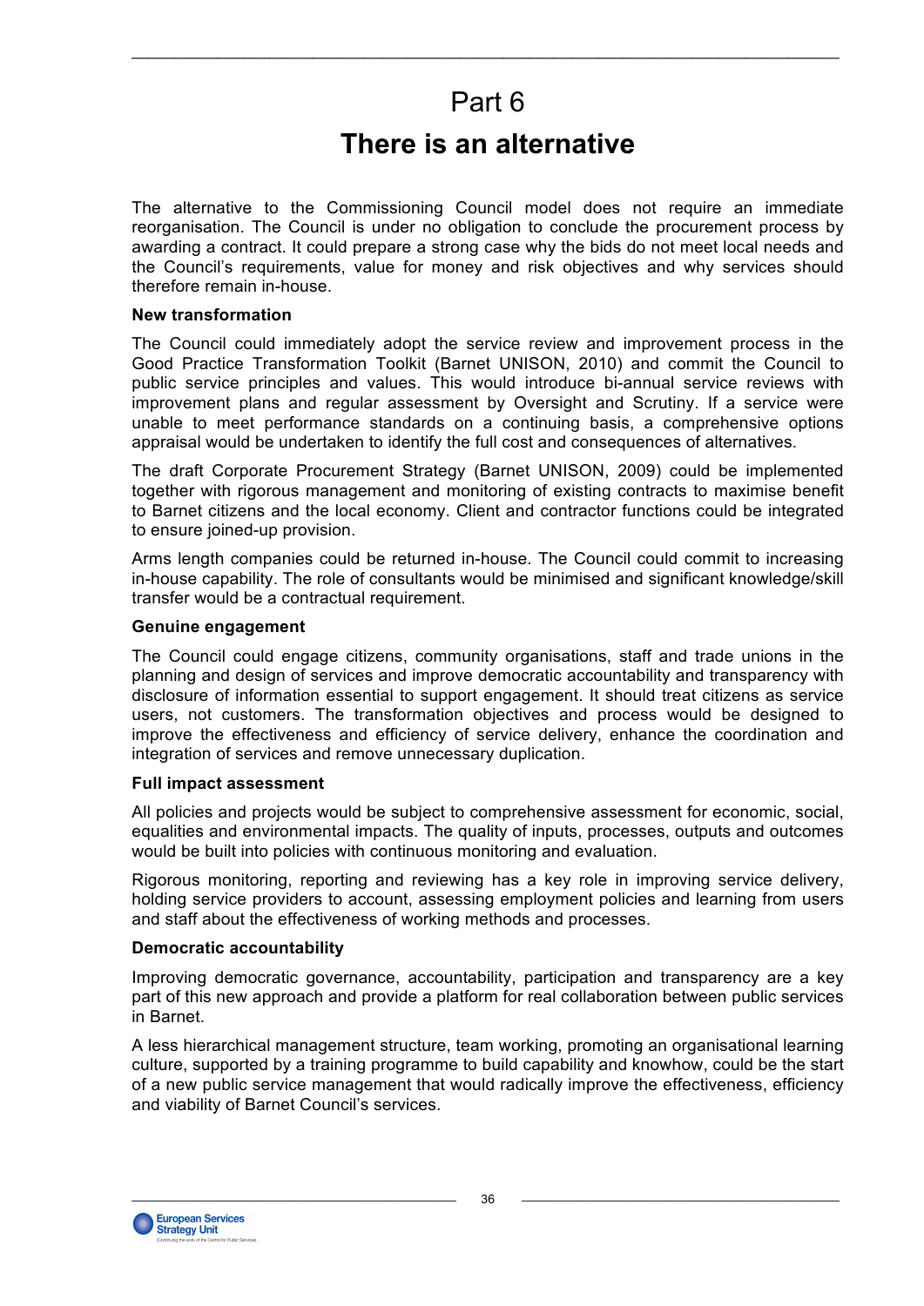# Part 6

## There is an alternative

The alternative to the Commissioning Council model does not require an immediate reorganisation. The Council is under no obligation to conclude the procurement process by awarding a contract. It could prepare a strong case why the bids do not meet local needs and the Council's requirements, value for money and risk objectives and why services should therefore remain in-house.

**New transformation**

The Council could immediately adopt the service review and improvement process in the Good Practice Transformation Toolkit (Barnet UNISON, 2010) and commit the Council to public service principles and values. This would introduce bi-annual service reviews with improvement plans and regular assessment by Oversight and Scrutiny. If a service were unable to meet performance standards on a continuing basis, a comprehensive options appraisal would be undertaken to identify the full cost and consequences of alternatives.

The draft Corporate Procurement Strategy (Barnet UNISON, 2009) could be implemented together with rigorous management and monitoring of existing contracts to maximise benefit to Barnet citizens and the local economy. Client and contractor functions could be integrated to ensure joined-up provision.

Arms length companies could be returned in-house. The Council could commit to increasing in-house capability. The role of consultants would be minimised and significant knowledge/skill transfer would be a contractual requirement.

**Genuine engagement**

The Council could engage citizens, community organisations, staff and trade unions in the planning and design of services and improve democratic accountability and transparency with disclosure of information essential to support engagement. It should treat citizens as service users, not customers. The transformation objectives and process would be designed to improve the effectiveness and efficiency of service delivery, enhance the coordination and integration of services and remove unnecessary duplication.

**Full impact assessment**

All policies and projects would be subject to comprehensive assessment for economic, social, equalities and environmental impacts. The quality of inputs, processes, outputs and outcomes would be built into policies with continuous monitoring and evaluation.

Rigorous monitoring, reporting and reviewing has a key role in improving service delivery, holding service providers to account, assessing employment policies and learning from users and staff about the effectiveness of working methods and processes.

**Democratic accountability**

Improving democratic governance, accountability, participation and transparency are a key part of this new approach and provide a platform for real collaboration between public services in Barnet.

A less hierarchical management structure, team working, promoting an organisational learning culture, supported by a training programme to build capability and knowhow, could be the start of a new public service management that would radically improve the effectiveness, efficiency and viability of Barnet Council's services.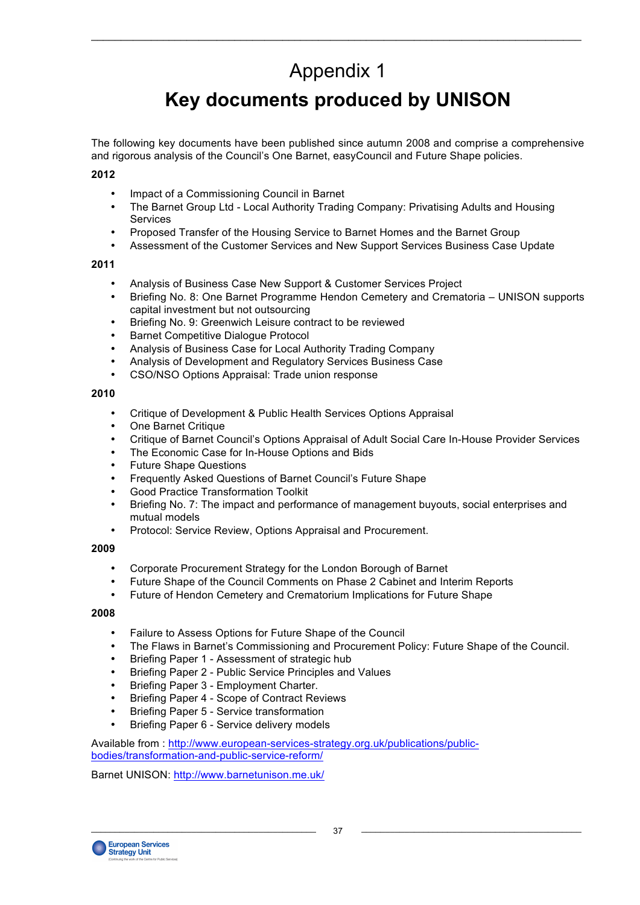# Appendix 1

## Key documents produced by UNISON

The following key documents have been published since autumn 2008 and comprise a comprehensive and rigorous analysis of the Council's One Barnet, easyCouncil and Future Shape policies.

**2012**

- Impact of a Commissioning Council in Barnet
- The Barnet Group Ltd - Local Authority Trading Company: Privatising Adults and Housing Services
- Proposed Transfer of the Housing Service to Barnet Homes and the Barnet Group
- Assessment of the Customer Services and New Support Services Business Case Update

**2011**

- Analysis of Business Case New Support & Customer Services Project
- Briefing No. 8: One Barnet Programme Hendon Cemetery and Crematoria – UNISON supports capital investment but not outsourcing
- Briefing No. 9: Greenwich Leisure contract to be reviewed
- Barnet Competitive Dialogue Protocol
- Analysis of Business Case for Local Authority Trading Company
- Analysis of Development and Regulatory Services Business Case
- CSO/NSO Options Appraisal: Trade union response

**2010**

- Critique of Development & Public Health Services Options Appraisal
- One Barnet Critique
- Critique of Barnet Council's Options Appraisal of Adult Social Care In-House Provider Services
- The Economic Case for In-House Options and Bids
- Future Shape Questions
- Frequently Asked Questions of Barnet Council's Future Shape
- Good Practice Transformation Toolkit
- Briefing No. 7: The impact and performance of management buyouts, social enterprises and mutual models
- Protocol: Service Review, Options Appraisal and Procurement.

**2009**

- Corporate Procurement Strategy for the London Borough of Barnet
- Future Shape of the Council Comments on Phase 2 Cabinet and Interim Reports
- Future of Hendon Cemetery and Crematorium Implications for Future Shape

**2008**

- Failure to Assess Options for Future Shape of the Council
- The Flaws in Barnet's Commissioning and Procurement Policy: Future Shape of the Council.
- Briefing Paper 1 - Assessment of strategic hub
- Briefing Paper 2 - Public Service Principles and Values
- Briefing Paper 3 - Employment Charter.
- Briefing Paper 4 - Scope of Contract Reviews
- Briefing Paper 5 - Service transformation
- Briefing Paper 6 - Service delivery models

Available from : http://www.european-services-strategy.org.uk/publications/public-bodies/transformation-and-public-service-reform/

Barnet UNISON: http://www.barnetunison.me.uk/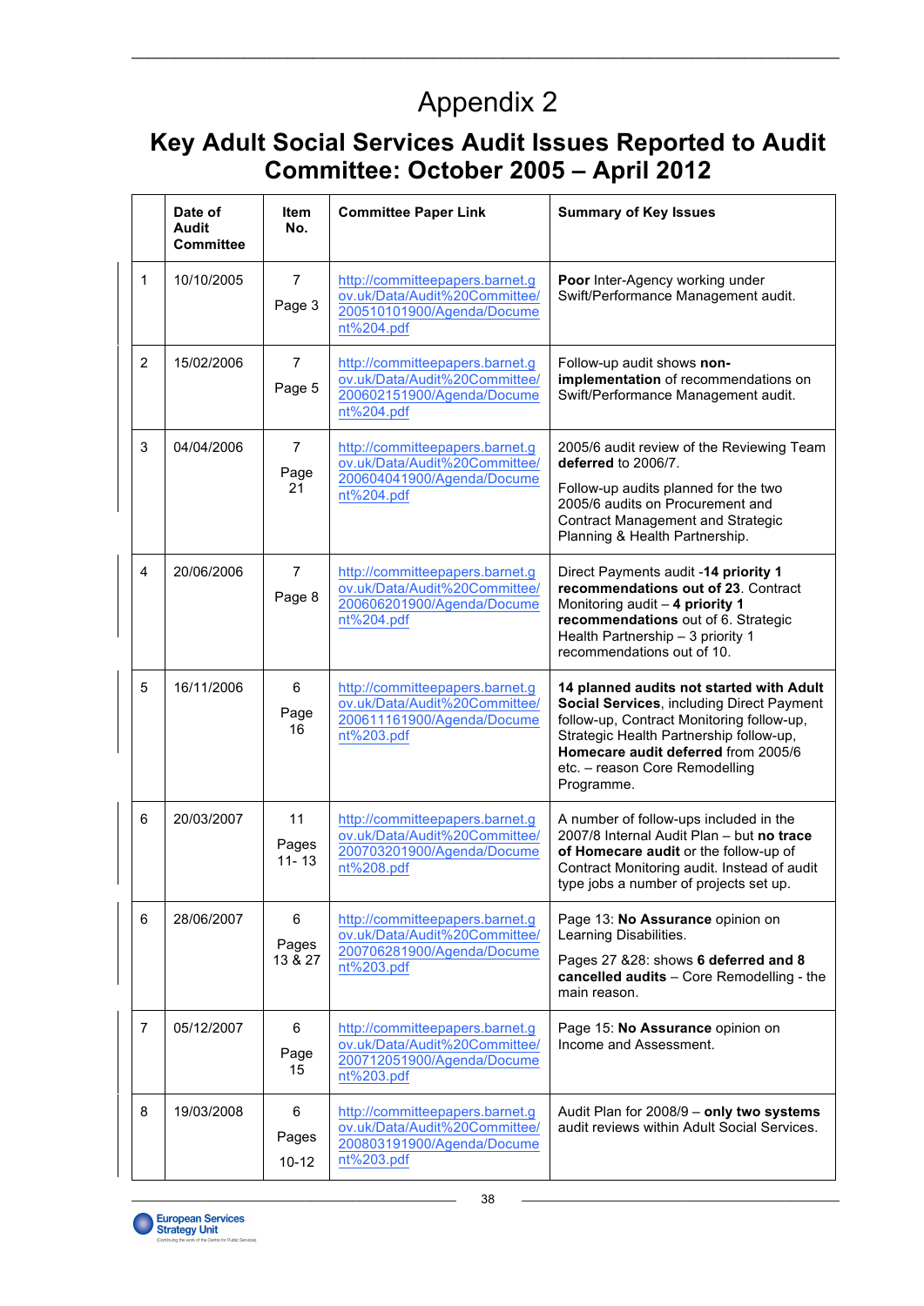# Appendix 2

## Key Adult Social Services Audit Issues Reported to Audit Committee: October 2005 – April 2012

| | Date of Audit Committee | Item No. | Committee Paper Link | Summary of Key Issues |
|---|---|---|---|---|
| 1 | 10/10/2005 | 7<br>Page 3 | http://committeepapers.barnet.gov.uk/Data/Audit%20Committee/200510101900/Agenda/Document%204.pdf | **Poor** Inter-Agency working under Swift/Performance Management audit. |
| 2 | 15/02/2006 | 7<br>Page 5 | http://committeepapers.barnet.gov.uk/Data/Audit%20Committee/200602151900/Agenda/Document%204.pdf | Follow-up audit shows **non-implementation** of recommendations on Swift/Performance Management audit. |
| 3 | 04/04/2006 | 7<br>Page 21 | http://committeepapers.barnet.gov.uk/Data/Audit%20Committee/200604041900/Agenda/Document%204.pdf | 2005/6 audit review of the Reviewing Team **deferred** to 2006/7.<br>Follow-up audits planned for the two 2005/6 audits on Procurement and Contract Management and Strategic Planning & Health Partnership. |
| 4 | 20/06/2006 | 7<br>Page 8 | http://committeepapers.barnet.gov.uk/Data/Audit%20Committee/200606201900/Agenda/Document%204.pdf | Direct Payments audit -**14 priority 1 recommendations out of 23**. Contract Monitoring audit – **4 priority 1 recommendations** out of 6. Strategic Health Partnership – 3 priority 1 recommendations out of 10. |
| 5 | 16/11/2006 | 6<br>Page 16 | http://committeepapers.barnet.gov.uk/Data/Audit%20Committee/200611161900/Agenda/Document%203.pdf | **14 planned audits not started with Adult Social Services**, including Direct Payment follow-up, Contract Monitoring follow-up, Strategic Health Partnership follow-up, **Homecare audit deferred** from 2005/6 etc. – reason Core Remodelling Programme. |
| 6 | 20/03/2007 | 11<br>Pages 11- 13 | http://committeepapers.barnet.gov.uk/Data/Audit%20Committee/200703201900/Agenda/Document%208.pdf | A number of follow-ups included in the 2007/8 Internal Audit Plan – but **no trace of Homecare audit** or the follow-up of Contract Monitoring audit. Instead of audit type jobs a number of projects set up. |
| 6 | 28/06/2007 | 6<br>Pages 13 & 27 | http://committeepapers.barnet.gov.uk/Data/Audit%20Committee/200706281900/Agenda/Document%203.pdf | Page 13: **No Assurance** opinion on Learning Disabilities.<br>Pages 27 &28: shows **6 deferred and 8 cancelled audits** – Core Remodelling - the main reason. |
| 7 | 05/12/2007 | 6<br>Page 15 | http://committeepapers.barnet.gov.uk/Data/Audit%20Committee/200712051900/Agenda/Document%203.pdf | Page 15: **No Assurance** opinion on Income and Assessment. |
| 8 | 19/03/2008 | 6<br>Pages 10-12 | http://committeepapers.barnet.gov.uk/Data/Audit%20Committee/200803191900/Agenda/Document%203.pdf | Audit Plan for 2008/9 – **only two systems** audit reviews within Adult Social Services. |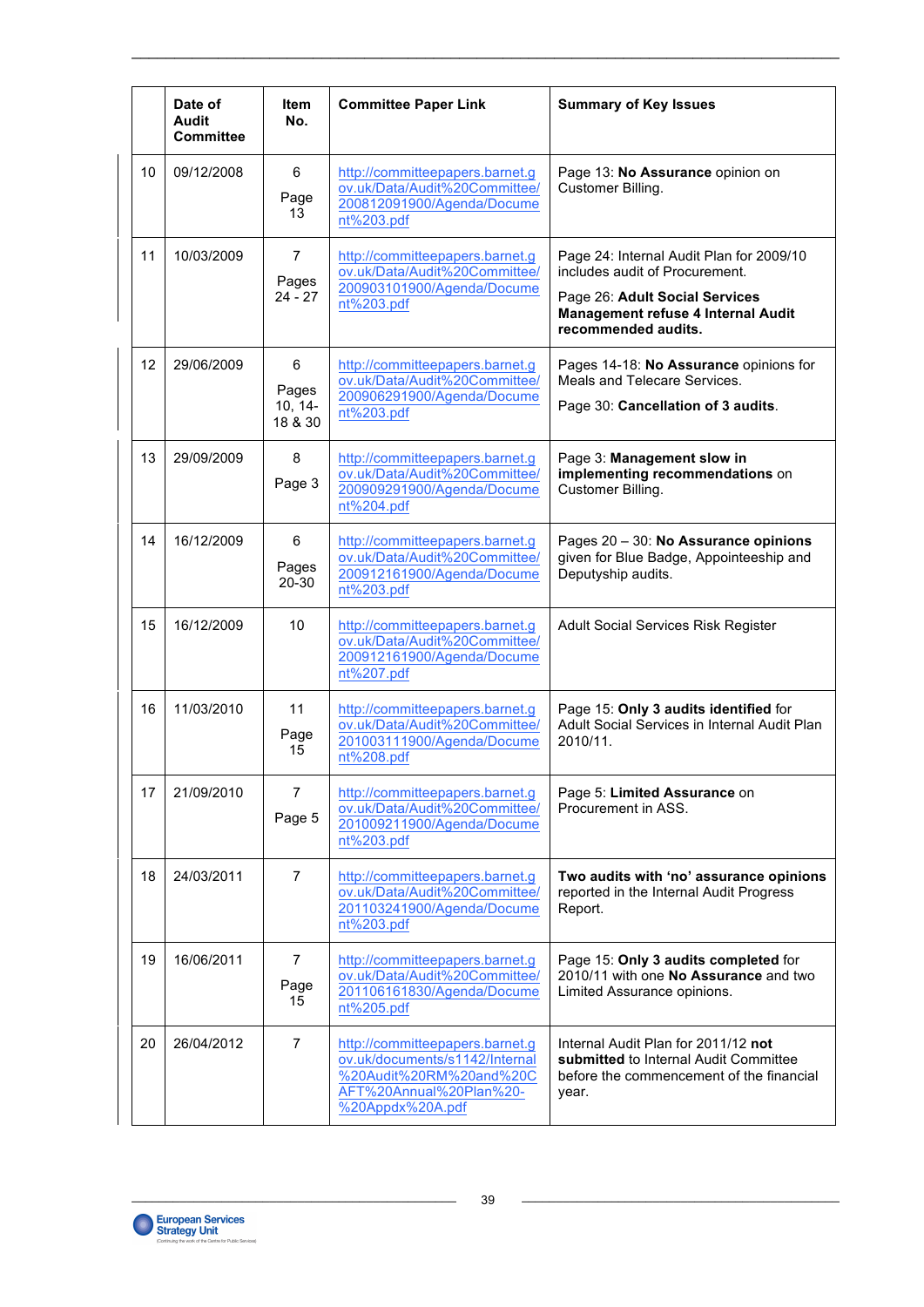| | Date of Audit Committee | Item No. | Committee Paper Link | Summary of Key Issues |
|---|---|---|---|---|
| 10 | 09/12/2008 | 6 Page 13 | http://committeepapers.barnet.gov.uk/Data/Audit%20Committee/200812091900/Agenda/Document%203.pdf | Page 13: **No Assurance** opinion on Customer Billing. |
| 11 | 10/03/2009 | 7 Pages 24 - 27 | http://committeepapers.barnet.gov.uk/Data/Audit%20Committee/200903101900/Agenda/Document%203.pdf | Page 24: Internal Audit Plan for 2009/10 includes audit of Procurement.<br>Page 26: **Adult Social Services Management refuse 4 Internal Audit recommended audits.** |
| 12 | 29/06/2009 | 6 Pages 10, 14-18 & 30 | http://committeepapers.barnet.gov.uk/Data/Audit%20Committee/200906291900/Agenda/Document%203.pdf | Pages 14-18: **No Assurance** opinions for Meals and Telecare Services.<br>Page 30: **Cancellation of 3 audits**. |
| 13 | 29/09/2009 | 8 Page 3 | http://committeepapers.barnet.gov.uk/Data/Audit%20Committee/200909291900/Agenda/Document%204.pdf | Page 3: **Management slow in implementing recommendations** on Customer Billing. |
| 14 | 16/12/2009 | 6 Pages 20-30 | http://committeepapers.barnet.gov.uk/Data/Audit%20Committee/200912161900/Agenda/Document%203.pdf | Pages 20 – 30: **No Assurance opinions** given for Blue Badge, Appointeeship and Deputyship audits. |
| 15 | 16/12/2009 | 10 | http://committeepapers.barnet.gov.uk/Data/Audit%20Committee/200912161900/Agenda/Document%207.pdf | Adult Social Services Risk Register |
| 16 | 11/03/2010 | 11 Page 15 | http://committeepapers.barnet.gov.uk/Data/Audit%20Committee/201003111900/Agenda/Document%208.pdf | Page 15: **Only 3 audits identified** for Adult Social Services in Internal Audit Plan 2010/11. |
| 17 | 21/09/2010 | 7 Page 5 | http://committeepapers.barnet.gov.uk/Data/Audit%20Committee/201009211900/Agenda/Document%203.pdf | Page 5: **Limited Assurance** on Procurement in ASS. |
| 18 | 24/03/2011 | 7 | http://committeepapers.barnet.gov.uk/Data/Audit%20Committee/201103241900/Agenda/Document%203.pdf | **Two audits with 'no' assurance opinions** reported in the Internal Audit Progress Report. |
| 19 | 16/06/2011 | 7 Page 15 | http://committeepapers.barnet.gov.uk/Data/Audit%20Committee/201106161830/Agenda/Document%205.pdf | Page 15: **Only 3 audits completed** for 2010/11 with one **No Assurance** and two Limited Assurance opinions. |
| 20 | 26/04/2012 | 7 | http://committeepapers.barnet.gov.uk/documents/s1142/Internal%20Audit%20RM%20and%20CAFT%20Annual%20Plan%20-%20Appdx%20A.pdf | Internal Audit Plan for 2011/12 **not submitted** to Internal Audit Committee before the commencement of the financial year. |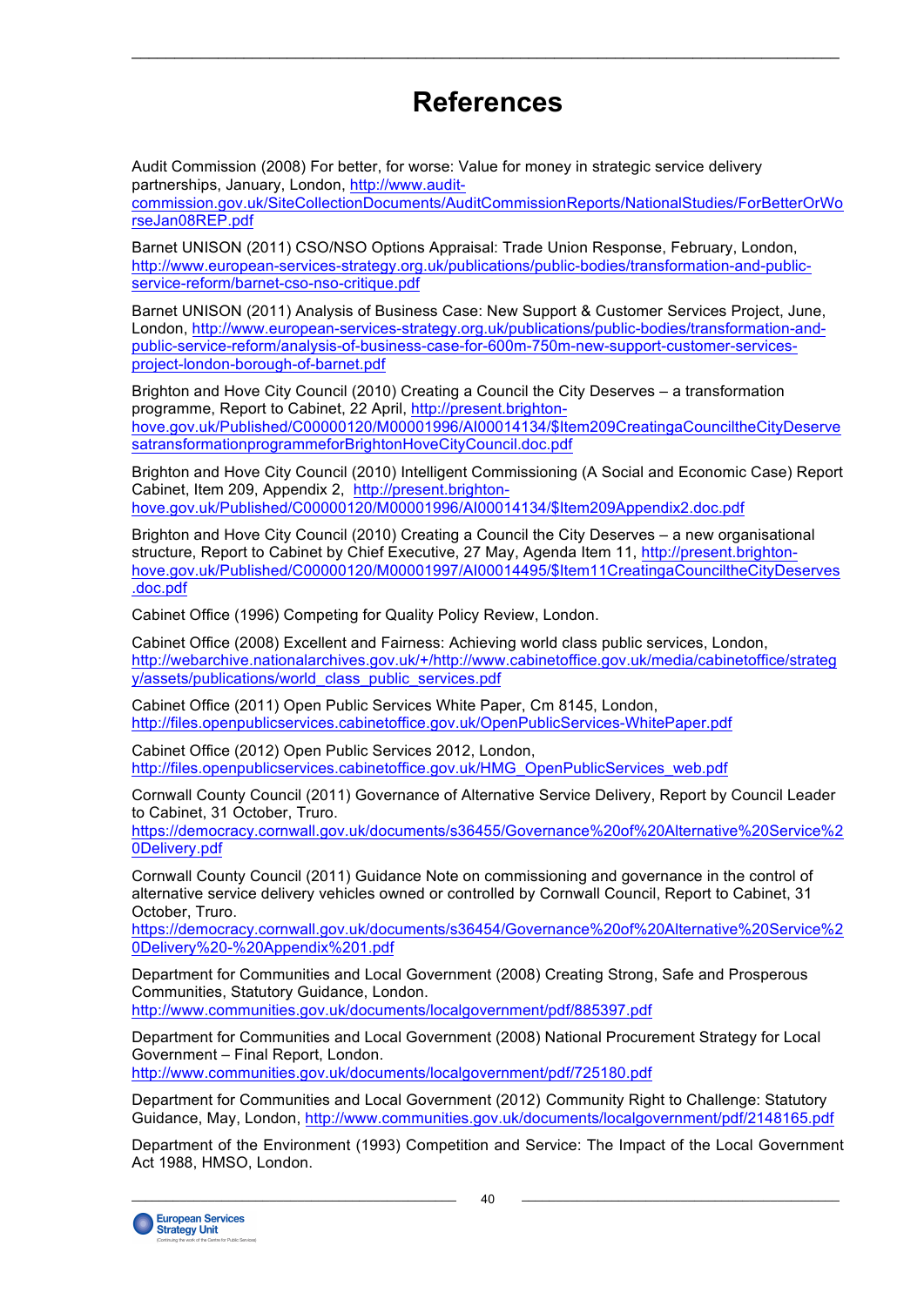# References

Audit Commission (2008) For better, for worse: Value for money in strategic service delivery partnerships, January, London, http://www.audit-commission.gov.uk/SiteCollectionDocuments/AuditCommissionReports/NationalStudies/ForBetterOrWorseJan08REP.pdf

Barnet UNISON (2011) CSO/NSO Options Appraisal: Trade Union Response, February, London, http://www.european-services-strategy.org.uk/publications/public-bodies/transformation-and-public-service-reform/barnet-cso-nso-critique.pdf

Barnet UNISON (2011) Analysis of Business Case: New Support & Customer Services Project, June, London, http://www.european-services-strategy.org.uk/publications/public-bodies/transformation-and-public-service-reform/analysis-of-business-case-for-600m-750m-new-support-customer-services-project-london-borough-of-barnet.pdf

Brighton and Hove City Council (2010) Creating a Council the City Deserves – a transformation programme, Report to Cabinet, 22 April, http://present.brighton-hove.gov.uk/Published/C00000120/M00001996/AI00014134/$Item209CreatingaCounciltheCityDeservesatransformationprogrammeforBrightonHoveCityCouncil.doc.pdf

Brighton and Hove City Council (2010) Intelligent Commissioning (A Social and Economic Case) Report Cabinet, Item 209, Appendix 2, http://present.brighton-hove.gov.uk/Published/C00000120/M00001996/AI00014134/$Item209Appendix2.doc.pdf

Brighton and Hove City Council (2010) Creating a Council the City Deserves – a new organisational structure, Report to Cabinet by Chief Executive, 27 May, Agenda Item 11, http://present.brighton-hove.gov.uk/Published/C00000120/M00001997/AI00014495/$Item11CreatingaCounciltheCityDeserves.doc.pdf

Cabinet Office (1996) Competing for Quality Policy Review, London.

Cabinet Office (2008) Excellent and Fairness: Achieving world class public services, London, http://webarchive.nationalarchives.gov.uk/+/http://www.cabinetoffice.gov.uk/media/cabinetoffice/strategy/assets/publications/world_class_public_services.pdf

Cabinet Office (2011) Open Public Services White Paper, Cm 8145, London, http://files.openpublicservices.cabinetoffice.gov.uk/OpenPublicServices-WhitePaper.pdf

Cabinet Office (2012) Open Public Services 2012, London, http://files.openpublicservices.cabinetoffice.gov.uk/HMG_OpenPublicServices_web.pdf

Cornwall County Council (2011) Governance of Alternative Service Delivery, Report by Council Leader to Cabinet, 31 October, Truro. https://democracy.cornwall.gov.uk/documents/s36455/Governance%20of%20Alternative%20Service%20Delivery.pdf

Cornwall County Council (2011) Guidance Note on commissioning and governance in the control of alternative service delivery vehicles owned or controlled by Cornwall Council, Report to Cabinet, 31 October, Truro. https://democracy.cornwall.gov.uk/documents/s36454/Governance%20of%20Alternative%20Service%20Delivery%20-%20Appendix%201.pdf

Department for Communities and Local Government (2008) Creating Strong, Safe and Prosperous Communities, Statutory Guidance, London. http://www.communities.gov.uk/documents/localgovernment/pdf/885397.pdf

Department for Communities and Local Government (2008) National Procurement Strategy for Local Government – Final Report, London. http://www.communities.gov.uk/documents/localgovernment/pdf/725180.pdf

Department for Communities and Local Government (2012) Community Right to Challenge: Statutory Guidance, May, London, http://www.communities.gov.uk/documents/localgovernment/pdf/2148165.pdf

Department of the Environment (1993) Competition and Service: The Impact of the Local Government Act 1988, HMSO, London.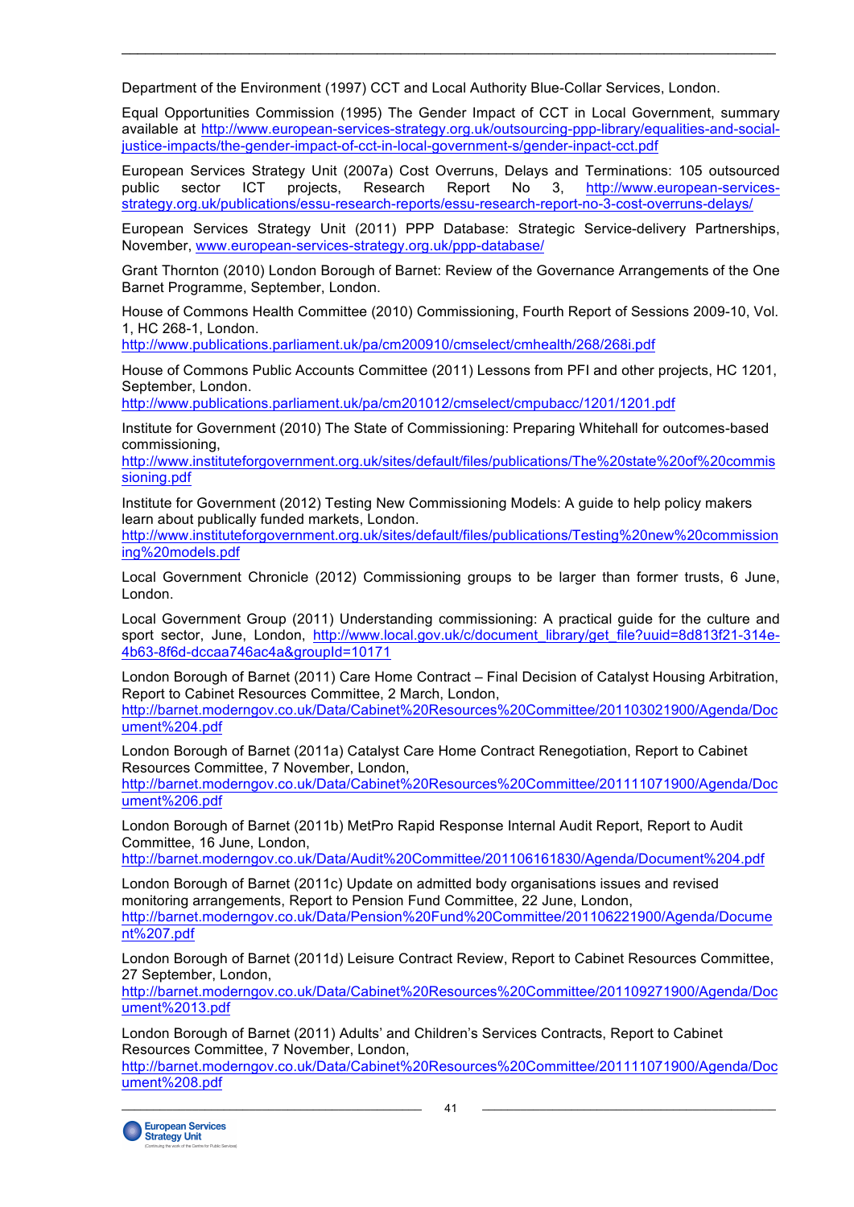Department of the Environment (1997) CCT and Local Authority Blue-Collar Services, London.

Equal Opportunities Commission (1995) The Gender Impact of CCT in Local Government, summary available at http://www.european-services-strategy.org.uk/outsourcing-ppp-library/equalities-and-social-justice-impacts/the-gender-impact-of-cct-in-local-government-s/gender-inpact-cct.pdf

European Services Strategy Unit (2007a) Cost Overruns, Delays and Terminations: 105 outsourced public sector ICT projects, Research Report No 3, http://www.european-services-strategy.org.uk/publications/essu-research-reports/essu-research-report-no-3-cost-overruns-delays/

European Services Strategy Unit (2011) PPP Database: Strategic Service-delivery Partnerships, November, www.european-services-strategy.org.uk/ppp-database/

Grant Thornton (2010) London Borough of Barnet: Review of the Governance Arrangements of the One Barnet Programme, September, London.

House of Commons Health Committee (2010) Commissioning, Fourth Report of Sessions 2009-10, Vol. 1, HC 268-1, London.
http://www.publications.parliament.uk/pa/cm200910/cmselect/cmhealth/268/268i.pdf

House of Commons Public Accounts Committee (2011) Lessons from PFI and other projects, HC 1201, September, London.
http://www.publications.parliament.uk/pa/cm201012/cmselect/cmpubacc/1201/1201.pdf

Institute for Government (2010) The State of Commissioning: Preparing Whitehall for outcomes-based commissioning,
http://www.instituteforgovernment.org.uk/sites/default/files/publications/The%20state%20of%20commissioning.pdf

Institute for Government (2012) Testing New Commissioning Models: A guide to help policy makers learn about publically funded markets, London.
http://www.instituteforgovernment.org.uk/sites/default/files/publications/Testing%20new%20commissioning%20models.pdf

Local Government Chronicle (2012) Commissioning groups to be larger than former trusts, 6 June, London.

Local Government Group (2011) Understanding commissioning: A practical guide for the culture and sport sector, June, London, http://www.local.gov.uk/c/document_library/get_file?uuid=8d813f21-314e-4b63-8f6d-dccaa746ac4a&groupId=10171

London Borough of Barnet (2011) Care Home Contract – Final Decision of Catalyst Housing Arbitration, Report to Cabinet Resources Committee, 2 March, London,
http://barnet.moderngov.co.uk/Data/Cabinet%20Resources%20Committee/201103021900/Agenda/Document%204.pdf

London Borough of Barnet (2011a) Catalyst Care Home Contract Renegotiation, Report to Cabinet Resources Committee, 7 November, London,
http://barnet.moderngov.co.uk/Data/Cabinet%20Resources%20Committee/201111071900/Agenda/Document%206.pdf

London Borough of Barnet (2011b) MetPro Rapid Response Internal Audit Report, Report to Audit Committee, 16 June, London,
http://barnet.moderngov.co.uk/Data/Audit%20Committee/201106161830/Agenda/Document%204.pdf

London Borough of Barnet (2011c) Update on admitted body organisations issues and revised monitoring arrangements, Report to Pension Fund Committee, 22 June, London,
http://barnet.moderngov.co.uk/Data/Pension%20Fund%20Committee/201106221900/Agenda/Document%207.pdf

London Borough of Barnet (2011d) Leisure Contract Review, Report to Cabinet Resources Committee, 27 September, London,
http://barnet.moderngov.co.uk/Data/Cabinet%20Resources%20Committee/201109271900/Agenda/Document%2013.pdf

London Borough of Barnet (2011) Adults' and Children's Services Contracts, Report to Cabinet Resources Committee, 7 November, London,
http://barnet.moderngov.co.uk/Data/Cabinet%20Resources%20Committee/201111071900/Agenda/Document%208.pdf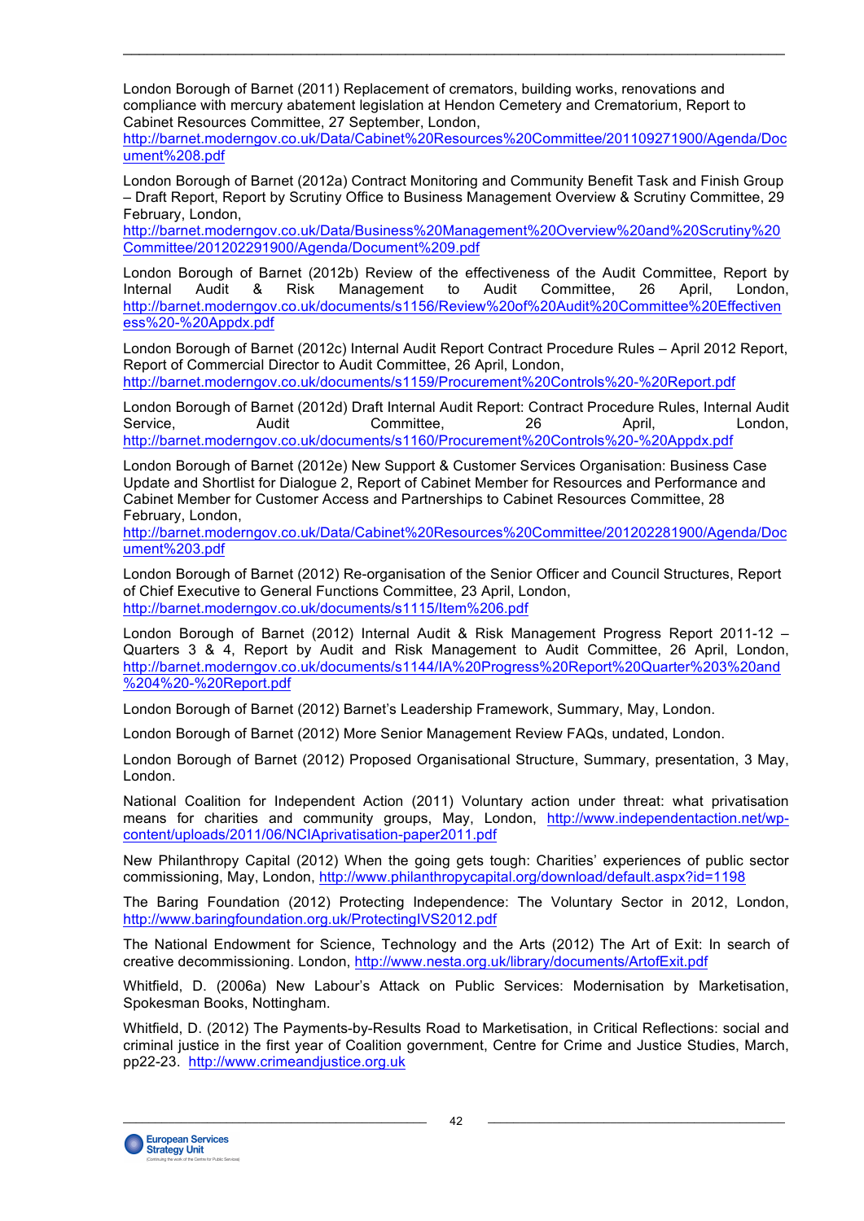London Borough of Barnet (2011) Replacement of cremators, building works, renovations and compliance with mercury abatement legislation at Hendon Cemetery and Crematorium, Report to Cabinet Resources Committee, 27 September, London, http://barnet.moderngov.co.uk/Data/Cabinet%20Resources%20Committee/201109271900/Agenda/Document%208.pdf

London Borough of Barnet (2012a) Contract Monitoring and Community Benefit Task and Finish Group – Draft Report, Report by Scrutiny Office to Business Management Overview & Scrutiny Committee, 29 February, London, http://barnet.moderngov.co.uk/Data/Business%20Management%20Overview%20and%20Scrutiny%20Committee/201202291900/Agenda/Document%209.pdf

London Borough of Barnet (2012b) Review of the effectiveness of the Audit Committee, Report by Internal Audit & Risk Management to Audit Committee, 26 April, London, http://barnet.moderngov.co.uk/documents/s1156/Review%20of%20Audit%20Committee%20Effectiveness%20-%20Appdx.pdf

London Borough of Barnet (2012c) Internal Audit Report Contract Procedure Rules – April 2012 Report, Report of Commercial Director to Audit Committee, 26 April, London, http://barnet.moderngov.co.uk/documents/s1159/Procurement%20Controls%20-%20Report.pdf

London Borough of Barnet (2012d) Draft Internal Audit Report: Contract Procedure Rules, Internal Audit Service, Audit Committee, 26 April, London, http://barnet.moderngov.co.uk/documents/s1160/Procurement%20Controls%20-%20Appdx.pdf

London Borough of Barnet (2012e) New Support & Customer Services Organisation: Business Case Update and Shortlist for Dialogue 2, Report of Cabinet Member for Resources and Performance and Cabinet Member for Customer Access and Partnerships to Cabinet Resources Committee, 28 February, London, http://barnet.moderngov.co.uk/Data/Cabinet%20Resources%20Committee/201202281900/Agenda/Document%203.pdf

London Borough of Barnet (2012) Re-organisation of the Senior Officer and Council Structures, Report of Chief Executive to General Functions Committee, 23 April, London, http://barnet.moderngov.co.uk/documents/s1115/Item%206.pdf

London Borough of Barnet (2012) Internal Audit & Risk Management Progress Report 2011-12 – Quarters 3 & 4, Report by Audit and Risk Management to Audit Committee, 26 April, London, http://barnet.moderngov.co.uk/documents/s1144/IA%20Progress%20Report%20Quarter%203%20and%204%20-%20Report.pdf

London Borough of Barnet (2012) Barnet's Leadership Framework, Summary, May, London.

London Borough of Barnet (2012) More Senior Management Review FAQs, undated, London.

London Borough of Barnet (2012) Proposed Organisational Structure, Summary, presentation, 3 May, London.

National Coalition for Independent Action (2011) Voluntary action under threat: what privatisation means for charities and community groups, May, London, http://www.independentaction.net/wp-content/uploads/2011/06/NCIAprivatisation-paper2011.pdf

New Philanthropy Capital (2012) When the going gets tough: Charities' experiences of public sector commissioning, May, London, http://www.philanthropycapital.org/download/default.aspx?id=1198

The Baring Foundation (2012) Protecting Independence: The Voluntary Sector in 2012, London, http://www.baringfoundation.org.uk/ProtectingIVS2012.pdf

The National Endowment for Science, Technology and the Arts (2012) The Art of Exit: In search of creative decommissioning. London, http://www.nesta.org.uk/library/documents/ArtofExit.pdf

Whitfield, D. (2006a) New Labour's Attack on Public Services: Modernisation by Marketisation, Spokesman Books, Nottingham.

Whitfield, D. (2012) The Payments-by-Results Road to Marketisation, in Critical Reflections: social and criminal justice in the first year of Coalition government, Centre for Crime and Justice Studies, March, pp22-23. http://www.crimeandjustice.org.uk